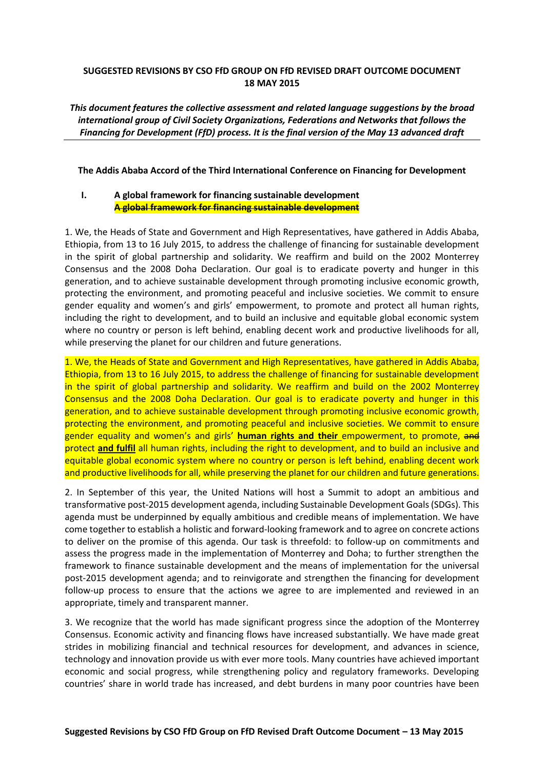**SUGGESTED REVISIONS BY CSO FfD GROUP ON FfD REVISED DRAFT OUTCOME DOCUMENT 18 MAY 2015**

***This document features the collective assessment and related language suggestions by the broad international group of Civil Society Organizations, Federations and Networks that follows the Financing for Development (FfD) process. It is the final version of the May 13 advanced draft***

**The Addis Ababa Accord of the Third International Conference on Financing for Development**

## I. A global framework for financing sustainable development

~~**A global framework for financing sustainable development**~~

1. We, the Heads of State and Government and High Representatives, have gathered in Addis Ababa, Ethiopia, from 13 to 16 July 2015, to address the challenge of financing for sustainable development in the spirit of global partnership and solidarity. We reaffirm and build on the 2002 Monterrey Consensus and the 2008 Doha Declaration. Our goal is to eradicate poverty and hunger in this generation, and to achieve sustainable development through promoting inclusive economic growth, protecting the environment, and promoting peaceful and inclusive societies. We commit to ensure gender equality and women's and girls' empowerment, to promote and protect all human rights, including the right to development, and to build an inclusive and equitable global economic system where no country or person is left behind, enabling decent work and productive livelihoods for all, while preserving the planet for our children and future generations.

1. We, the Heads of State and Government and High Representatives, have gathered in Addis Ababa, Ethiopia, from 13 to 16 July 2015, to address the challenge of financing for sustainable development in the spirit of global partnership and solidarity. We reaffirm and build on the 2002 Monterrey Consensus and the 2008 Doha Declaration. Our goal is to eradicate poverty and hunger in this generation, and to achieve sustainable development through promoting inclusive economic growth, protecting the environment, and promoting peaceful and inclusive societies. We commit to ensure gender equality and women's and girls' **human rights and their** empowerment, to promote, ~~and~~ protect **and fulfil** all human rights, including the right to development, and to build an inclusive and equitable global economic system where no country or person is left behind, enabling decent work and productive livelihoods for all, while preserving the planet for our children and future generations.

2. In September of this year, the United Nations will host a Summit to adopt an ambitious and transformative post-2015 development agenda, including Sustainable Development Goals (SDGs). This agenda must be underpinned by equally ambitious and credible means of implementation. We have come together to establish a holistic and forward-looking framework and to agree on concrete actions to deliver on the promise of this agenda. Our task is threefold: to follow-up on commitments and assess the progress made in the implementation of Monterrey and Doha; to further strengthen the framework to finance sustainable development and the means of implementation for the universal post-2015 development agenda; and to reinvigorate and strengthen the financing for development follow-up process to ensure that the actions we agree to are implemented and reviewed in an appropriate, timely and transparent manner.

3. We recognize that the world has made significant progress since the adoption of the Monterrey Consensus. Economic activity and financing flows have increased substantially. We have made great strides in mobilizing financial and technical resources for development, and advances in science, technology and innovation provide us with ever more tools. Many countries have achieved important economic and social progress, while strengthening policy and regulatory frameworks. Developing countries' share in world trade has increased, and debt burdens in many poor countries have been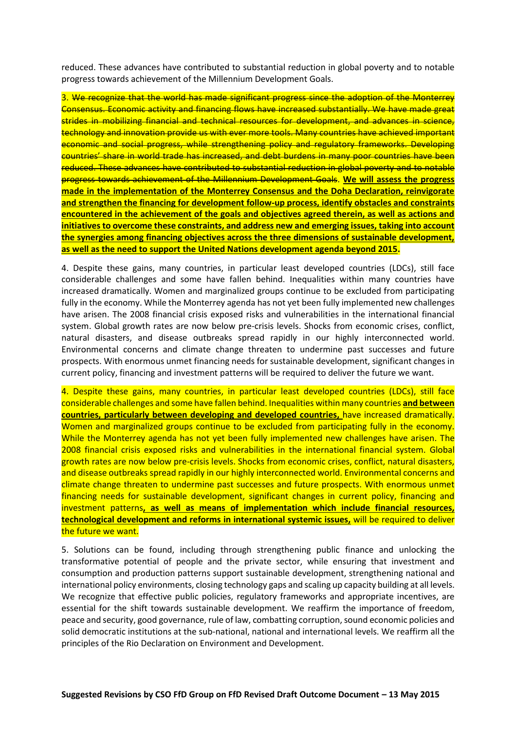reduced. These advances have contributed to substantial reduction in global poverty and to notable progress towards achievement of the Millennium Development Goals.

3. ~~We recognize that the world has made significant progress since the adoption of the Monterrey Consensus. Economic activity and financing flows have increased substantially. We have made great strides in mobilizing financial and technical resources for development, and advances in science, technology and innovation provide us with ever more tools. Many countries have achieved important economic and social progress, while strengthening policy and regulatory frameworks. Developing countries' share in world trade has increased, and debt burdens in many poor countries have been reduced. These advances have contributed to substantial reduction in global poverty and to notable progress towards achievement of the Millennium Development Goals.~~ **We will assess the progress made in the implementation of the Monterrey Consensus and the Doha Declaration, reinvigorate and strengthen the financing for development follow-up process, identify obstacles and constraints encountered in the achievement of the goals and objectives agreed therein, as well as actions and initiatives to overcome these constraints, and address new and emerging issues, taking into account the synergies among financing objectives across the three dimensions of sustainable development, as well as the need to support the United Nations development agenda beyond 2015.**

4. Despite these gains, many countries, in particular least developed countries (LDCs), still face considerable challenges and some have fallen behind. Inequalities within many countries have increased dramatically. Women and marginalized groups continue to be excluded from participating fully in the economy. While the Monterrey agenda has not yet been fully implemented new challenges have arisen. The 2008 financial crisis exposed risks and vulnerabilities in the international financial system. Global growth rates are now below pre-crisis levels. Shocks from economic crises, conflict, natural disasters, and disease outbreaks spread rapidly in our highly interconnected world. Environmental concerns and climate change threaten to undermine past successes and future prospects. With enormous unmet financing needs for sustainable development, significant changes in current policy, financing and investment patterns will be required to deliver the future we want.

4. Despite these gains, many countries, in particular least developed countries (LDCs), still face considerable challenges and some have fallen behind. Inequalities within many countries **and between countries, particularly between developing and developed countries,** have increased dramatically. Women and marginalized groups continue to be excluded from participating fully in the economy. While the Monterrey agenda has not yet been fully implemented new challenges have arisen. The 2008 financial crisis exposed risks and vulnerabilities in the international financial system. Global growth rates are now below pre-crisis levels. Shocks from economic crises, conflict, natural disasters, and disease outbreaks spread rapidly in our highly interconnected world. Environmental concerns and climate change threaten to undermine past successes and future prospects. With enormous unmet financing needs for sustainable development, significant changes in current policy, financing and investment patterns**, as well as means of implementation which include financial resources, technological development and reforms in international systemic issues,** will be required to deliver the future we want.

5. Solutions can be found, including through strengthening public finance and unlocking the transformative potential of people and the private sector, while ensuring that investment and consumption and production patterns support sustainable development, strengthening national and international policy environments, closing technology gaps and scaling up capacity building at all levels. We recognize that effective public policies, regulatory frameworks and appropriate incentives, are essential for the shift towards sustainable development. We reaffirm the importance of freedom, peace and security, good governance, rule of law, combatting corruption, sound economic policies and solid democratic institutions at the sub-national, national and international levels. We reaffirm all the principles of the Rio Declaration on Environment and Development.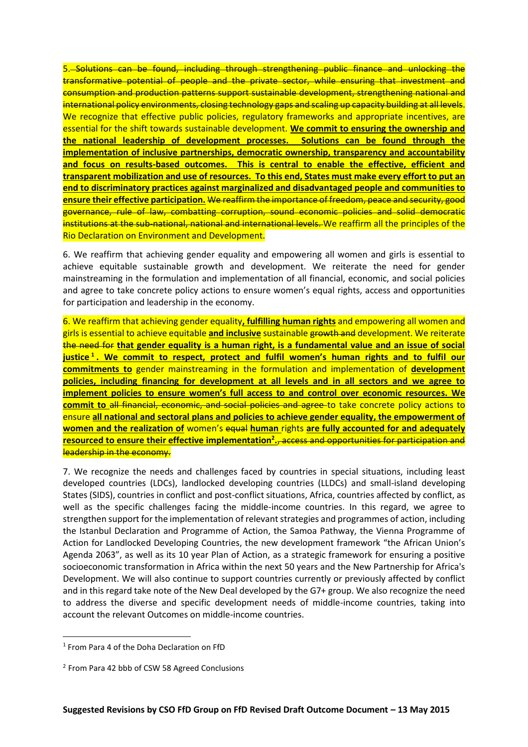5. ~~Solutions can be found, including through strengthening public finance and unlocking the transformative potential of people and the private sector, while ensuring that investment and consumption and production patterns support sustainable development, strengthening national and international policy environments, closing technology gaps and scaling up capacity building at all levels.~~ We recognize that effective public policies, regulatory frameworks and appropriate incentives, are essential for the shift towards sustainable development. **We commit to ensuring the ownership and the national leadership of development processes. Solutions can be found through the implementation of inclusive partnerships, democratic ownership, transparency and accountability and focus on results-based outcomes. This is central to enable the effective, efficient and transparent mobilization and use of resources. To this end, States must make every effort to put an end to discriminatory practices against marginalized and disadvantaged people and communities to ensure their effective participation.** ~~We reaffirm the importance of freedom, peace and security, good governance, rule of law, combatting corruption, sound economic policies and solid democratic institutions at the sub-national, national and international levels.~~ We reaffirm all the principles of the Rio Declaration on Environment and Development.

6. We reaffirm that achieving gender equality and empowering all women and girls is essential to achieve equitable sustainable growth and development. We reiterate the need for gender mainstreaming in the formulation and implementation of all financial, economic, and social policies and agree to take concrete policy actions to ensure women's equal rights, access and opportunities for participation and leadership in the economy.

6. We reaffirm that achieving gender equality**, fulfilling human rights** and empowering all women and girls is essential to achieve equitable **and inclusive** sustainable ~~growth and~~ development. We reiterate ~~the need for~~ **that gender equality is a human right, is a fundamental value and an issue of social justice[1]. We commit to respect, protect and fulfil women's human rights and to fulfil our commitments to** gender mainstreaming in the formulation and implementation of **development policies, including financing for development at all levels and in all sectors and we agree to implement policies to ensure women's full access to and control over economic resources. We commit to** ~~all financial, economic, and social policies and agree~~ to take concrete policy actions to ensure **all national and sectoral plans and policies to achieve gender equality, the empowerment of women and the realization of** women's ~~equal~~ **human** rights **are fully accounted for and adequately resourced to ensure their effective implementation[2].**~~, access and opportunities for participation and leadership in the economy.~~

7. We recognize the needs and challenges faced by countries in special situations, including least developed countries (LDCs), landlocked developing countries (LLDCs) and small-island developing States (SIDS), countries in conflict and post-conflict situations, Africa, countries affected by conflict, as well as the specific challenges facing the middle-income countries. In this regard, we agree to strengthen support for the implementation of relevant strategies and programmes of action, including the Istanbul Declaration and Programme of Action, the Samoa Pathway, the Vienna Programme of Action for Landlocked Developing Countries, the new development framework "the African Union's Agenda 2063", as well as its 10 year Plan of Action, as a strategic framework for ensuring a positive socioeconomic transformation in Africa within the next 50 years and the New Partnership for Africa's Development. We will also continue to support countries currently or previously affected by conflict and in this regard take note of the New Deal developed by the G7+ group. We also recognize the need to address the diverse and specific development needs of middle-income countries, taking into account the relevant Outcomes on middle-income countries.

---

[1] From Para 4 of the Doha Declaration on FfD

[2] From Para 42 bbb of CSW 58 Agreed Conclusions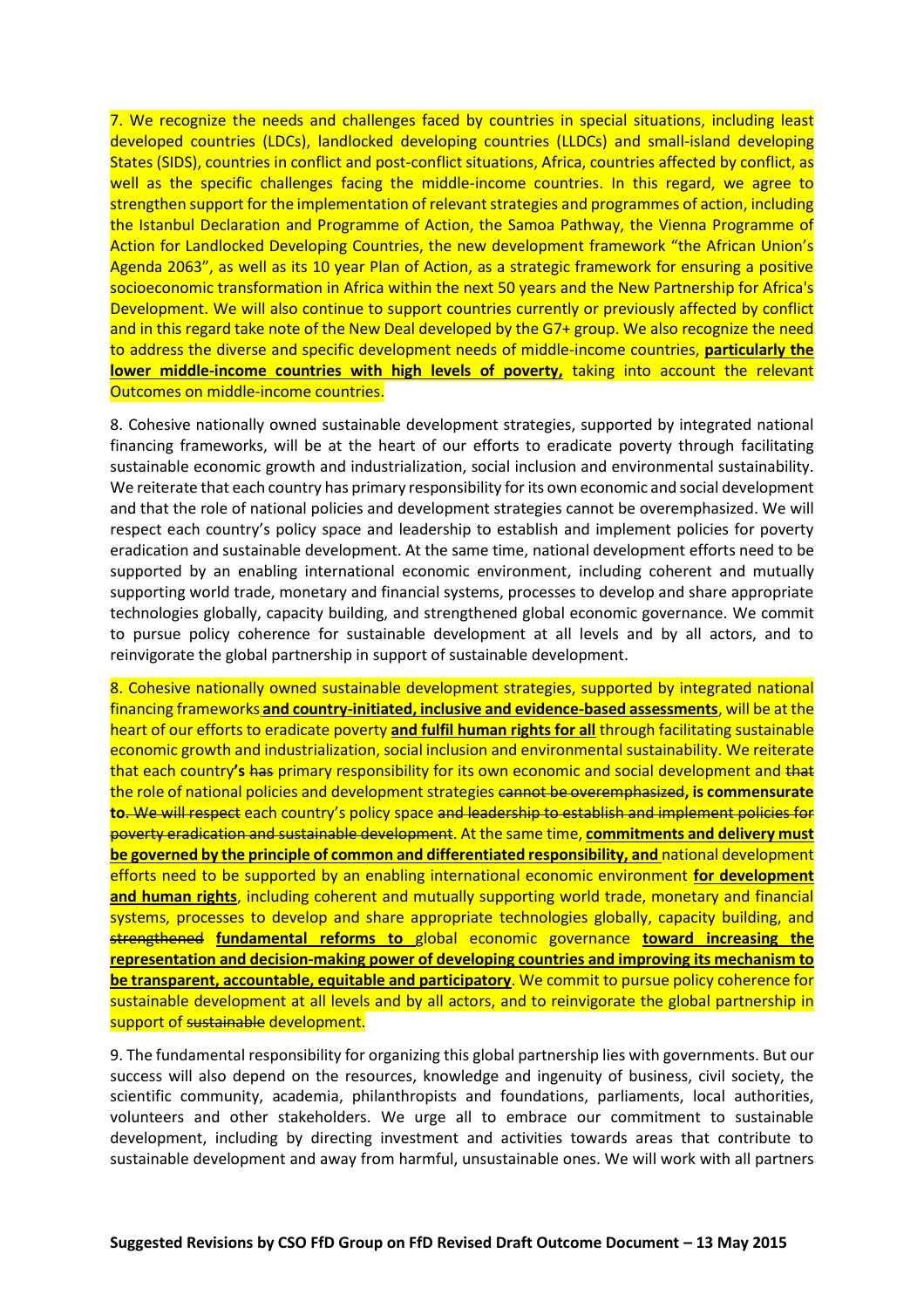7. We recognize the needs and challenges faced by countries in special situations, including least developed countries (LDCs), landlocked developing countries (LLDCs) and small-island developing States (SIDS), countries in conflict and post-conflict situations, Africa, countries affected by conflict, as well as the specific challenges facing the middle-income countries. In this regard, we agree to strengthen support for the implementation of relevant strategies and programmes of action, including the Istanbul Declaration and Programme of Action, the Samoa Pathway, the Vienna Programme of Action for Landlocked Developing Countries, the new development framework "the African Union's Agenda 2063", as well as its 10 year Plan of Action, as a strategic framework for ensuring a positive socioeconomic transformation in Africa within the next 50 years and the New Partnership for Africa's Development. We will also continue to support countries currently or previously affected by conflict and in this regard take note of the New Deal developed by the G7+ group. We also recognize the need to address the diverse and specific development needs of middle-income countries, **particularly the lower middle-income countries with high levels of poverty,** taking into account the relevant Outcomes on middle-income countries.

8. Cohesive nationally owned sustainable development strategies, supported by integrated national financing frameworks, will be at the heart of our efforts to eradicate poverty through facilitating sustainable economic growth and industrialization, social inclusion and environmental sustainability. We reiterate that each country has primary responsibility for its own economic and social development and that the role of national policies and development strategies cannot be overemphasized. We will respect each country's policy space and leadership to establish and implement policies for poverty eradication and sustainable development. At the same time, national development efforts need to be supported by an enabling international economic environment, including coherent and mutually supporting world trade, monetary and financial systems, processes to develop and share appropriate technologies globally, capacity building, and strengthened global economic governance. We commit to pursue policy coherence for sustainable development at all levels and by all actors, and to reinvigorate the global partnership in support of sustainable development.

8. Cohesive nationally owned sustainable development strategies, supported by integrated national financing frameworks **and country-initiated, inclusive and evidence-based assessments**, will be at the heart of our efforts to eradicate poverty **and fulfil human rights for all** through facilitating sustainable economic growth and industrialization, social inclusion and environmental sustainability. We reiterate that each country**'s** ~~has~~ primary responsibility for its own economic and social development and ~~that~~ the role of national policies and development strategies ~~cannot be overemphasized~~**, is commensurate to**. ~~We will respect~~ each country's policy space ~~and leadership to establish and implement policies for poverty eradication and sustainable development~~. At the same time, **commitments and delivery must be governed by the principle of common and differentiated responsibility, and** national development efforts need to be supported by an enabling international economic environment **for development and human rights**, including coherent and mutually supporting world trade, monetary and financial systems, processes to develop and share appropriate technologies globally, capacity building, and ~~strengthened~~ **fundamental reforms to** global economic governance **toward increasing the representation and decision-making power of developing countries and improving its mechanism to be transparent, accountable, equitable and participatory**. We commit to pursue policy coherence for sustainable development at all levels and by all actors, and to reinvigorate the global partnership in support of ~~sustainable~~ development.

9. The fundamental responsibility for organizing this global partnership lies with governments. But our success will also depend on the resources, knowledge and ingenuity of business, civil society, the scientific community, academia, philanthropists and foundations, parliaments, local authorities, volunteers and other stakeholders. We urge all to embrace our commitment to sustainable development, including by directing investment and activities towards areas that contribute to sustainable development and away from harmful, unsustainable ones. We will work with all partners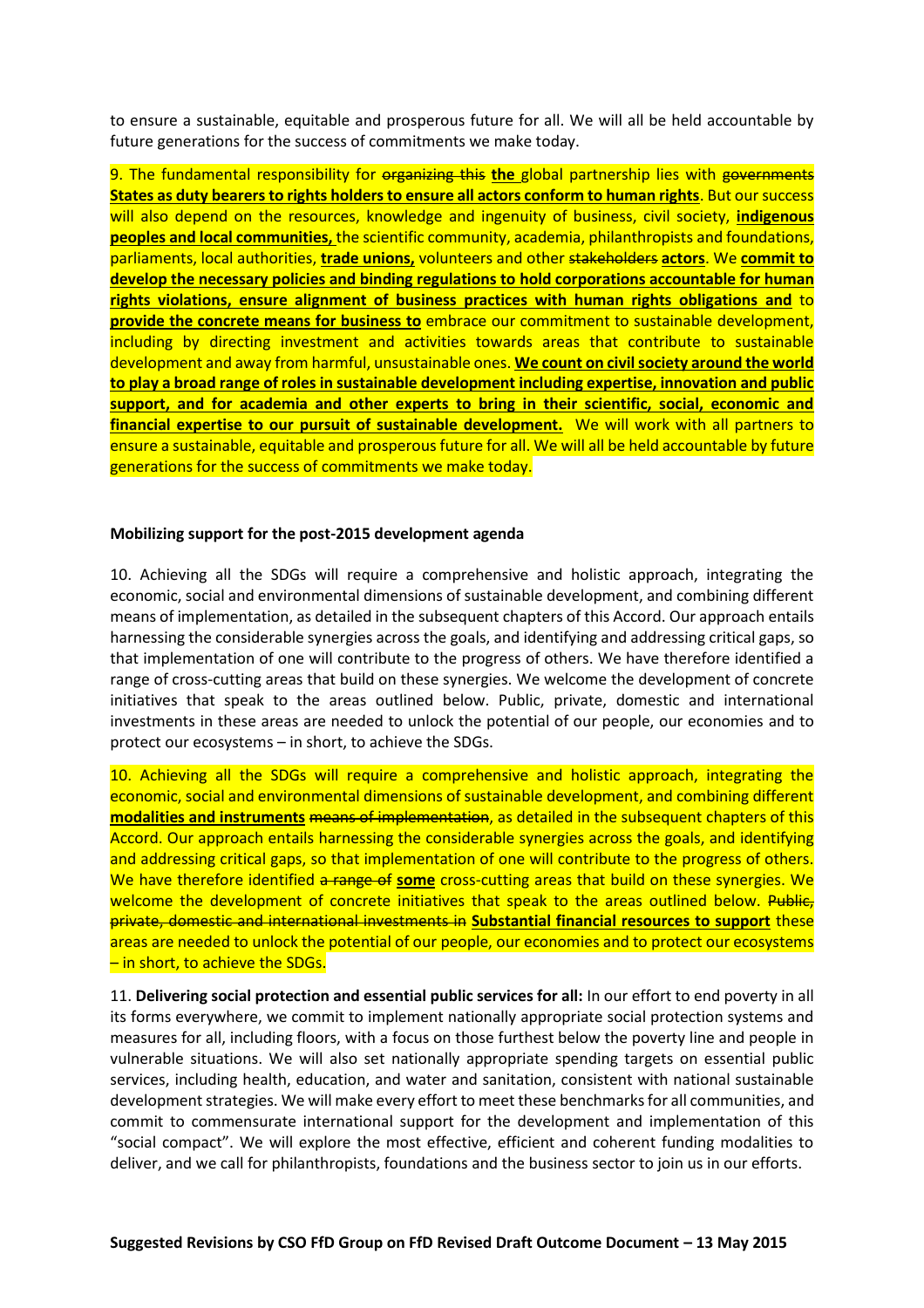to ensure a sustainable, equitable and prosperous future for all. We will all be held accountable by future generations for the success of commitments we make today.

9. The fundamental responsibility for ~~organizing this~~ **the** global partnership lies with ~~governments~~ **States as duty bearers to rights holders to ensure all actors conform to human rights**. But our success will also depend on the resources, knowledge and ingenuity of business, civil society, **indigenous peoples and local communities,** the scientific community, academia, philanthropists and foundations, parliaments, local authorities, **trade unions,** volunteers and other ~~stakeholders~~ **actors**. We **commit to develop the necessary policies and binding regulations to hold corporations accountable for human rights violations, ensure alignment of business practices with human rights obligations and** to **provide the concrete means for business to** embrace our commitment to sustainable development, including by directing investment and activities towards areas that contribute to sustainable development and away from harmful, unsustainable ones. **We count on civil society around the world to play a broad range of roles in sustainable development including expertise, innovation and public support, and for academia and other experts to bring in their scientific, social, economic and financial expertise to our pursuit of sustainable development.** We will work with all partners to ensure a sustainable, equitable and prosperous future for all. We will all be held accountable by future generations for the success of commitments we make today.

**Mobilizing support for the post-2015 development agenda**

10. Achieving all the SDGs will require a comprehensive and holistic approach, integrating the economic, social and environmental dimensions of sustainable development, and combining different means of implementation, as detailed in the subsequent chapters of this Accord. Our approach entails harnessing the considerable synergies across the goals, and identifying and addressing critical gaps, so that implementation of one will contribute to the progress of others. We have therefore identified a range of cross-cutting areas that build on these synergies. We welcome the development of concrete initiatives that speak to the areas outlined below. Public, private, domestic and international investments in these areas are needed to unlock the potential of our people, our economies and to protect our ecosystems – in short, to achieve the SDGs.

10. Achieving all the SDGs will require a comprehensive and holistic approach, integrating the economic, social and environmental dimensions of sustainable development, and combining different **modalities and instruments** ~~means of implementation~~, as detailed in the subsequent chapters of this Accord. Our approach entails harnessing the considerable synergies across the goals, and identifying and addressing critical gaps, so that implementation of one will contribute to the progress of others. We have therefore identified ~~a range of~~ **some** cross-cutting areas that build on these synergies. We welcome the development of concrete initiatives that speak to the areas outlined below. ~~Public, private, domestic and international investments in~~ **Substantial financial resources to support** these areas are needed to unlock the potential of our people, our economies and to protect our ecosystems – in short, to achieve the SDGs.

11. **Delivering social protection and essential public services for all:** In our effort to end poverty in all its forms everywhere, we commit to implement nationally appropriate social protection systems and measures for all, including floors, with a focus on those furthest below the poverty line and people in vulnerable situations. We will also set nationally appropriate spending targets on essential public services, including health, education, and water and sanitation, consistent with national sustainable development strategies. We will make every effort to meet these benchmarks for all communities, and commit to commensurate international support for the development and implementation of this "social compact". We will explore the most effective, efficient and coherent funding modalities to deliver, and we call for philanthropists, foundations and the business sector to join us in our efforts.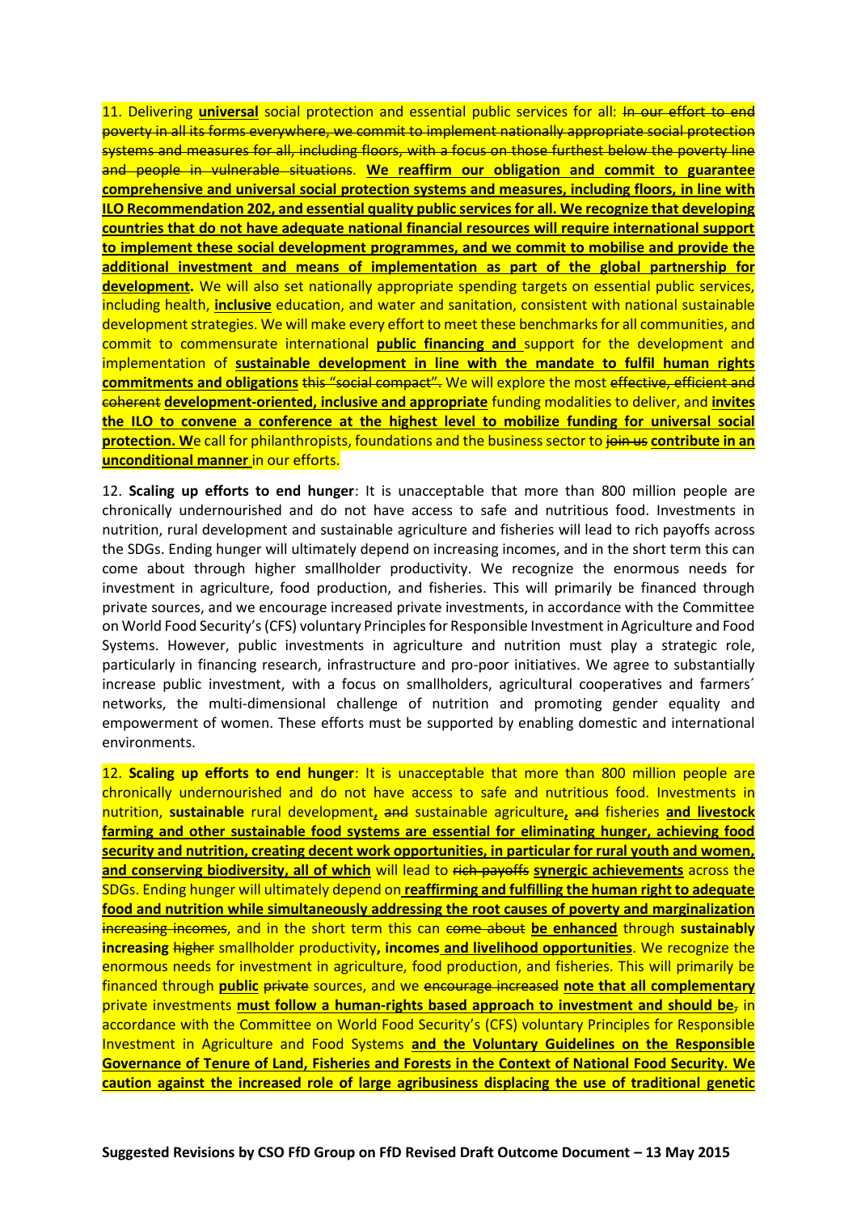11. Delivering **universal** social protection and essential public services for all: ~~In our effort to end poverty in all its forms everywhere, we commit to implement nationally appropriate social protection systems and measures for all, including floors, with a focus on those furthest below the poverty line and people in vulnerable situations~~. **We reaffirm our obligation and commit to guarantee comprehensive and universal social protection systems and measures, including floors, in line with ILO Recommendation 202, and essential quality public services for all. We recognize that developing countries that do not have adequate national financial resources will require international support to implement these social development programmes, and we commit to mobilise and provide the additional investment and means of implementation as part of the global partnership for development.** We will also set nationally appropriate spending targets on essential public services, including health, **inclusive** education, and water and sanitation, consistent with national sustainable development strategies. We will make every effort to meet these benchmarks for all communities, and commit to commensurate international **public financing and** support for the development and implementation of **sustainable development in line with the mandate to fulfil human rights commitments and obligations** ~~this "social compact"~~. We will explore the most ~~effective, efficient and coherent~~ **development-oriented, inclusive and appropriate** funding modalities to deliver, and **invites the ILO to convene a conference at the highest level to mobilize funding for universal social protection. W**e call for philanthropists, foundations and the business sector to ~~join us~~ **contribute in an unconditional manner** in our efforts.

12. **Scaling up efforts to end hunger**: It is unacceptable that more than 800 million people are chronically undernourished and do not have access to safe and nutritious food. Investments in nutrition, rural development and sustainable agriculture and fisheries will lead to rich payoffs across the SDGs. Ending hunger will ultimately depend on increasing incomes, and in the short term this can come about through higher smallholder productivity. We recognize the enormous needs for investment in agriculture, food production, and fisheries. This will primarily be financed through private sources, and we encourage increased private investments, in accordance with the Committee on World Food Security's (CFS) voluntary Principles for Responsible Investment in Agriculture and Food Systems. However, public investments in agriculture and nutrition must play a strategic role, particularly in financing research, infrastructure and pro-poor initiatives. We agree to substantially increase public investment, with a focus on smallholders, agricultural cooperatives and farmers´ networks, the multi-dimensional challenge of nutrition and promoting gender equality and empowerment of women. These efforts must be supported by enabling domestic and international environments.

12. **Scaling up efforts to end hunger**: It is unacceptable that more than 800 million people are chronically undernourished and do not have access to safe and nutritious food. Investments in nutrition, **sustainable** rural development**,** ~~and~~ sustainable agriculture**,** ~~and~~ fisheries **and livestock farming and other sustainable food systems are essential for eliminating hunger, achieving food security and nutrition, creating decent work opportunities, in particular for rural youth and women, and conserving biodiversity, all of which** will lead to ~~rich payoffs~~ **synergic achievements** across the SDGs. Ending hunger will ultimately depend on **reaffirming and fulfilling the human right to adequate food and nutrition while simultaneously addressing the root causes of poverty and marginalization** ~~increasing incomes~~, and in the short term this can ~~come about~~ **be enhanced** through **sustainably increasing** ~~higher~~ smallholder productivity**, incomes and livelihood opportunities**. We recognize the enormous needs for investment in agriculture, food production, and fisheries. This will primarily be financed through **public** ~~private~~ sources, and we ~~encourage increased~~ **note that all complementary** private investments **must follow a human-rights based approach to investment and should be**~~,~~ in accordance with the Committee on World Food Security's (CFS) voluntary Principles for Responsible Investment in Agriculture and Food Systems **and the Voluntary Guidelines on the Responsible Governance of Tenure of Land, Fisheries and Forests in the Context of National Food Security. We caution against the increased role of large agribusiness displacing the use of traditional genetic**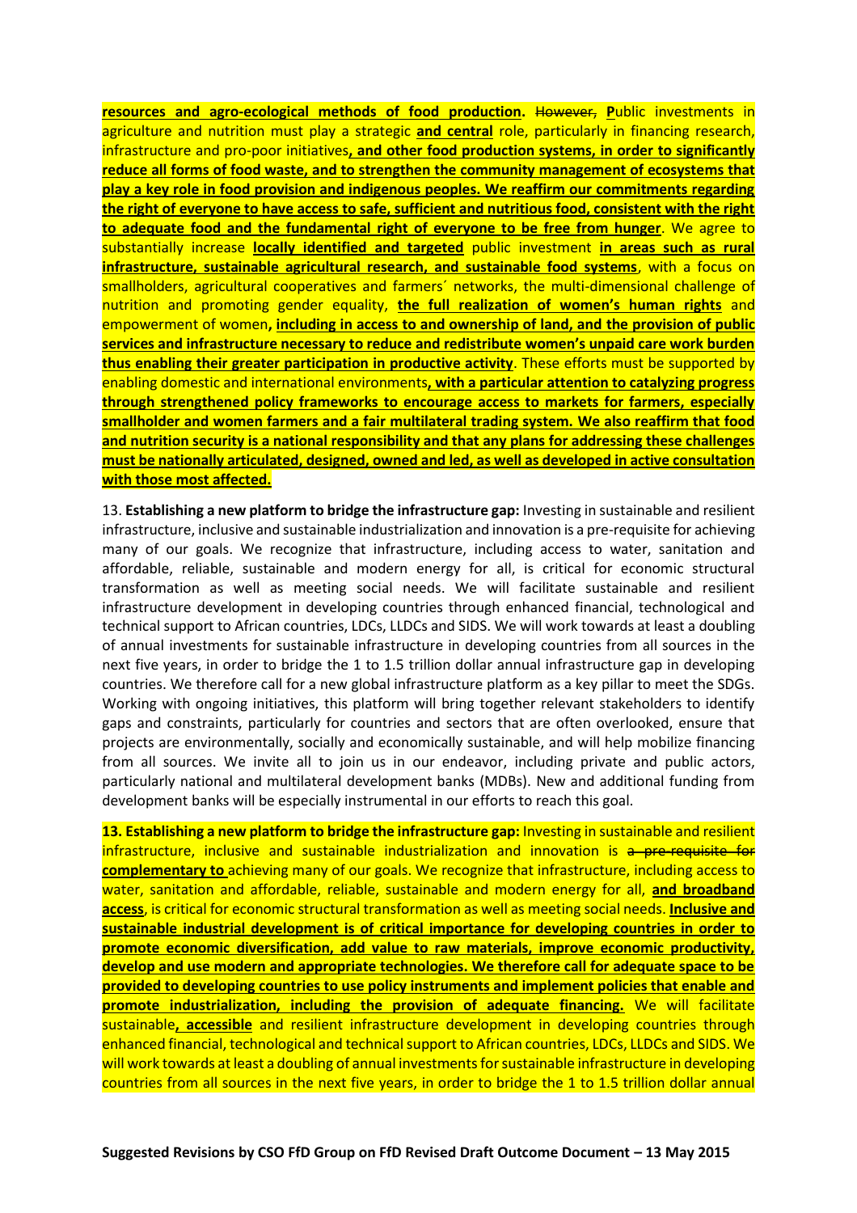**resources and agro-ecological methods of food production.** ~~However,~~ **P**ublic investments in agriculture and nutrition must play a strategic **and central** role, particularly in financing research, infrastructure and pro-poor initiatives**, and other food production systems, in order to significantly reduce all forms of food waste, and to strengthen the community management of ecosystems that play a key role in food provision and indigenous peoples. We reaffirm our commitments regarding the right of everyone to have access to safe, sufficient and nutritious food, consistent with the right to adequate food and the fundamental right of everyone to be free from hunger**. We agree to substantially increase **locally identified and targeted** public investment **in areas such as rural infrastructure, sustainable agricultural research, and sustainable food systems**, with a focus on smallholders, agricultural cooperatives and farmers´ networks, the multi-dimensional challenge of nutrition and promoting gender equality, **the full realization of women's human rights** and empowerment of women**, including in access to and ownership of land, and the provision of public services and infrastructure necessary to reduce and redistribute women's unpaid care work burden thus enabling their greater participation in productive activity**. These efforts must be supported by enabling domestic and international environments**, with a particular attention to catalyzing progress through strengthened policy frameworks to encourage access to markets for farmers, especially smallholder and women farmers and a fair multilateral trading system. We also reaffirm that food and nutrition security is a national responsibility and that any plans for addressing these challenges must be nationally articulated, designed, owned and led, as well as developed in active consultation with those most affected.**

13. **Establishing a new platform to bridge the infrastructure gap:** Investing in sustainable and resilient infrastructure, inclusive and sustainable industrialization and innovation is a pre-requisite for achieving many of our goals. We recognize that infrastructure, including access to water, sanitation and affordable, reliable, sustainable and modern energy for all, is critical for economic structural transformation as well as meeting social needs. We will facilitate sustainable and resilient infrastructure development in developing countries through enhanced financial, technological and technical support to African countries, LDCs, LLDCs and SIDS. We will work towards at least a doubling of annual investments for sustainable infrastructure in developing countries from all sources in the next five years, in order to bridge the 1 to 1.5 trillion dollar annual infrastructure gap in developing countries. We therefore call for a new global infrastructure platform as a key pillar to meet the SDGs. Working with ongoing initiatives, this platform will bring together relevant stakeholders to identify gaps and constraints, particularly for countries and sectors that are often overlooked, ensure that projects are environmentally, socially and economically sustainable, and will help mobilize financing from all sources. We invite all to join us in our endeavor, including private and public actors, particularly national and multilateral development banks (MDBs). New and additional funding from development banks will be especially instrumental in our efforts to reach this goal.

**13. Establishing a new platform to bridge the infrastructure gap:** Investing in sustainable and resilient infrastructure, inclusive and sustainable industrialization and innovation is ~~a pre-requisite for~~ **complementary to** achieving many of our goals. We recognize that infrastructure, including access to water, sanitation and affordable, reliable, sustainable and modern energy for all, **and broadband access**, is critical for economic structural transformation as well as meeting social needs. **Inclusive and sustainable industrial development is of critical importance for developing countries in order to promote economic diversification, add value to raw materials, improve economic productivity, develop and use modern and appropriate technologies. We therefore call for adequate space to be provided to developing countries to use policy instruments and implement policies that enable and promote industrialization, including the provision of adequate financing.** We will facilitate sustainable**, accessible** and resilient infrastructure development in developing countries through enhanced financial, technological and technical support to African countries, LDCs, LLDCs and SIDS. We will work towards at least a doubling of annual investments for sustainable infrastructure in developing countries from all sources in the next five years, in order to bridge the 1 to 1.5 trillion dollar annual

**Suggested Revisions by CSO FfD Group on FfD Revised Draft Outcome Document – 13 May 2015**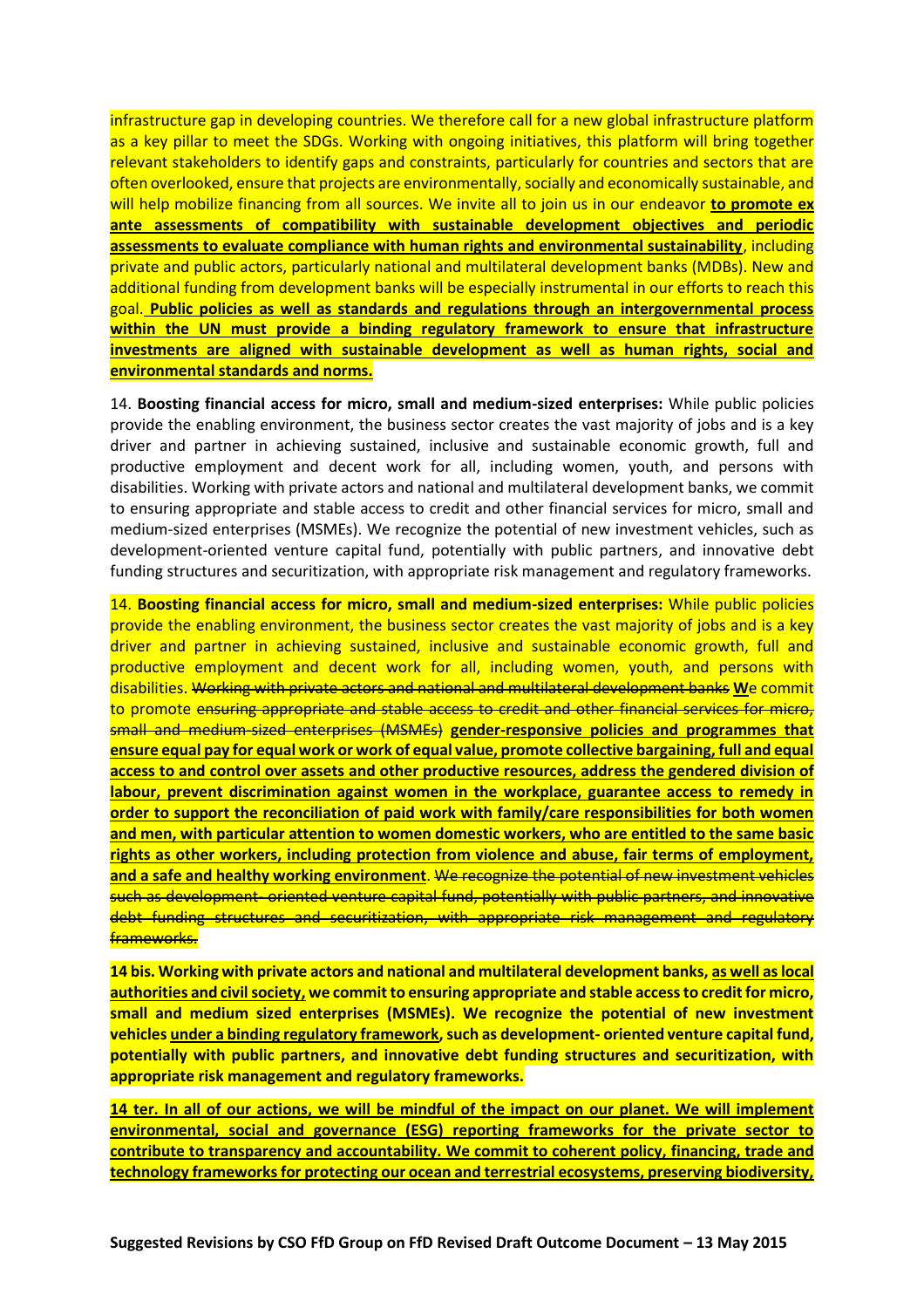infrastructure gap in developing countries. We therefore call for a new global infrastructure platform as a key pillar to meet the SDGs. Working with ongoing initiatives, this platform will bring together relevant stakeholders to identify gaps and constraints, particularly for countries and sectors that are often overlooked, ensure that projects are environmentally, socially and economically sustainable, and will help mobilize financing from all sources. We invite all to join us in our endeavor **to promote ex ante assessments of compatibility with sustainable development objectives and periodic assessments to evaluate compliance with human rights and environmental sustainability**, including private and public actors, particularly national and multilateral development banks (MDBs). New and additional funding from development banks will be especially instrumental in our efforts to reach this goal. **Public policies as well as standards and regulations through an intergovernmental process within the UN must provide a binding regulatory framework to ensure that infrastructure investments are aligned with sustainable development as well as human rights, social and environmental standards and norms.**

14. **Boosting financial access for micro, small and medium-sized enterprises:** While public policies provide the enabling environment, the business sector creates the vast majority of jobs and is a key driver and partner in achieving sustained, inclusive and sustainable economic growth, full and productive employment and decent work for all, including women, youth, and persons with disabilities. Working with private actors and national and multilateral development banks, we commit to ensuring appropriate and stable access to credit and other financial services for micro, small and medium-sized enterprises (MSMEs). We recognize the potential of new investment vehicles, such as development-oriented venture capital fund, potentially with public partners, and innovative debt funding structures and securitization, with appropriate risk management and regulatory frameworks.

14. **Boosting financial access for micro, small and medium-sized enterprises:** While public policies provide the enabling environment, the business sector creates the vast majority of jobs and is a key driver and partner in achieving sustained, inclusive and sustainable economic growth, full and productive employment and decent work for all, including women, youth, and persons with disabilities. ~~Working with private actors and national and multilateral development banks~~ **We** commit to promote ~~ensuring appropriate and stable access to credit and other financial services for micro, small and medium-sized enterprises (MSMEs)~~ **gender-responsive policies and programmes that ensure equal pay for equal work or work of equal value, promote collective bargaining, full and equal access to and control over assets and other productive resources, address the gendered division of labour, prevent discrimination against women in the workplace, guarantee access to remedy in order to support the reconciliation of paid work with family/care responsibilities for both women and men, with particular attention to women domestic workers, who are entitled to the same basic rights as other workers, including protection from violence and abuse, fair terms of employment, and a safe and healthy working environment**. ~~We recognize the potential of new investment vehicles such as development- oriented venture capital fund, potentially with public partners, and innovative debt funding structures and securitization, with appropriate risk management and regulatory frameworks.~~

**14 bis. Working with private actors and national and multilateral development banks, as well as local authorities and civil society, we commit to ensuring appropriate and stable access to credit for micro, small and medium sized enterprises (MSMEs). We recognize the potential of new investment vehicles under a binding regulatory framework, such as development- oriented venture capital fund, potentially with public partners, and innovative debt funding structures and securitization, with appropriate risk management and regulatory frameworks.**

**14 ter. In all of our actions, we will be mindful of the impact on our planet. We will implement environmental, social and governance (ESG) reporting frameworks for the private sector to contribute to transparency and accountability. We commit to coherent policy, financing, trade and technology frameworks for protecting our ocean and terrestrial ecosystems, preserving biodiversity,**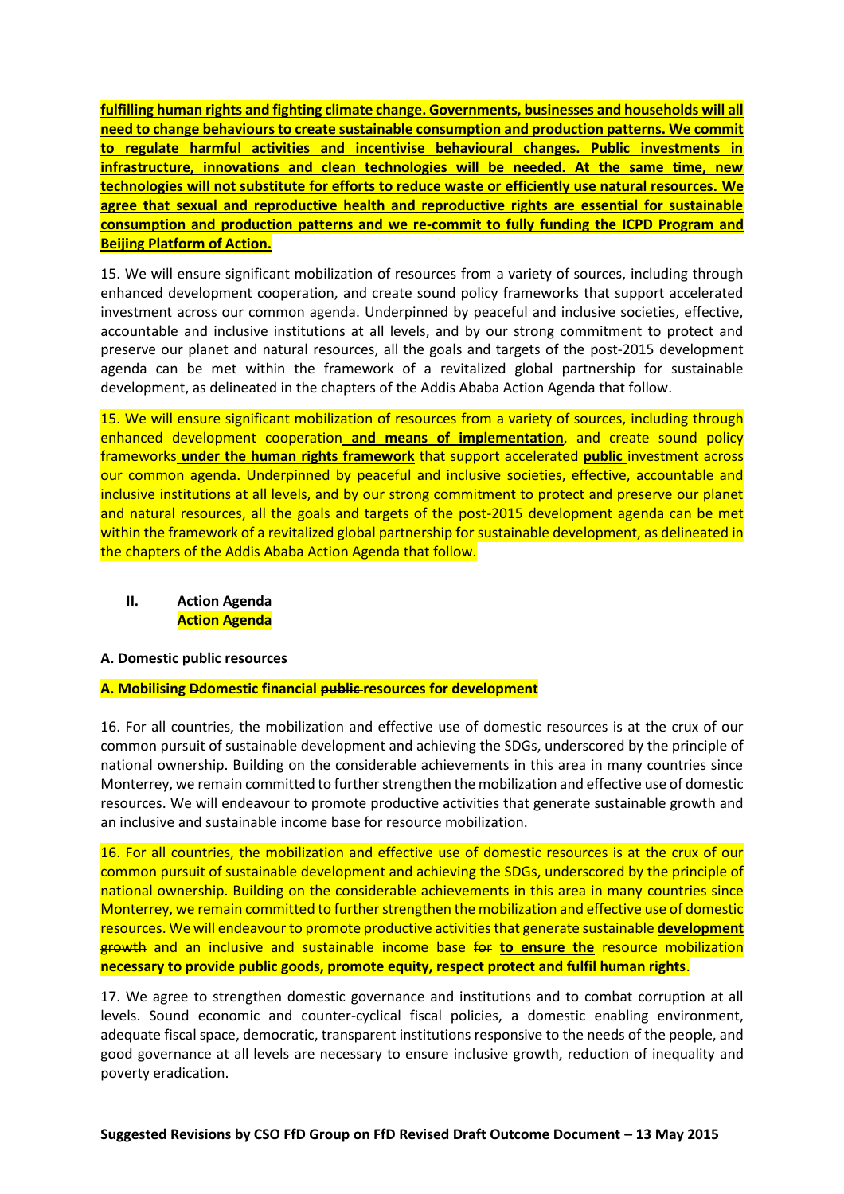**fulfilling human rights and fighting climate change. Governments, businesses and households will all need to change behaviours to create sustainable consumption and production patterns. We commit to regulate harmful activities and incentivise behavioural changes. Public investments in infrastructure, innovations and clean technologies will be needed. At the same time, new technologies will not substitute for efforts to reduce waste or efficiently use natural resources. We agree that sexual and reproductive health and reproductive rights are essential for sustainable consumption and production patterns and we re-commit to fully funding the ICPD Program and Beijing Platform of Action.**

15. We will ensure significant mobilization of resources from a variety of sources, including through enhanced development cooperation, and create sound policy frameworks that support accelerated investment across our common agenda. Underpinned by peaceful and inclusive societies, effective, accountable and inclusive institutions at all levels, and by our strong commitment to protect and preserve our planet and natural resources, all the goals and targets of the post-2015 development agenda can be met within the framework of a revitalized global partnership for sustainable development, as delineated in the chapters of the Addis Ababa Action Agenda that follow.

15. We will ensure significant mobilization of resources from a variety of sources, including through enhanced development cooperation **and means of implementation**, and create sound policy frameworks **under the human rights framework** that support accelerated **public** investment across our common agenda. Underpinned by peaceful and inclusive societies, effective, accountable and inclusive institutions at all levels, and by our strong commitment to protect and preserve our planet and natural resources, all the goals and targets of the post-2015 development agenda can be met within the framework of a revitalized global partnership for sustainable development, as delineated in the chapters of the Addis Ababa Action Agenda that follow.

## II. Action Agenda

~~Action Agenda~~

### A. Domestic public resources

### A. Mobilising ~~D~~domestic financial ~~public~~ resources for development

16. For all countries, the mobilization and effective use of domestic resources is at the crux of our common pursuit of sustainable development and achieving the SDGs, underscored by the principle of national ownership. Building on the considerable achievements in this area in many countries since Monterrey, we remain committed to further strengthen the mobilization and effective use of domestic resources. We will endeavour to promote productive activities that generate sustainable growth and an inclusive and sustainable income base for resource mobilization.

16. For all countries, the mobilization and effective use of domestic resources is at the crux of our common pursuit of sustainable development and achieving the SDGs, underscored by the principle of national ownership. Building on the considerable achievements in this area in many countries since Monterrey, we remain committed to further strengthen the mobilization and effective use of domestic resources. We will endeavour to promote productive activities that generate sustainable **development** ~~growth~~ and an inclusive and sustainable income base ~~for~~ **to ensure the** resource mobilization **necessary to provide public goods, promote equity, respect protect and fulfil human rights**.

17. We agree to strengthen domestic governance and institutions and to combat corruption at all levels. Sound economic and counter-cyclical fiscal policies, a domestic enabling environment, adequate fiscal space, democratic, transparent institutions responsive to the needs of the people, and good governance at all levels are necessary to ensure inclusive growth, reduction of inequality and poverty eradication.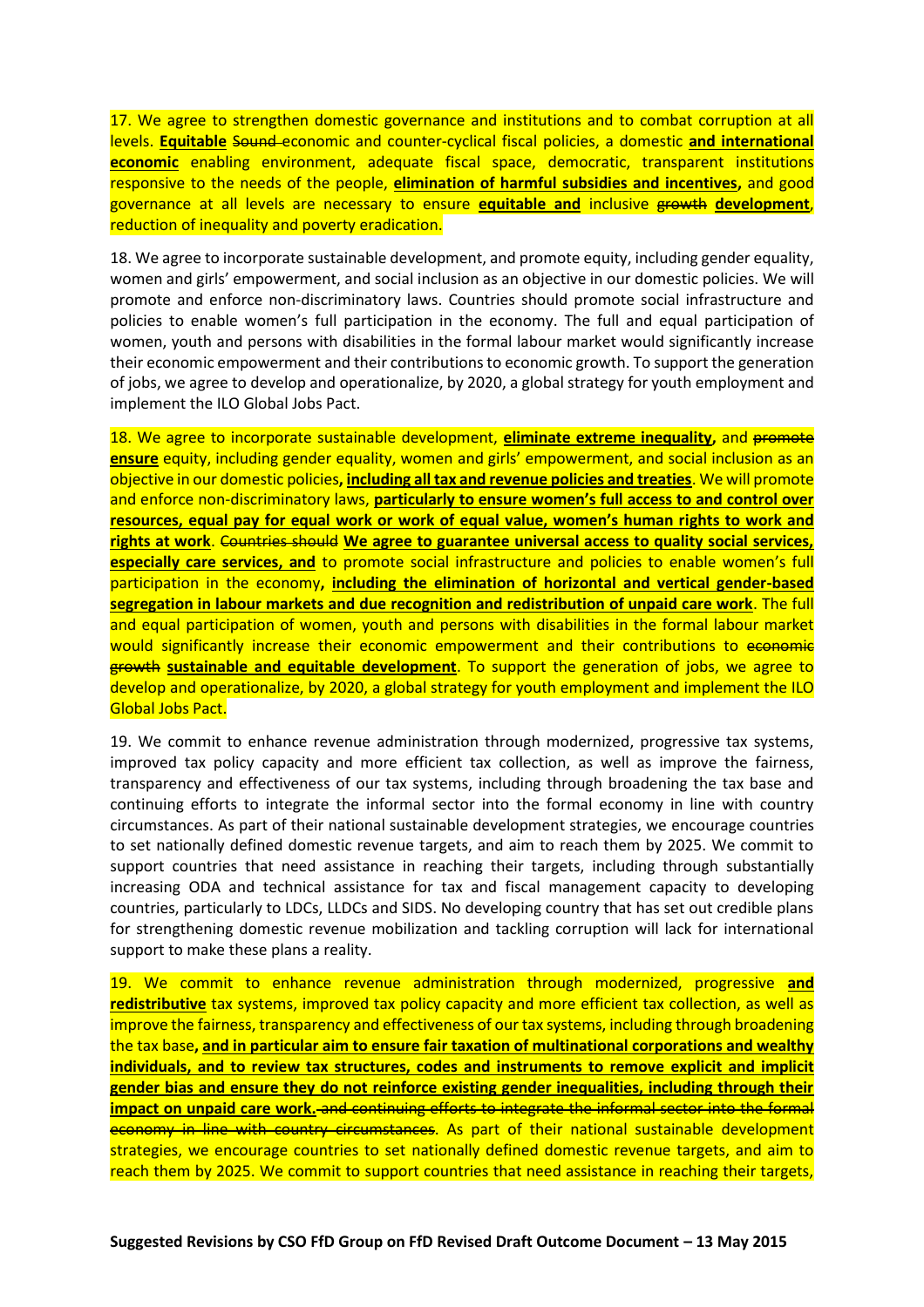17. We agree to strengthen domestic governance and institutions and to combat corruption at all levels. **Equitable** ~~Sound~~ economic and counter-cyclical fiscal policies, a domestic **and international economic** enabling environment, adequate fiscal space, democratic, transparent institutions responsive to the needs of the people, **elimination of harmful subsidies and incentives,** and good governance at all levels are necessary to ensure **equitable and** inclusive ~~growth~~ **development**, reduction of inequality and poverty eradication.

18. We agree to incorporate sustainable development, and promote equity, including gender equality, women and girls' empowerment, and social inclusion as an objective in our domestic policies. We will promote and enforce non-discriminatory laws. Countries should promote social infrastructure and policies to enable women's full participation in the economy. The full and equal participation of women, youth and persons with disabilities in the formal labour market would significantly increase their economic empowerment and their contributions to economic growth. To support the generation of jobs, we agree to develop and operationalize, by 2020, a global strategy for youth employment and implement the ILO Global Jobs Pact.

18. We agree to incorporate sustainable development, **eliminate extreme inequality,** and ~~promote~~ **ensure** equity, including gender equality, women and girls' empowerment, and social inclusion as an objective in our domestic policies**, including all tax and revenue policies and treaties**. We will promote and enforce non-discriminatory laws, **particularly to ensure women's full access to and control over resources, equal pay for equal work or work of equal value, women's human rights to work and rights at work**. ~~Countries should~~ **We agree to guarantee universal access to quality social services, especially care services, and** to promote social infrastructure and policies to enable women's full participation in the economy**, including the elimination of horizontal and vertical gender-based segregation in labour markets and due recognition and redistribution of unpaid care work**. The full and equal participation of women, youth and persons with disabilities in the formal labour market would significantly increase their economic empowerment and their contributions to ~~economic growth~~ **sustainable and equitable development**. To support the generation of jobs, we agree to develop and operationalize, by 2020, a global strategy for youth employment and implement the ILO Global Jobs Pact.

19. We commit to enhance revenue administration through modernized, progressive tax systems, improved tax policy capacity and more efficient tax collection, as well as improve the fairness, transparency and effectiveness of our tax systems, including through broadening the tax base and continuing efforts to integrate the informal sector into the formal economy in line with country circumstances. As part of their national sustainable development strategies, we encourage countries to set nationally defined domestic revenue targets, and aim to reach them by 2025. We commit to support countries that need assistance in reaching their targets, including through substantially increasing ODA and technical assistance for tax and fiscal management capacity to developing countries, particularly to LDCs, LLDCs and SIDS. No developing country that has set out credible plans for strengthening domestic revenue mobilization and tackling corruption will lack for international support to make these plans a reality.

19. We commit to enhance revenue administration through modernized, progressive **and redistributive** tax systems, improved tax policy capacity and more efficient tax collection, as well as improve the fairness, transparency and effectiveness of our tax systems, including through broadening the tax base**, and in particular aim to ensure fair taxation of multinational corporations and wealthy individuals, and to review tax structures, codes and instruments to remove explicit and implicit gender bias and ensure they do not reinforce existing gender inequalities, including through their impact on unpaid care work.** ~~and continuing efforts to integrate the informal sector into the formal economy in line with country circumstances~~. As part of their national sustainable development strategies, we encourage countries to set nationally defined domestic revenue targets, and aim to reach them by 2025. We commit to support countries that need assistance in reaching their targets,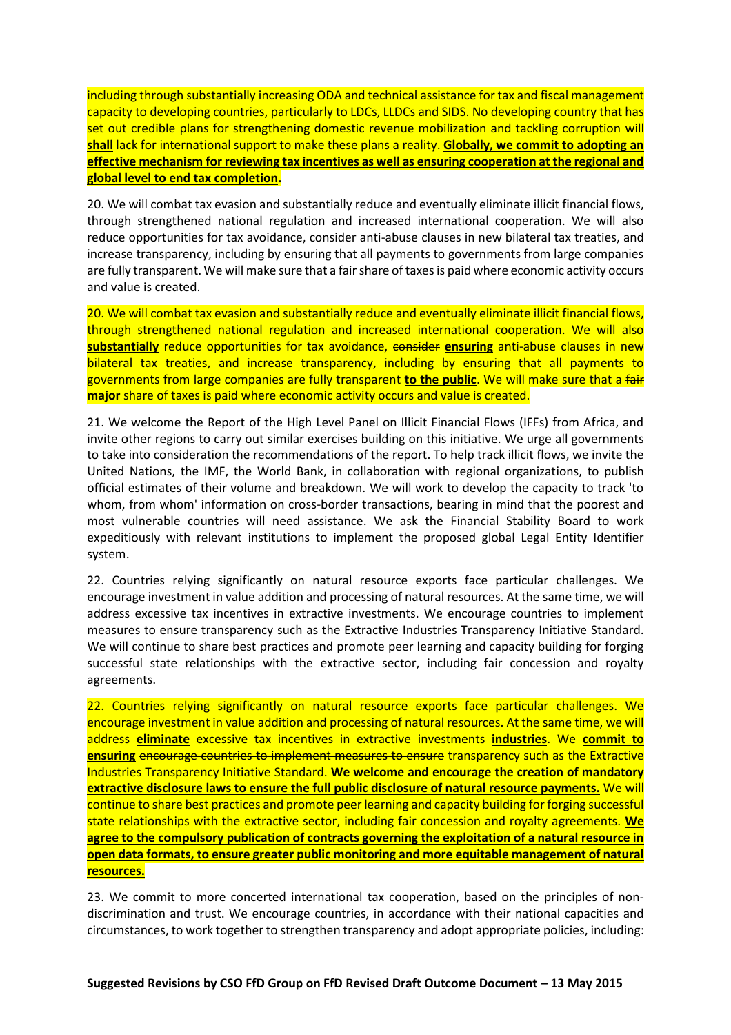including through substantially increasing ODA and technical assistance for tax and fiscal management capacity to developing countries, particularly to LDCs, LLDCs and SIDS. No developing country that has set out ~~credible~~ plans for strengthening domestic revenue mobilization and tackling corruption ~~will~~ **shall** lack for international support to make these plans a reality. **Globally, we commit to adopting an effective mechanism for reviewing tax incentives as well as ensuring cooperation at the regional and global level to end tax completion.**

20. We will combat tax evasion and substantially reduce and eventually eliminate illicit financial flows, through strengthened national regulation and increased international cooperation. We will also reduce opportunities for tax avoidance, consider anti-abuse clauses in new bilateral tax treaties, and increase transparency, including by ensuring that all payments to governments from large companies are fully transparent. We will make sure that a fair share of taxes is paid where economic activity occurs and value is created.

20. We will combat tax evasion and substantially reduce and eventually eliminate illicit financial flows, through strengthened national regulation and increased international cooperation. We will also **substantially** reduce opportunities for tax avoidance, ~~consider~~ **ensuring** anti-abuse clauses in new bilateral tax treaties, and increase transparency, including by ensuring that all payments to governments from large companies are fully transparent **to the public**. We will make sure that a ~~fair~~ **major** share of taxes is paid where economic activity occurs and value is created.

21. We welcome the Report of the High Level Panel on Illicit Financial Flows (IFFs) from Africa, and invite other regions to carry out similar exercises building on this initiative. We urge all governments to take into consideration the recommendations of the report. To help track illicit flows, we invite the United Nations, the IMF, the World Bank, in collaboration with regional organizations, to publish official estimates of their volume and breakdown. We will work to develop the capacity to track 'to whom, from whom' information on cross-border transactions, bearing in mind that the poorest and most vulnerable countries will need assistance. We ask the Financial Stability Board to work expeditiously with relevant institutions to implement the proposed global Legal Entity Identifier system.

22. Countries relying significantly on natural resource exports face particular challenges. We encourage investment in value addition and processing of natural resources. At the same time, we will address excessive tax incentives in extractive investments. We encourage countries to implement measures to ensure transparency such as the Extractive Industries Transparency Initiative Standard. We will continue to share best practices and promote peer learning and capacity building for forging successful state relationships with the extractive sector, including fair concession and royalty agreements.

22. Countries relying significantly on natural resource exports face particular challenges. We encourage investment in value addition and processing of natural resources. At the same time, we will ~~address~~ **eliminate** excessive tax incentives in extractive ~~investments~~ **industries**. We **commit to ensuring** ~~encourage countries to implement measures to ensure~~ transparency such as the Extractive Industries Transparency Initiative Standard. **We welcome and encourage the creation of mandatory extractive disclosure laws to ensure the full public disclosure of natural resource payments.** We will continue to share best practices and promote peer learning and capacity building for forging successful state relationships with the extractive sector, including fair concession and royalty agreements. **We agree to the compulsory publication of contracts governing the exploitation of a natural resource in open data formats, to ensure greater public monitoring and more equitable management of natural resources.**

23. We commit to more concerted international tax cooperation, based on the principles of non-discrimination and trust. We encourage countries, in accordance with their national capacities and circumstances, to work together to strengthen transparency and adopt appropriate policies, including: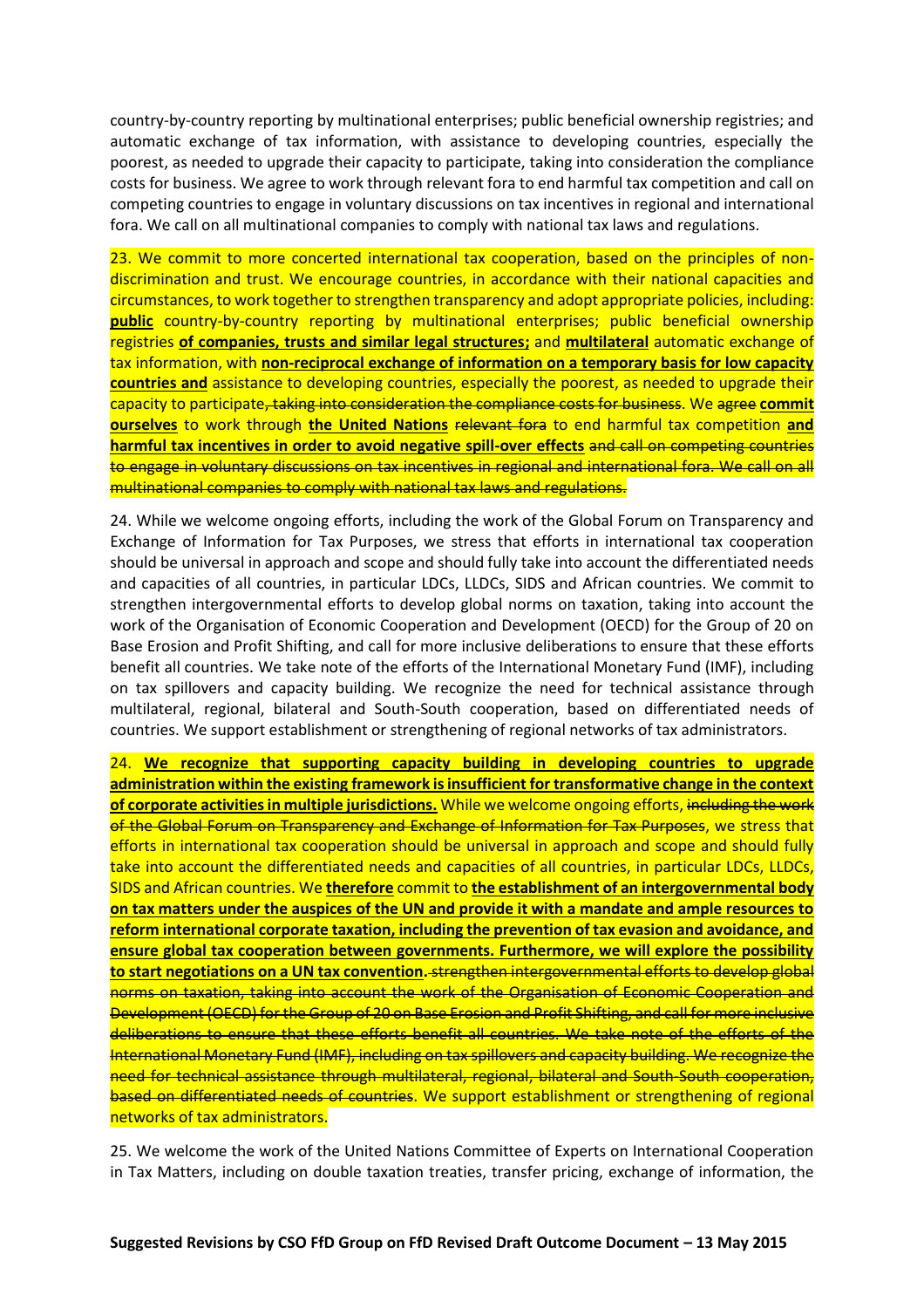country-by-country reporting by multinational enterprises; public beneficial ownership registries; and automatic exchange of tax information, with assistance to developing countries, especially the poorest, as needed to upgrade their capacity to participate, taking into consideration the compliance costs for business. We agree to work through relevant fora to end harmful tax competition and call on competing countries to engage in voluntary discussions on tax incentives in regional and international fora. We call on all multinational companies to comply with national tax laws and regulations.

23. We commit to more concerted international tax cooperation, based on the principles of non-discrimination and trust. We encourage countries, in accordance with their national capacities and circumstances, to work together to strengthen transparency and adopt appropriate policies, including: **public** country-by-country reporting by multinational enterprises; public beneficial ownership registries **of companies, trusts and similar legal structures;** and **multilateral** automatic exchange of tax information, with **non-reciprocal exchange of information on a temporary basis for low capacity countries and** assistance to developing countries, especially the poorest, as needed to upgrade their capacity to participate~~, taking into consideration the compliance costs for business~~. We ~~agree~~ **commit ourselves** to work through **the United Nations** ~~relevant fora~~ to end harmful tax competition **and harmful tax incentives in order to avoid negative spill-over effects** ~~and call on competing countries to engage in voluntary discussions on tax incentives in regional and international fora. We call on all multinational companies to comply with national tax laws and regulations.~~

24. While we welcome ongoing efforts, including the work of the Global Forum on Transparency and Exchange of Information for Tax Purposes, we stress that efforts in international tax cooperation should be universal in approach and scope and should fully take into account the differentiated needs and capacities of all countries, in particular LDCs, LLDCs, SIDS and African countries. We commit to strengthen intergovernmental efforts to develop global norms on taxation, taking into account the work of the Organisation of Economic Cooperation and Development (OECD) for the Group of 20 on Base Erosion and Profit Shifting, and call for more inclusive deliberations to ensure that these efforts benefit all countries. We take note of the efforts of the International Monetary Fund (IMF), including on tax spillovers and capacity building. We recognize the need for technical assistance through multilateral, regional, bilateral and South-South cooperation, based on differentiated needs of countries. We support establishment or strengthening of regional networks of tax administrators.

24. **We recognize that supporting capacity building in developing countries to upgrade administration within the existing framework is insufficient for transformative change in the context of corporate activities in multiple jurisdictions.** While we welcome ongoing efforts, ~~including the work of the Global Forum on Transparency and Exchange of Information for Tax Purposes~~, we stress that efforts in international tax cooperation should be universal in approach and scope and should fully take into account the differentiated needs and capacities of all countries, in particular LDCs, LLDCs, SIDS and African countries. We **therefore** commit to **the establishment of an intergovernmental body on tax matters under the auspices of the UN and provide it with a mandate and ample resources to reform international corporate taxation, including the prevention of tax evasion and avoidance, and ensure global tax cooperation between governments. Furthermore, we will explore the possibility to start negotiations on a UN tax convention.** ~~strengthen intergovernmental efforts to develop global norms on taxation, taking into account the work of the Organisation of Economic Cooperation and Development (OECD) for the Group of 20 on Base Erosion and Profit Shifting, and call for more inclusive deliberations to ensure that these efforts benefit all countries. We take note of the efforts of the International Monetary Fund (IMF), including on tax spillovers and capacity building. We recognize the need for technical assistance through multilateral, regional, bilateral and South-South cooperation, based on differentiated needs of countries~~. We support establishment or strengthening of regional networks of tax administrators.

25. We welcome the work of the United Nations Committee of Experts on International Cooperation in Tax Matters, including on double taxation treaties, transfer pricing, exchange of information, the

**Suggested Revisions by CSO FfD Group on FfD Revised Draft Outcome Document – 13 May 2015**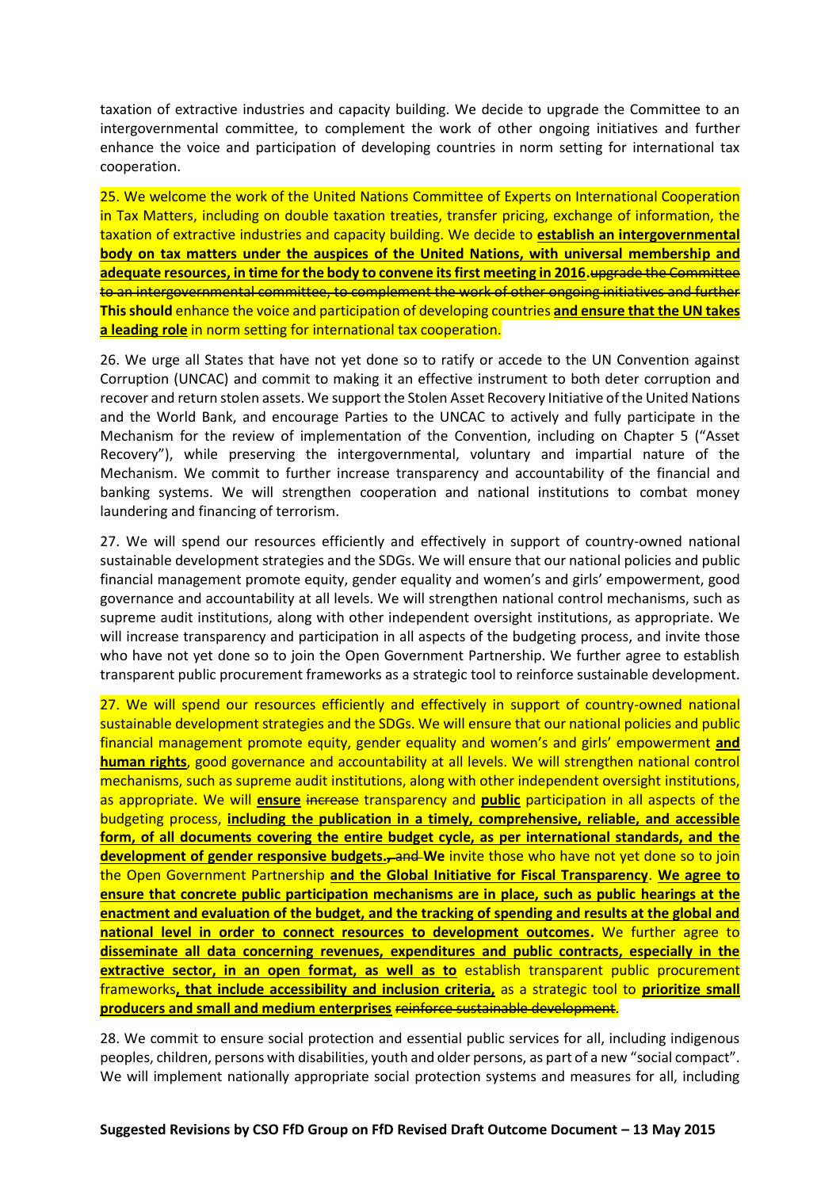taxation of extractive industries and capacity building. We decide to upgrade the Committee to an intergovernmental committee, to complement the work of other ongoing initiatives and further enhance the voice and participation of developing countries in norm setting for international tax cooperation.

25. We welcome the work of the United Nations Committee of Experts on International Cooperation in Tax Matters, including on double taxation treaties, transfer pricing, exchange of information, the taxation of extractive industries and capacity building. We decide to **establish an intergovernmental body on tax matters under the auspices of the United Nations, with universal membership and adequate resources, in time for the body to convene its first meeting in 2016.**~~upgrade the Committee to an intergovernmental committee, to complement the work of other ongoing initiatives and further~~ **This should** enhance the voice and participation of developing countries **and ensure that the UN takes a leading role** in norm setting for international tax cooperation.

26. We urge all States that have not yet done so to ratify or accede to the UN Convention against Corruption (UNCAC) and commit to making it an effective instrument to both deter corruption and recover and return stolen assets. We support the Stolen Asset Recovery Initiative of the United Nations and the World Bank, and encourage Parties to the UNCAC to actively and fully participate in the Mechanism for the review of implementation of the Convention, including on Chapter 5 ("Asset Recovery"), while preserving the intergovernmental, voluntary and impartial nature of the Mechanism. We commit to further increase transparency and accountability of the financial and banking systems. We will strengthen cooperation and national institutions to combat money laundering and financing of terrorism.

27. We will spend our resources efficiently and effectively in support of country-owned national sustainable development strategies and the SDGs. We will ensure that our national policies and public financial management promote equity, gender equality and women's and girls' empowerment, good governance and accountability at all levels. We will strengthen national control mechanisms, such as supreme audit institutions, along with other independent oversight institutions, as appropriate. We will increase transparency and participation in all aspects of the budgeting process, and invite those who have not yet done so to join the Open Government Partnership. We further agree to establish transparent public procurement frameworks as a strategic tool to reinforce sustainable development.

27. We will spend our resources efficiently and effectively in support of country-owned national sustainable development strategies and the SDGs. We will ensure that our national policies and public financial management promote equity, gender equality and women's and girls' empowerment **and human rights**, good governance and accountability at all levels. We will strengthen national control mechanisms, such as supreme audit institutions, along with other independent oversight institutions, as appropriate. We will **ensure** ~~increase~~ transparency and **public** participation in all aspects of the budgeting process, **including the publication in a timely, comprehensive, reliable, and accessible form, of all documents covering the entire budget cycle, as per international standards, and the development of gender responsive budgets.**~~, and~~ **We** invite those who have not yet done so to join the Open Government Partnership **and the Global Initiative for Fiscal Transparency**. **We agree to ensure that concrete public participation mechanisms are in place, such as public hearings at the enactment and evaluation of the budget, and the tracking of spending and results at the global and national level in order to connect resources to development outcomes.** We further agree to **disseminate all data concerning revenues, expenditures and public contracts, especially in the extractive sector, in an open format, as well as to** establish transparent public procurement frameworks**, that include accessibility and inclusion criteria,** as a strategic tool to **prioritize small producers and small and medium enterprises** ~~reinforce sustainable development~~.

28. We commit to ensure social protection and essential public services for all, including indigenous peoples, children, persons with disabilities, youth and older persons, as part of a new "social compact". We will implement nationally appropriate social protection systems and measures for all, including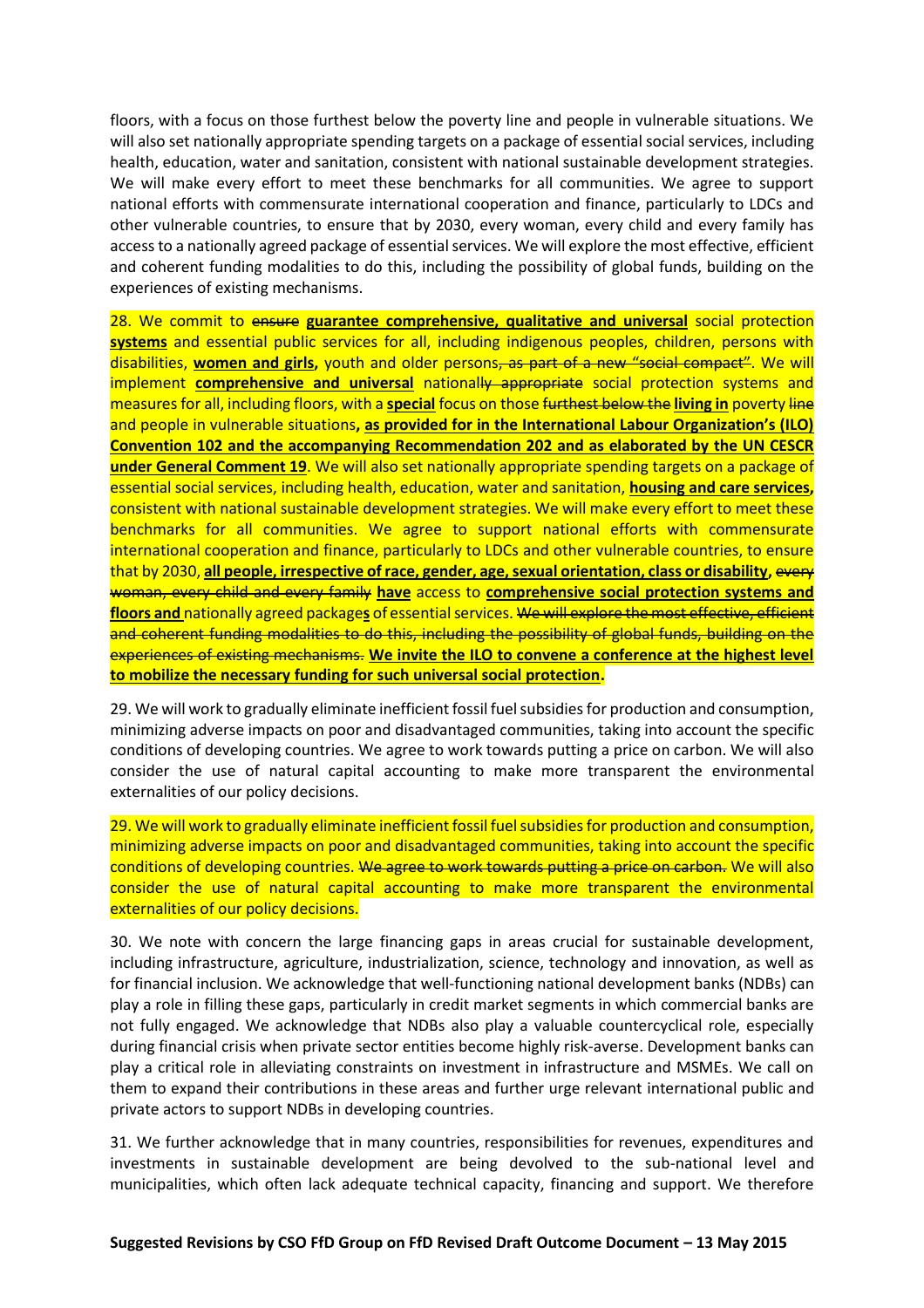floors, with a focus on those furthest below the poverty line and people in vulnerable situations. We will also set nationally appropriate spending targets on a package of essential social services, including health, education, water and sanitation, consistent with national sustainable development strategies. We will make every effort to meet these benchmarks for all communities. We agree to support national efforts with commensurate international cooperation and finance, particularly to LDCs and other vulnerable countries, to ensure that by 2030, every woman, every child and every family has access to a nationally agreed package of essential services. We will explore the most effective, efficient and coherent funding modalities to do this, including the possibility of global funds, building on the experiences of existing mechanisms.

28. We commit to ~~ensure~~ **guarantee comprehensive, qualitative and universal** social protection **systems** and essential public services for all, including indigenous peoples, children, persons with disabilities, **women and girls,** youth and older persons~~, as part of a new "social compact"~~. We will implement **comprehensive and universal** national~~ly appropriate~~ social protection systems and measures for all, including floors, with a **special** focus on those ~~furthest below the~~ **living in** poverty ~~line~~ and people in vulnerable situations**, as provided for in the International Labour Organization's (ILO) Convention 102 and the accompanying Recommendation 202 and as elaborated by the UN CESCR under General Comment 19**. We will also set nationally appropriate spending targets on a package of essential social services, including health, education, water and sanitation, **housing and care services,** consistent with national sustainable development strategies. We will make every effort to meet these benchmarks for all communities. We agree to support national efforts with commensurate international cooperation and finance, particularly to LDCs and other vulnerable countries, to ensure that by 2030, **all people, irrespective of race, gender, age, sexual orientation, class or disability,** ~~every woman, every child and every family~~ **have** access to **comprehensive social protection systems and floors and** nationally agreed package**s** of essential services. ~~We will explore the most effective, efficient and coherent funding modalities to do this, including the possibility of global funds, building on the experiences of existing mechanisms.~~ **We invite the ILO to convene a conference at the highest level to mobilize the necessary funding for such universal social protection.**

29. We will work to gradually eliminate inefficient fossil fuel subsidies for production and consumption, minimizing adverse impacts on poor and disadvantaged communities, taking into account the specific conditions of developing countries. We agree to work towards putting a price on carbon. We will also consider the use of natural capital accounting to make more transparent the environmental externalities of our policy decisions.

29. We will work to gradually eliminate inefficient fossil fuel subsidies for production and consumption, minimizing adverse impacts on poor and disadvantaged communities, taking into account the specific conditions of developing countries. ~~We agree to work towards putting a price on carbon.~~ We will also consider the use of natural capital accounting to make more transparent the environmental externalities of our policy decisions.

30. We note with concern the large financing gaps in areas crucial for sustainable development, including infrastructure, agriculture, industrialization, science, technology and innovation, as well as for financial inclusion. We acknowledge that well-functioning national development banks (NDBs) can play a role in filling these gaps, particularly in credit market segments in which commercial banks are not fully engaged. We acknowledge that NDBs also play a valuable countercyclical role, especially during financial crisis when private sector entities become highly risk-averse. Development banks can play a critical role in alleviating constraints on investment in infrastructure and MSMEs. We call on them to expand their contributions in these areas and further urge relevant international public and private actors to support NDBs in developing countries.

31. We further acknowledge that in many countries, responsibilities for revenues, expenditures and investments in sustainable development are being devolved to the sub-national level and municipalities, which often lack adequate technical capacity, financing and support. We therefore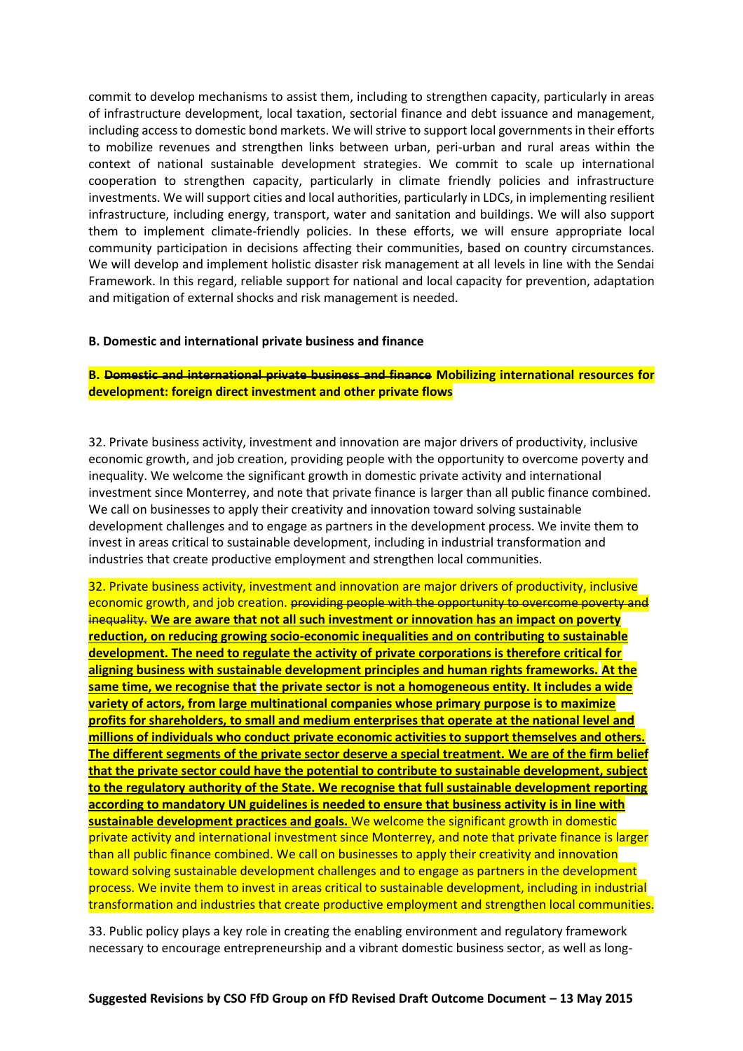commit to develop mechanisms to assist them, including to strengthen capacity, particularly in areas of infrastructure development, local taxation, sectorial finance and debt issuance and management, including access to domestic bond markets. We will strive to support local governments in their efforts to mobilize revenues and strengthen links between urban, peri-urban and rural areas within the context of national sustainable development strategies. We commit to scale up international cooperation to strengthen capacity, particularly in climate friendly policies and infrastructure investments. We will support cities and local authorities, particularly in LDCs, in implementing resilient infrastructure, including energy, transport, water and sanitation and buildings. We will also support them to implement climate-friendly policies. In these efforts, we will ensure appropriate local community participation in decisions affecting their communities, based on country circumstances. We will develop and implement holistic disaster risk management at all levels in line with the Sendai Framework. In this regard, reliable support for national and local capacity for prevention, adaptation and mitigation of external shocks and risk management is needed.

**B. Domestic and international private business and finance**

**B. ~~Domestic and international private business and finance~~ Mobilizing international resources for development: foreign direct investment and other private flows**

32. Private business activity, investment and innovation are major drivers of productivity, inclusive economic growth, and job creation, providing people with the opportunity to overcome poverty and inequality. We welcome the significant growth in domestic private activity and international investment since Monterrey, and note that private finance is larger than all public finance combined. We call on businesses to apply their creativity and innovation toward solving sustainable development challenges and to engage as partners in the development process. We invite them to invest in areas critical to sustainable development, including in industrial transformation and industries that create productive employment and strengthen local communities.

32. Private business activity, investment and innovation are major drivers of productivity, inclusive economic growth, and job creation. ~~providing people with the opportunity to overcome poverty and inequality.~~ **We are aware that not all such investment or innovation has an impact on poverty reduction, on reducing growing socio-economic inequalities and on contributing to sustainable development. The need to regulate the activity of private corporations is therefore critical for aligning business with sustainable development principles and human rights frameworks. At the same time, we recognise that the private sector is not a homogeneous entity. It includes a wide variety of actors, from large multinational companies whose primary purpose is to maximize profits for shareholders, to small and medium enterprises that operate at the national level and millions of individuals who conduct private economic activities to support themselves and others. The different segments of the private sector deserve a special treatment. We are of the firm belief that the private sector could have the potential to contribute to sustainable development, subject to the regulatory authority of the State. We recognise that full sustainable development reporting according to mandatory UN guidelines is needed to ensure that business activity is in line with sustainable development practices and goals.** We welcome the significant growth in domestic private activity and international investment since Monterrey, and note that private finance is larger than all public finance combined. We call on businesses to apply their creativity and innovation toward solving sustainable development challenges and to engage as partners in the development process. We invite them to invest in areas critical to sustainable development, including in industrial transformation and industries that create productive employment and strengthen local communities.

33. Public policy plays a key role in creating the enabling environment and regulatory framework necessary to encourage entrepreneurship and a vibrant domestic business sector, as well as long-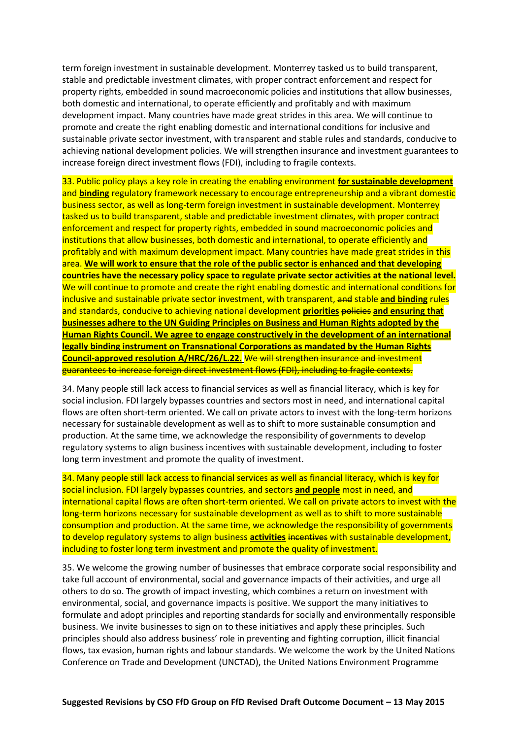term foreign investment in sustainable development. Monterrey tasked us to build transparent, stable and predictable investment climates, with proper contract enforcement and respect for property rights, embedded in sound macroeconomic policies and institutions that allow businesses, both domestic and international, to operate efficiently and profitably and with maximum development impact. Many countries have made great strides in this area. We will continue to promote and create the right enabling domestic and international conditions for inclusive and sustainable private sector investment, with transparent and stable rules and standards, conducive to achieving national development policies. We will strengthen insurance and investment guarantees to increase foreign direct investment flows (FDI), including to fragile contexts.

33. Public policy plays a key role in creating the enabling environment **for sustainable development** and **binding** regulatory framework necessary to encourage entrepreneurship and a vibrant domestic business sector, as well as long-term foreign investment in sustainable development. Monterrey tasked us to build transparent, stable and predictable investment climates, with proper contract enforcement and respect for property rights, embedded in sound macroeconomic policies and institutions that allow businesses, both domestic and international, to operate efficiently and profitably and with maximum development impact. Many countries have made great strides in this area. **We will work to ensure that the role of the public sector is enhanced and that developing countries have the necessary policy space to regulate private sector activities at the national level.** We will continue to promote and create the right enabling domestic and international conditions for inclusive and sustainable private sector investment, with transparent, ~~and~~ stable **and binding** rules and standards, conducive to achieving national development **priorities** ~~policies~~ **and ensuring that businesses adhere to the UN Guiding Principles on Business and Human Rights adopted by the Human Rights Council. We agree to engage constructively in the development of an international legally binding instrument on Transnational Corporations as mandated by the Human Rights Council-approved resolution A/HRC/26/L.22.** ~~We will strengthen insurance and investment guarantees to increase foreign direct investment flows (FDI), including to fragile contexts.~~

34. Many people still lack access to financial services as well as financial literacy, which is key for social inclusion. FDI largely bypasses countries and sectors most in need, and international capital flows are often short-term oriented. We call on private actors to invest with the long-term horizons necessary for sustainable development as well as to shift to more sustainable consumption and production. At the same time, we acknowledge the responsibility of governments to develop regulatory systems to align business incentives with sustainable development, including to foster long term investment and promote the quality of investment.

34. Many people still lack access to financial services as well as financial literacy, which is key for social inclusion. FDI largely bypasses countries, ~~and~~ sectors **and people** most in need, and international capital flows are often short-term oriented. We call on private actors to invest with the long-term horizons necessary for sustainable development as well as to shift to more sustainable consumption and production. At the same time, we acknowledge the responsibility of governments to develop regulatory systems to align business **activities** ~~incentives~~ with sustainable development, including to foster long term investment and promote the quality of investment.

35. We welcome the growing number of businesses that embrace corporate social responsibility and take full account of environmental, social and governance impacts of their activities, and urge all others to do so. The growth of impact investing, which combines a return on investment with environmental, social, and governance impacts is positive. We support the many initiatives to formulate and adopt principles and reporting standards for socially and environmentally responsible business. We invite businesses to sign on to these initiatives and apply these principles. Such principles should also address business' role in preventing and fighting corruption, illicit financial flows, tax evasion, human rights and labour standards. We welcome the work by the United Nations Conference on Trade and Development (UNCTAD), the United Nations Environment Programme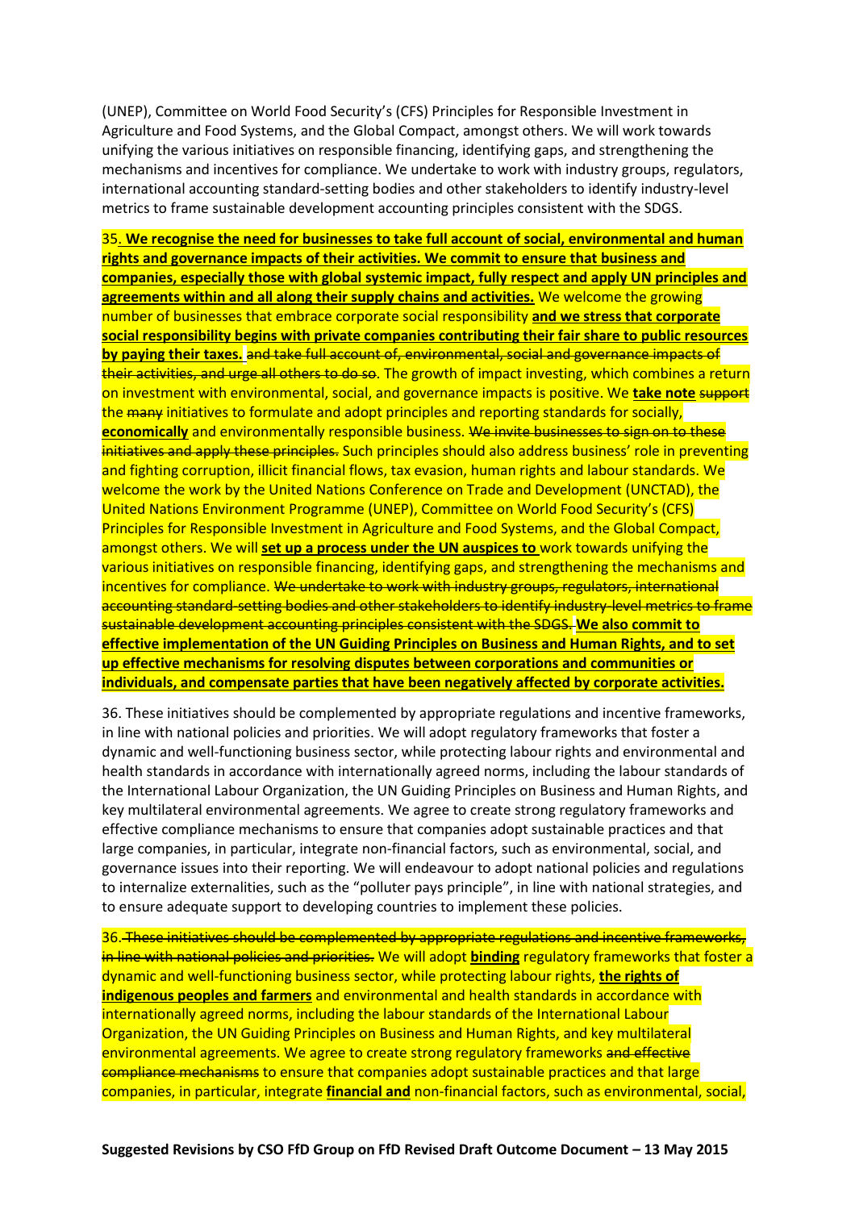(UNEP), Committee on World Food Security's (CFS) Principles for Responsible Investment in Agriculture and Food Systems, and the Global Compact, amongst others. We will work towards unifying the various initiatives on responsible financing, identifying gaps, and strengthening the mechanisms and incentives for compliance. We undertake to work with industry groups, regulators, international accounting standard-setting bodies and other stakeholders to identify industry-level metrics to frame sustainable development accounting principles consistent with the SDGS.

35. **We recognise the need for businesses to take full account of social, environmental and human rights and governance impacts of their activities. We commit to ensure that business and companies, especially those with global systemic impact, fully respect and apply UN principles and agreements within and all along their supply chains and activities.** We welcome the growing number of businesses that embrace corporate social responsibility **and we stress that corporate social responsibility begins with private companies contributing their fair share to public resources by paying their taxes.** ~~and take full account of, environmental, social and governance impacts of their activities, and urge all others to do so~~. The growth of impact investing, which combines a return on investment with environmental, social, and governance impacts is positive. We **take note** ~~support~~ the ~~many~~ initiatives to formulate and adopt principles and reporting standards for socially, **economically** and environmentally responsible business. ~~We invite businesses to sign on to these initiatives and apply these principles.~~ Such principles should also address business' role in preventing and fighting corruption, illicit financial flows, tax evasion, human rights and labour standards. We welcome the work by the United Nations Conference on Trade and Development (UNCTAD), the United Nations Environment Programme (UNEP), Committee on World Food Security's (CFS) Principles for Responsible Investment in Agriculture and Food Systems, and the Global Compact, amongst others. We will **set up a process under the UN auspices to** work towards unifying the various initiatives on responsible financing, identifying gaps, and strengthening the mechanisms and incentives for compliance. ~~We undertake to work with industry groups, regulators, international accounting standard-setting bodies and other stakeholders to identify industry-level metrics to frame sustainable development accounting principles consistent with the SDGS.~~ **We also commit to effective implementation of the UN Guiding Principles on Business and Human Rights, and to set up effective mechanisms for resolving disputes between corporations and communities or individuals, and compensate parties that have been negatively affected by corporate activities.**

36. These initiatives should be complemented by appropriate regulations and incentive frameworks, in line with national policies and priorities. We will adopt regulatory frameworks that foster a dynamic and well-functioning business sector, while protecting labour rights and environmental and health standards in accordance with internationally agreed norms, including the labour standards of the International Labour Organization, the UN Guiding Principles on Business and Human Rights, and key multilateral environmental agreements. We agree to create strong regulatory frameworks and effective compliance mechanisms to ensure that companies adopt sustainable practices and that large companies, in particular, integrate non-financial factors, such as environmental, social, and governance issues into their reporting. We will endeavour to adopt national policies and regulations to internalize externalities, such as the "polluter pays principle", in line with national strategies, and to ensure adequate support to developing countries to implement these policies.

36. ~~These initiatives should be complemented by appropriate regulations and incentive frameworks, in line with national policies and priorities.~~ We will adopt **binding** regulatory frameworks that foster a dynamic and well-functioning business sector, while protecting labour rights, **the rights of indigenous peoples and farmers** and environmental and health standards in accordance with internationally agreed norms, including the labour standards of the International Labour Organization, the UN Guiding Principles on Business and Human Rights, and key multilateral environmental agreements. We agree to create strong regulatory frameworks ~~and effective compliance mechanisms~~ to ensure that companies adopt sustainable practices and that large companies, in particular, integrate **financial and** non-financial factors, such as environmental, social,

**Suggested Revisions by CSO FfD Group on FfD Revised Draft Outcome Document – 13 May 2015**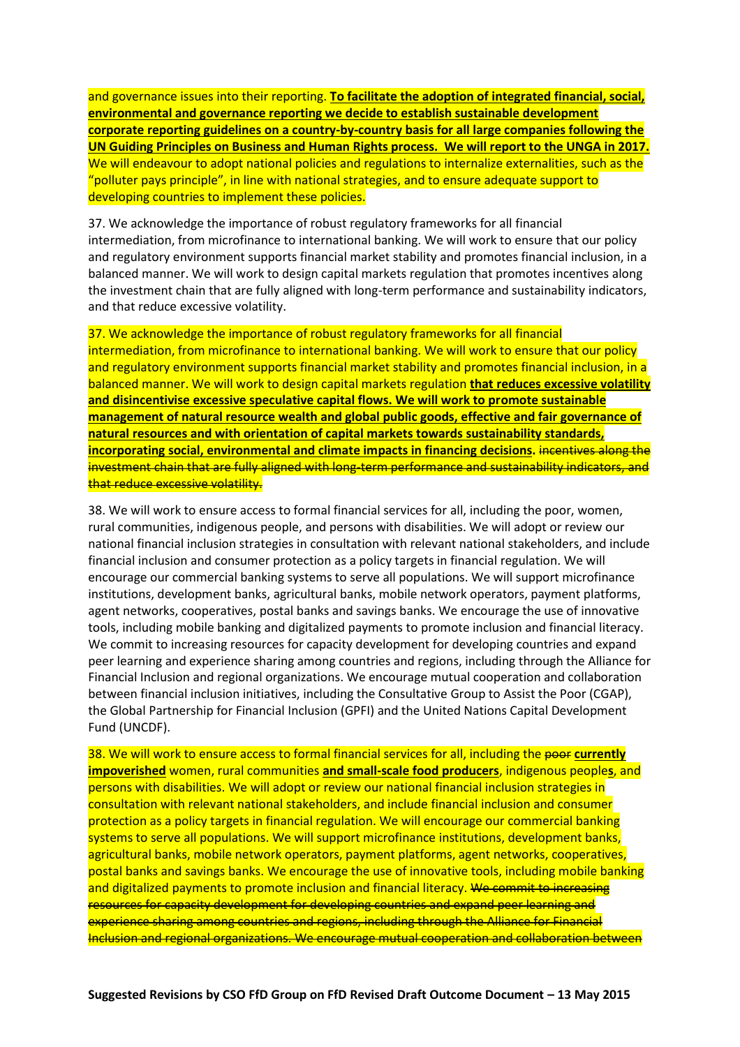and governance issues into their reporting. **To facilitate the adoption of integrated financial, social, environmental and governance reporting we decide to establish sustainable development corporate reporting guidelines on a country-by-country basis for all large companies following the UN Guiding Principles on Business and Human Rights process. We will report to the UNGA in 2017.** We will endeavour to adopt national policies and regulations to internalize externalities, such as the "polluter pays principle", in line with national strategies, and to ensure adequate support to developing countries to implement these policies.

37. We acknowledge the importance of robust regulatory frameworks for all financial intermediation, from microfinance to international banking. We will work to ensure that our policy and regulatory environment supports financial market stability and promotes financial inclusion, in a balanced manner. We will work to design capital markets regulation that promotes incentives along the investment chain that are fully aligned with long-term performance and sustainability indicators, and that reduce excessive volatility.

37. We acknowledge the importance of robust regulatory frameworks for all financial intermediation, from microfinance to international banking. We will work to ensure that our policy and regulatory environment supports financial market stability and promotes financial inclusion, in a balanced manner. We will work to design capital markets regulation **that reduces excessive volatility and disincentivise excessive speculative capital flows. We will work to promote sustainable management of natural resource wealth and global public goods, effective and fair governance of natural resources and with orientation of capital markets towards sustainability standards, incorporating social, environmental and climate impacts in financing decisions.** ~~incentives along the investment chain that are fully aligned with long-term performance and sustainability indicators, and that reduce excessive volatility.~~

38. We will work to ensure access to formal financial services for all, including the poor, women, rural communities, indigenous people, and persons with disabilities. We will adopt or review our national financial inclusion strategies in consultation with relevant national stakeholders, and include financial inclusion and consumer protection as a policy targets in financial regulation. We will encourage our commercial banking systems to serve all populations. We will support microfinance institutions, development banks, agricultural banks, mobile network operators, payment platforms, agent networks, cooperatives, postal banks and savings banks. We encourage the use of innovative tools, including mobile banking and digitalized payments to promote inclusion and financial literacy. We commit to increasing resources for capacity development for developing countries and expand peer learning and experience sharing among countries and regions, including through the Alliance for Financial Inclusion and regional organizations. We encourage mutual cooperation and collaboration between financial inclusion initiatives, including the Consultative Group to Assist the Poor (CGAP), the Global Partnership for Financial Inclusion (GPFI) and the United Nations Capital Development Fund (UNCDF).

38. We will work to ensure access to formal financial services for all, including the ~~poor~~ **currently impoverished** women, rural communities **and small-scale food producers**, indigenous people**s**, and persons with disabilities. We will adopt or review our national financial inclusion strategies in consultation with relevant national stakeholders, and include financial inclusion and consumer protection as a policy targets in financial regulation. We will encourage our commercial banking systems to serve all populations. We will support microfinance institutions, development banks, agricultural banks, mobile network operators, payment platforms, agent networks, cooperatives, postal banks and savings banks. We encourage the use of innovative tools, including mobile banking and digitalized payments to promote inclusion and financial literacy. ~~We commit to increasing resources for capacity development for developing countries and expand peer learning and experience sharing among countries and regions, including through the Alliance for Financial Inclusion and regional organizations. We encourage mutual cooperation and collaboration between~~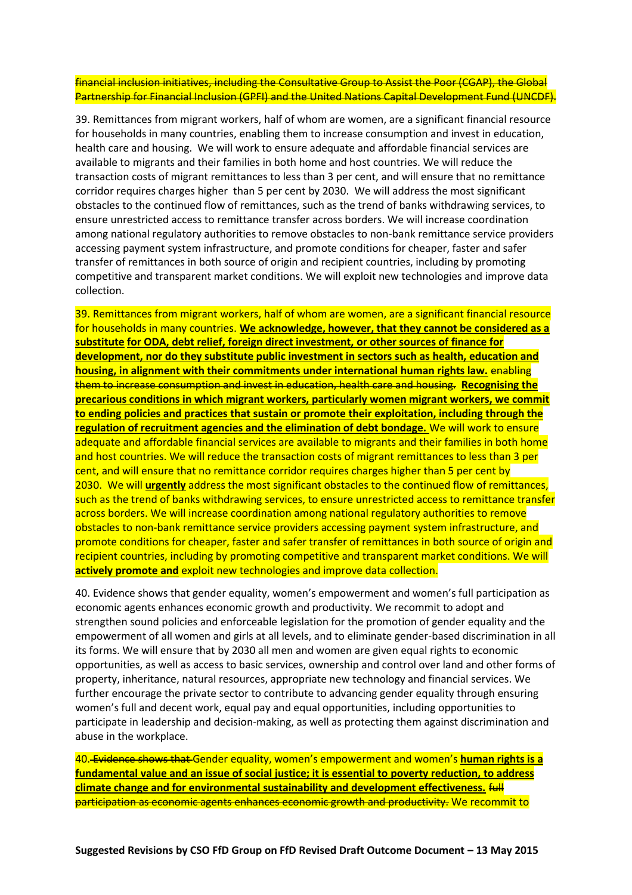~~financial inclusion initiatives, including the Consultative Group to Assist the Poor (CGAP), the Global Partnership for Financial Inclusion (GPFI) and the United Nations Capital Development Fund (UNCDF).~~

39. Remittances from migrant workers, half of whom are women, are a significant financial resource for households in many countries, enabling them to increase consumption and invest in education, health care and housing. We will work to ensure adequate and affordable financial services are available to migrants and their families in both home and host countries. We will reduce the transaction costs of migrant remittances to less than 3 per cent, and will ensure that no remittance corridor requires charges higher than 5 per cent by 2030. We will address the most significant obstacles to the continued flow of remittances, such as the trend of banks withdrawing services, to ensure unrestricted access to remittance transfer across borders. We will increase coordination among national regulatory authorities to remove obstacles to non-bank remittance service providers accessing payment system infrastructure, and promote conditions for cheaper, faster and safer transfer of remittances in both source of origin and recipient countries, including by promoting competitive and transparent market conditions. We will exploit new technologies and improve data collection.

39. Remittances from migrant workers, half of whom are women, are a significant financial resource for households in many countries. **We acknowledge, however, that they cannot be considered as a substitute for ODA, debt relief, foreign direct investment, or other sources of finance for development, nor do they substitute public investment in sectors such as health, education and housing, in alignment with their commitments under international human rights law.** ~~enabling them to increase consumption and invest in education, health care and housing.~~ **Recognising the precarious conditions in which migrant workers, particularly women migrant workers, we commit to ending policies and practices that sustain or promote their exploitation, including through the regulation of recruitment agencies and the elimination of debt bondage.** We will work to ensure adequate and affordable financial services are available to migrants and their families in both home and host countries. We will reduce the transaction costs of migrant remittances to less than 3 per cent, and will ensure that no remittance corridor requires charges higher than 5 per cent by 2030. We will **urgently** address the most significant obstacles to the continued flow of remittances, such as the trend of banks withdrawing services, to ensure unrestricted access to remittance transfer across borders. We will increase coordination among national regulatory authorities to remove obstacles to non-bank remittance service providers accessing payment system infrastructure, and promote conditions for cheaper, faster and safer transfer of remittances in both source of origin and recipient countries, including by promoting competitive and transparent market conditions. We will **actively promote and** exploit new technologies and improve data collection.

40. Evidence shows that gender equality, women's empowerment and women's full participation as economic agents enhances economic growth and productivity. We recommit to adopt and strengthen sound policies and enforceable legislation for the promotion of gender equality and the empowerment of all women and girls at all levels, and to eliminate gender-based discrimination in all its forms. We will ensure that by 2030 all men and women are given equal rights to economic opportunities, as well as access to basic services, ownership and control over land and other forms of property, inheritance, natural resources, appropriate new technology and financial services. We further encourage the private sector to contribute to advancing gender equality through ensuring women's full and decent work, equal pay and equal opportunities, including opportunities to participate in leadership and decision-making, as well as protecting them against discrimination and abuse in the workplace.

40.~~ Evidence shows that~~ Gender equality, women's empowerment and women's **human rights is a fundamental value and an issue of social justice; it is essential to poverty reduction, to address climate change and for environmental sustainability and development effectiveness.** ~~full participation as economic agents enhances economic growth and productivity.~~ We recommit to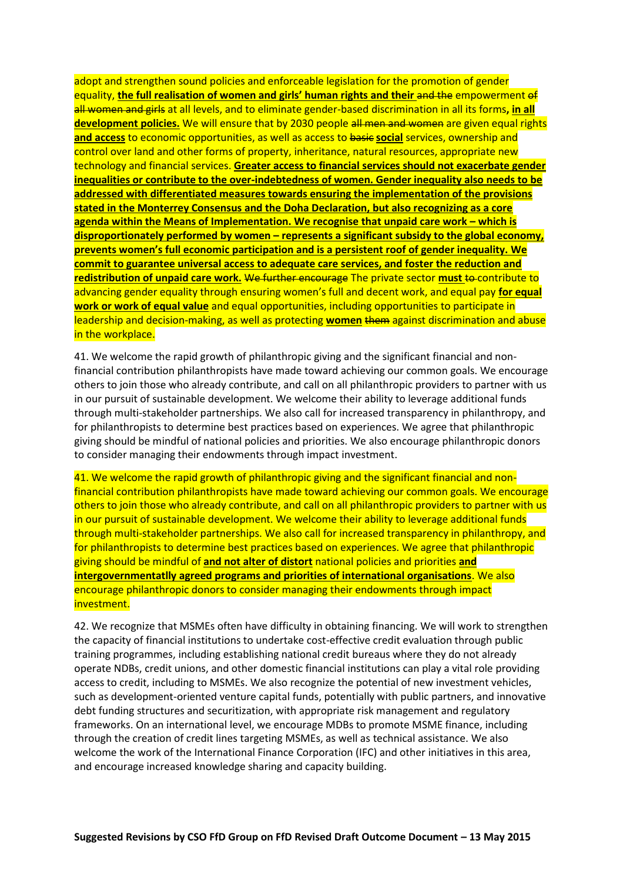adopt and strengthen sound policies and enforceable legislation for the promotion of gender equality, **the full realisation of women and girls' human rights and their** ~~and the~~ empowerment ~~of all women and girls~~ at all levels, and to eliminate gender-based discrimination in all its forms**, in all development policies.** We will ensure that by 2030 people ~~all men and women~~ are given equal rights **and access** to economic opportunities, as well as access to ~~basic~~ **social** services, ownership and control over land and other forms of property, inheritance, natural resources, appropriate new technology and financial services. **Greater access to financial services should not exacerbate gender inequalities or contribute to the over-indebtedness of women. Gender inequality also needs to be addressed with differentiated measures towards ensuring the implementation of the provisions stated in the Monterrey Consensus and the Doha Declaration, but also recognizing as a core agenda within the Means of Implementation. We recognise that unpaid care work – which is disproportionately performed by women – represents a significant subsidy to the global economy, prevents women's full economic participation and is a persistent roof of gender inequality. We commit to guarantee universal access to adequate care services, and foster the reduction and redistribution of unpaid care work.** ~~We further encourage~~ The private sector **must** ~~to~~ contribute to advancing gender equality through ensuring women's full and decent work, and equal pay **for equal work or work of equal value** and equal opportunities, including opportunities to participate in leadership and decision-making, as well as protecting **women** ~~them~~ against discrimination and abuse in the workplace.

41. We welcome the rapid growth of philanthropic giving and the significant financial and non-financial contribution philanthropists have made toward achieving our common goals. We encourage others to join those who already contribute, and call on all philanthropic providers to partner with us in our pursuit of sustainable development. We welcome their ability to leverage additional funds through multi-stakeholder partnerships. We also call for increased transparency in philanthropy, and for philanthropists to determine best practices based on experiences. We agree that philanthropic giving should be mindful of national policies and priorities. We also encourage philanthropic donors to consider managing their endowments through impact investment.

41. We welcome the rapid growth of philanthropic giving and the significant financial and non-financial contribution philanthropists have made toward achieving our common goals. We encourage others to join those who already contribute, and call on all philanthropic providers to partner with us in our pursuit of sustainable development. We welcome their ability to leverage additional funds through multi-stakeholder partnerships. We also call for increased transparency in philanthropy, and for philanthropists to determine best practices based on experiences. We agree that philanthropic giving should be mindful of **and not alter of distort** national policies and priorities **and intergovernmentatlly agreed programs and priorities of international organisations**. We also encourage philanthropic donors to consider managing their endowments through impact investment.

42. We recognize that MSMEs often have difficulty in obtaining financing. We will work to strengthen the capacity of financial institutions to undertake cost-effective credit evaluation through public training programmes, including establishing national credit bureaus where they do not already operate NDBs, credit unions, and other domestic financial institutions can play a vital role providing access to credit, including to MSMEs. We also recognize the potential of new investment vehicles, such as development-oriented venture capital funds, potentially with public partners, and innovative debt funding structures and securitization, with appropriate risk management and regulatory frameworks. On an international level, we encourage MDBs to promote MSME finance, including through the creation of credit lines targeting MSMEs, as well as technical assistance. We also welcome the work of the International Finance Corporation (IFC) and other initiatives in this area, and encourage increased knowledge sharing and capacity building.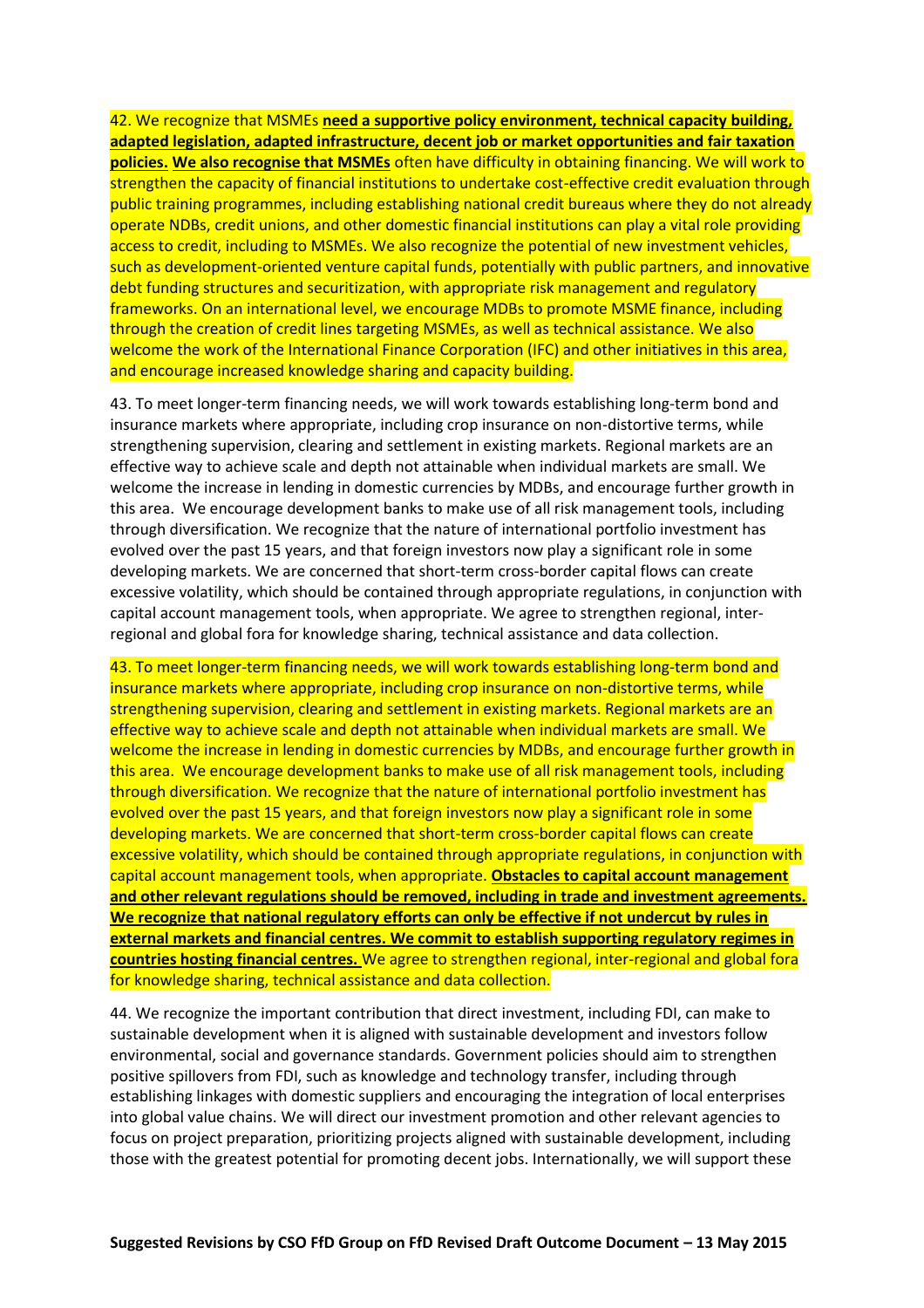42. We recognize that MSMEs **need a supportive policy environment, technical capacity building, adapted legislation, adapted infrastructure, decent job or market opportunities and fair taxation policies. We also recognise that MSMEs** often have difficulty in obtaining financing. We will work to strengthen the capacity of financial institutions to undertake cost-effective credit evaluation through public training programmes, including establishing national credit bureaus where they do not already operate NDBs, credit unions, and other domestic financial institutions can play a vital role providing access to credit, including to MSMEs. We also recognize the potential of new investment vehicles, such as development-oriented venture capital funds, potentially with public partners, and innovative debt funding structures and securitization, with appropriate risk management and regulatory frameworks. On an international level, we encourage MDBs to promote MSME finance, including through the creation of credit lines targeting MSMEs, as well as technical assistance. We also welcome the work of the International Finance Corporation (IFC) and other initiatives in this area, and encourage increased knowledge sharing and capacity building.

43. To meet longer-term financing needs, we will work towards establishing long-term bond and insurance markets where appropriate, including crop insurance on non-distortive terms, while strengthening supervision, clearing and settlement in existing markets. Regional markets are an effective way to achieve scale and depth not attainable when individual markets are small. We welcome the increase in lending in domestic currencies by MDBs, and encourage further growth in this area. We encourage development banks to make use of all risk management tools, including through diversification. We recognize that the nature of international portfolio investment has evolved over the past 15 years, and that foreign investors now play a significant role in some developing markets. We are concerned that short-term cross-border capital flows can create excessive volatility, which should be contained through appropriate regulations, in conjunction with capital account management tools, when appropriate. We agree to strengthen regional, inter-regional and global fora for knowledge sharing, technical assistance and data collection.

43. To meet longer-term financing needs, we will work towards establishing long-term bond and insurance markets where appropriate, including crop insurance on non-distortive terms, while strengthening supervision, clearing and settlement in existing markets. Regional markets are an effective way to achieve scale and depth not attainable when individual markets are small. We welcome the increase in lending in domestic currencies by MDBs, and encourage further growth in this area. We encourage development banks to make use of all risk management tools, including through diversification. We recognize that the nature of international portfolio investment has evolved over the past 15 years, and that foreign investors now play a significant role in some developing markets. We are concerned that short-term cross-border capital flows can create excessive volatility, which should be contained through appropriate regulations, in conjunction with capital account management tools, when appropriate. **Obstacles to capital account management and other relevant regulations should be removed, including in trade and investment agreements. We recognize that national regulatory efforts can only be effective if not undercut by rules in external markets and financial centres. We commit to establish supporting regulatory regimes in countries hosting financial centres.** We agree to strengthen regional, inter-regional and global fora for knowledge sharing, technical assistance and data collection.

44. We recognize the important contribution that direct investment, including FDI, can make to sustainable development when it is aligned with sustainable development and investors follow environmental, social and governance standards. Government policies should aim to strengthen positive spillovers from FDI, such as knowledge and technology transfer, including through establishing linkages with domestic suppliers and encouraging the integration of local enterprises into global value chains. We will direct our investment promotion and other relevant agencies to focus on project preparation, prioritizing projects aligned with sustainable development, including those with the greatest potential for promoting decent jobs. Internationally, we will support these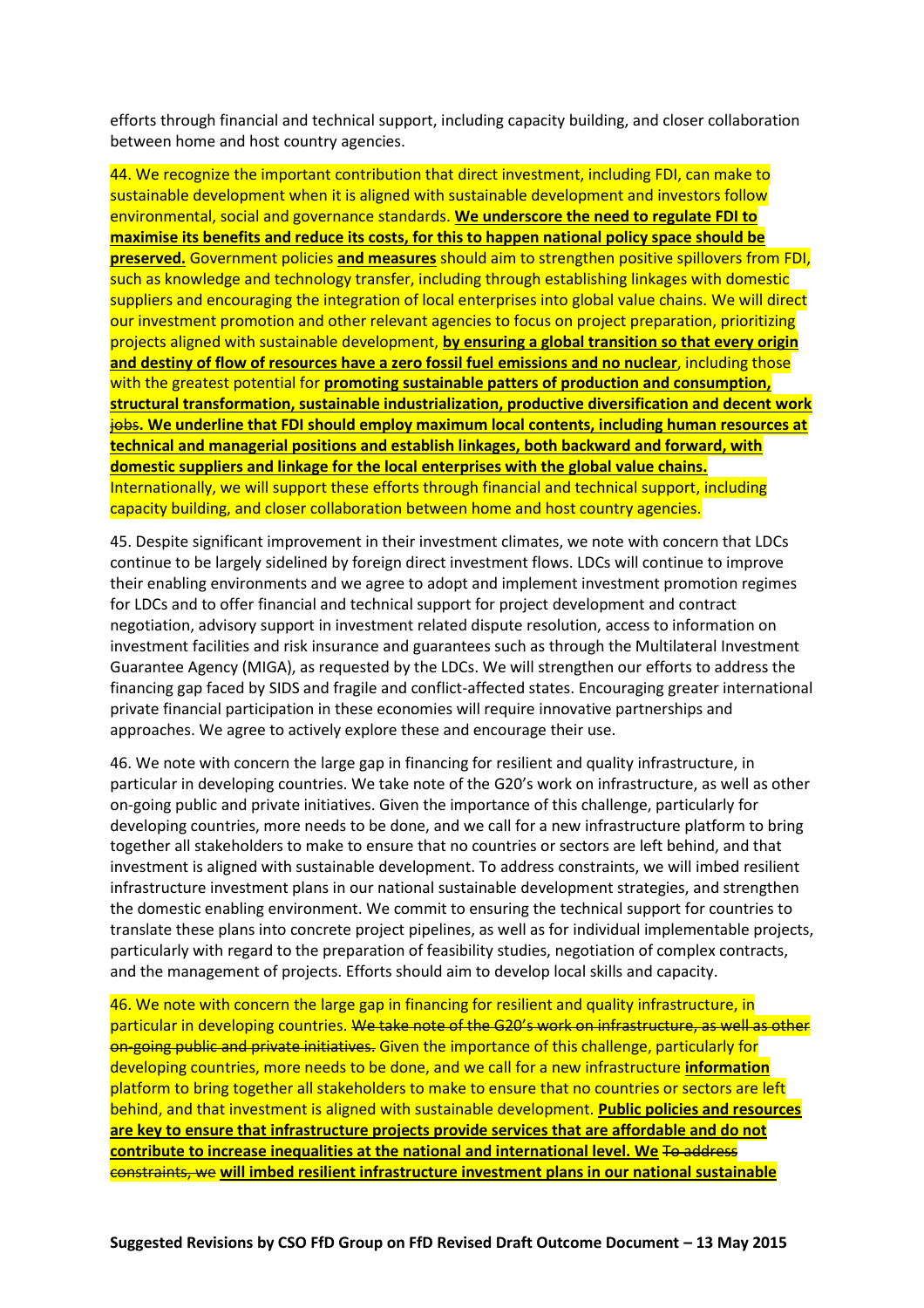efforts through financial and technical support, including capacity building, and closer collaboration between home and host country agencies.

44. We recognize the important contribution that direct investment, including FDI, can make to sustainable development when it is aligned with sustainable development and investors follow environmental, social and governance standards. **We underscore the need to regulate FDI to maximise its benefits and reduce its costs, for this to happen national policy space should be preserved.** Government policies **and measures** should aim to strengthen positive spillovers from FDI, such as knowledge and technology transfer, including through establishing linkages with domestic suppliers and encouraging the integration of local enterprises into global value chains. We will direct our investment promotion and other relevant agencies to focus on project preparation, prioritizing projects aligned with sustainable development, **by ensuring a global transition so that every origin and destiny of flow of resources have a zero fossil fuel emissions and no nuclear**, including those with the greatest potential for **promoting sustainable patters of production and consumption, structural transformation, sustainable industrialization, productive diversification and decent work** ~~jobs~~**. We underline that FDI should employ maximum local contents, including human resources at technical and managerial positions and establish linkages, both backward and forward, with domestic suppliers and linkage for the local enterprises with the global value chains.** Internationally, we will support these efforts through financial and technical support, including capacity building, and closer collaboration between home and host country agencies.

45. Despite significant improvement in their investment climates, we note with concern that LDCs continue to be largely sidelined by foreign direct investment flows. LDCs will continue to improve their enabling environments and we agree to adopt and implement investment promotion regimes for LDCs and to offer financial and technical support for project development and contract negotiation, advisory support in investment related dispute resolution, access to information on investment facilities and risk insurance and guarantees such as through the Multilateral Investment Guarantee Agency (MIGA), as requested by the LDCs. We will strengthen our efforts to address the financing gap faced by SIDS and fragile and conflict-affected states. Encouraging greater international private financial participation in these economies will require innovative partnerships and approaches. We agree to actively explore these and encourage their use.

46. We note with concern the large gap in financing for resilient and quality infrastructure, in particular in developing countries. We take note of the G20's work on infrastructure, as well as other on-going public and private initiatives. Given the importance of this challenge, particularly for developing countries, more needs to be done, and we call for a new infrastructure platform to bring together all stakeholders to make to ensure that no countries or sectors are left behind, and that investment is aligned with sustainable development. To address constraints, we will imbed resilient infrastructure investment plans in our national sustainable development strategies, and strengthen the domestic enabling environment. We commit to ensuring the technical support for countries to translate these plans into concrete project pipelines, as well as for individual implementable projects, particularly with regard to the preparation of feasibility studies, negotiation of complex contracts, and the management of projects. Efforts should aim to develop local skills and capacity.

46. We note with concern the large gap in financing for resilient and quality infrastructure, in particular in developing countries. ~~We take note of the G20's work on infrastructure, as well as other on-going public and private initiatives.~~ Given the importance of this challenge, particularly for developing countries, more needs to be done, and we call for a new infrastructure **information** platform to bring together all stakeholders to make to ensure that no countries or sectors are left behind, and that investment is aligned with sustainable development. **Public policies and resources are key to ensure that infrastructure projects provide services that are affordable and do not contribute to increase inequalities at the national and international level. We** ~~To address constraints, we~~ **will imbed resilient infrastructure investment plans in our national sustainable**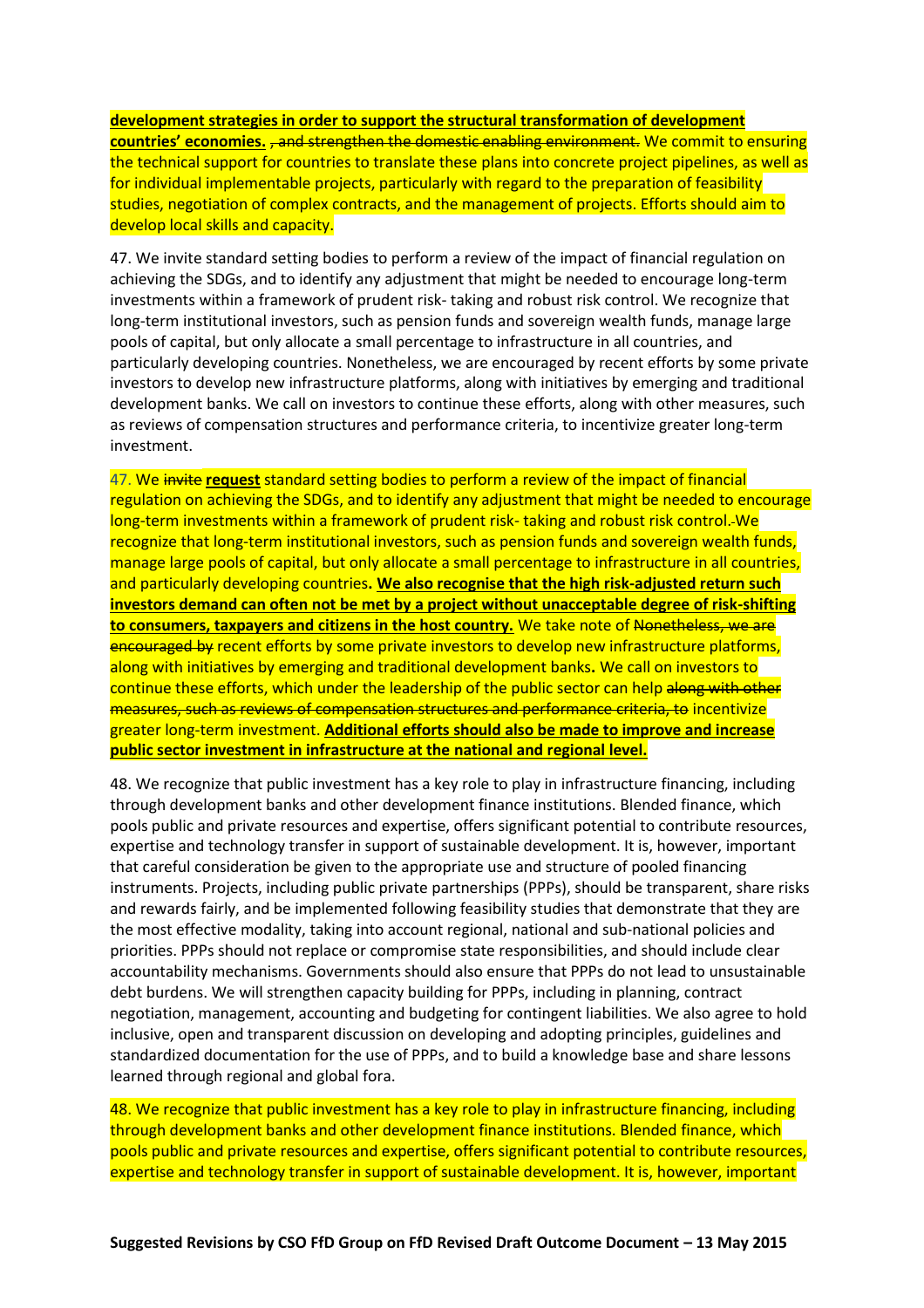**development strategies in order to support the structural transformation of development countries' economies.** ~~, and strengthen the domestic enabling environment.~~ We commit to ensuring the technical support for countries to translate these plans into concrete project pipelines, as well as for individual implementable projects, particularly with regard to the preparation of feasibility studies, negotiation of complex contracts, and the management of projects. Efforts should aim to develop local skills and capacity.

47. We invite standard setting bodies to perform a review of the impact of financial regulation on achieving the SDGs, and to identify any adjustment that might be needed to encourage long-term investments within a framework of prudent risk- taking and robust risk control. We recognize that long-term institutional investors, such as pension funds and sovereign wealth funds, manage large pools of capital, but only allocate a small percentage to infrastructure in all countries, and particularly developing countries. Nonetheless, we are encouraged by recent efforts by some private investors to develop new infrastructure platforms, along with initiatives by emerging and traditional development banks. We call on investors to continue these efforts, along with other measures, such as reviews of compensation structures and performance criteria, to incentivize greater long-term investment.

47. We ~~invite~~ **request** standard setting bodies to perform a review of the impact of financial regulation on achieving the SDGs, and to identify any adjustment that might be needed to encourage long-term investments within a framework of prudent risk- taking and robust risk control. We recognize that long-term institutional investors, such as pension funds and sovereign wealth funds, manage large pools of capital, but only allocate a small percentage to infrastructure in all countries, and particularly developing countries. **We also recognise that the high risk-adjusted return such investors demand can often not be met by a project without unacceptable degree of risk-shifting to consumers, taxpayers and citizens in the host country.** We take note of ~~Nonetheless, we are encouraged by~~ recent efforts by some private investors to develop new infrastructure platforms, along with initiatives by emerging and traditional development banks. We call on investors to continue these efforts, which under the leadership of the public sector can help ~~along with other measures, such as reviews of compensation structures and performance criteria, to~~ incentivize greater long-term investment. **Additional efforts should also be made to improve and increase public sector investment in infrastructure at the national and regional level.**

48. We recognize that public investment has a key role to play in infrastructure financing, including through development banks and other development finance institutions. Blended finance, which pools public and private resources and expertise, offers significant potential to contribute resources, expertise and technology transfer in support of sustainable development. It is, however, important that careful consideration be given to the appropriate use and structure of pooled financing instruments. Projects, including public private partnerships (PPPs), should be transparent, share risks and rewards fairly, and be implemented following feasibility studies that demonstrate that they are the most effective modality, taking into account regional, national and sub-national policies and priorities. PPPs should not replace or compromise state responsibilities, and should include clear accountability mechanisms. Governments should also ensure that PPPs do not lead to unsustainable debt burdens. We will strengthen capacity building for PPPs, including in planning, contract negotiation, management, accounting and budgeting for contingent liabilities. We also agree to hold inclusive, open and transparent discussion on developing and adopting principles, guidelines and standardized documentation for the use of PPPs, and to build a knowledge base and share lessons learned through regional and global fora.

48. We recognize that public investment has a key role to play in infrastructure financing, including through development banks and other development finance institutions. Blended finance, which pools public and private resources and expertise, offers significant potential to contribute resources, expertise and technology transfer in support of sustainable development. It is, however, important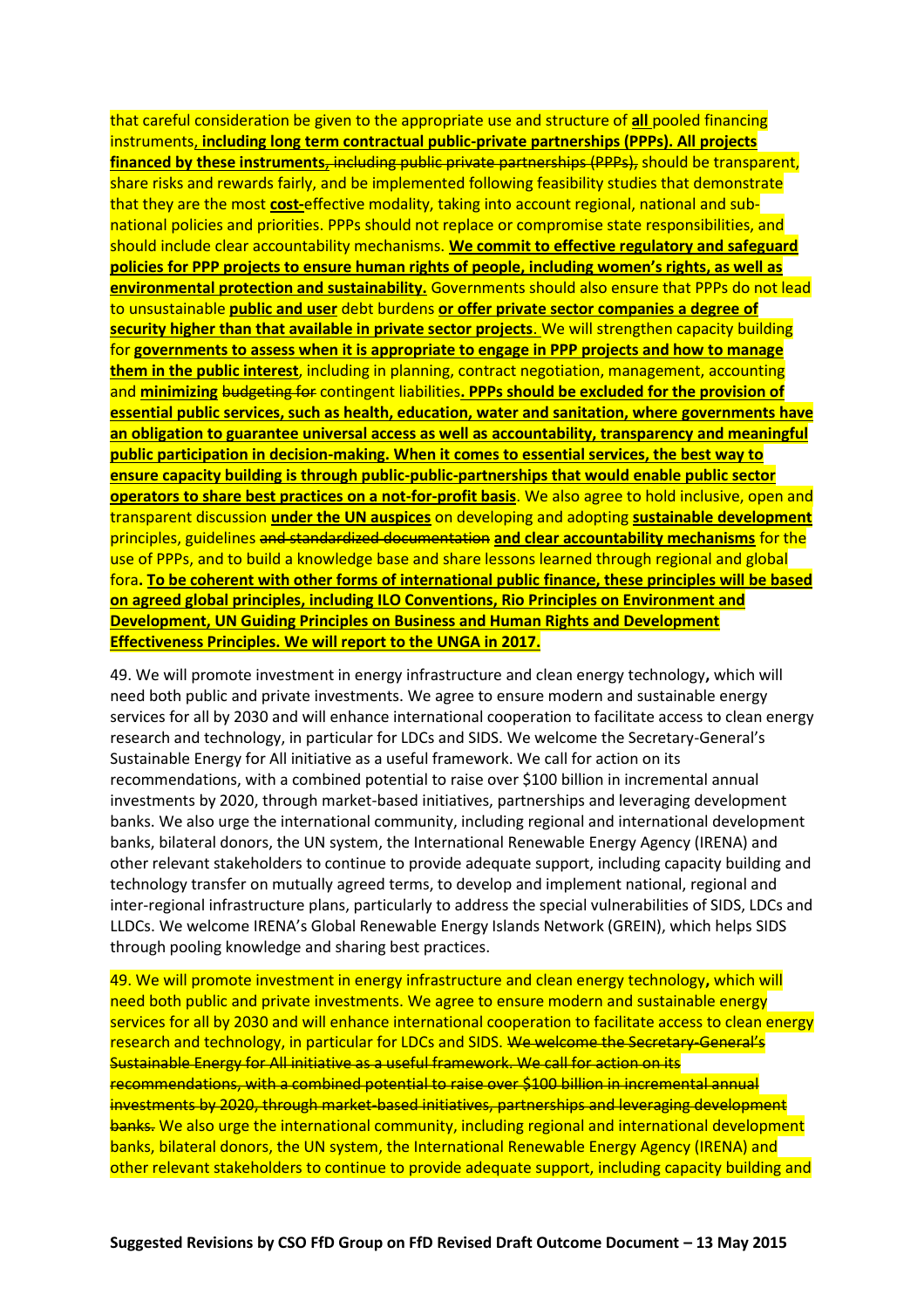that careful consideration be given to the appropriate use and structure of **all** pooled financing instruments**, including long term contractual public-private partnerships (PPPs). All projects financed by these instruments**~~, including public private partnerships (PPPs),~~ should be transparent, share risks and rewards fairly, and be implemented following feasibility studies that demonstrate that they are the most **cost-**effective modality, taking into account regional, national and sub-national policies and priorities. PPPs should not replace or compromise state responsibilities, and should include clear accountability mechanisms. **We commit to effective regulatory and safeguard policies for PPP projects to ensure human rights of people, including women's rights, as well as environmental protection and sustainability.** Governments should also ensure that PPPs do not lead to unsustainable **public and user** debt burdens **or offer private sector companies a degree of security higher than that available in private sector projects**. We will strengthen capacity building for **governments to assess when it is appropriate to engage in PPP projects and how to manage them in the public interest**, including in planning, contract negotiation, management, accounting and **minimizing** ~~budgeting for~~ contingent liabilities**. PPPs should be excluded for the provision of essential public services, such as health, education, water and sanitation, where governments have an obligation to guarantee universal access as well as accountability, transparency and meaningful public participation in decision-making. When it comes to essential services, the best way to ensure capacity building is through public-public-partnerships that would enable public sector operators to share best practices on a not-for-profit basis**. We also agree to hold inclusive, open and transparent discussion **under the UN auspices** on developing and adopting **sustainable development** principles, guidelines ~~and standardized documentation~~ **and clear accountability mechanisms** for the use of PPPs, and to build a knowledge base and share lessons learned through regional and global fora**. To be coherent with other forms of international public finance, these principles will be based on agreed global principles, including ILO Conventions, Rio Principles on Environment and Development, UN Guiding Principles on Business and Human Rights and Development Effectiveness Principles. We will report to the UNGA in 2017.**

49. We will promote investment in energy infrastructure and clean energy technology**,** which will need both public and private investments. We agree to ensure modern and sustainable energy services for all by 2030 and will enhance international cooperation to facilitate access to clean energy research and technology, in particular for LDCs and SIDS. We welcome the Secretary-General's Sustainable Energy for All initiative as a useful framework. We call for action on its recommendations, with a combined potential to raise over $100 billion in incremental annual investments by 2020, through market-based initiatives, partnerships and leveraging development banks. We also urge the international community, including regional and international development banks, bilateral donors, the UN system, the International Renewable Energy Agency (IRENA) and other relevant stakeholders to continue to provide adequate support, including capacity building and technology transfer on mutually agreed terms, to develop and implement national, regional and inter-regional infrastructure plans, particularly to address the special vulnerabilities of SIDS, LDCs and LLDCs. We welcome IRENA's Global Renewable Energy Islands Network (GREIN), which helps SIDS through pooling knowledge and sharing best practices.

49. We will promote investment in energy infrastructure and clean energy technology**,** which will need both public and private investments. We agree to ensure modern and sustainable energy services for all by 2030 and will enhance international cooperation to facilitate access to clean energy research and technology, in particular for LDCs and SIDS. ~~We welcome the Secretary-General's Sustainable Energy for All initiative as a useful framework. We call for action on its recommendations, with a combined potential to raise over $100 billion in incremental annual investments by 2020, through market-based initiatives, partnerships and leveraging development banks.~~ We also urge the international community, including regional and international development banks, bilateral donors, the UN system, the International Renewable Energy Agency (IRENA) and other relevant stakeholders to continue to provide adequate support, including capacity building and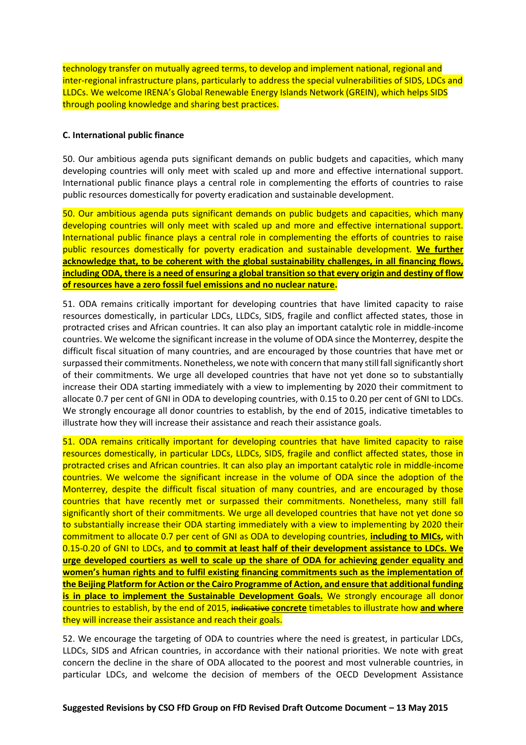technology transfer on mutually agreed terms, to develop and implement national, regional and inter-regional infrastructure plans, particularly to address the special vulnerabilities of SIDS, LDCs and LLDCs. We welcome IRENA's Global Renewable Energy Islands Network (GREIN), which helps SIDS through pooling knowledge and sharing best practices.

**C. International public finance**

50. Our ambitious agenda puts significant demands on public budgets and capacities, which many developing countries will only meet with scaled up and more and effective international support. International public finance plays a central role in complementing the efforts of countries to raise public resources domestically for poverty eradication and sustainable development.

50. Our ambitious agenda puts significant demands on public budgets and capacities, which many developing countries will only meet with scaled up and more and effective international support. International public finance plays a central role in complementing the efforts of countries to raise public resources domestically for poverty eradication and sustainable development. **We further acknowledge that, to be coherent with the global sustainability challenges, in all financing flows, including ODA, there is a need of ensuring a global transition so that every origin and destiny of flow of resources have a zero fossil fuel emissions and no nuclear nature.**

51. ODA remains critically important for developing countries that have limited capacity to raise resources domestically, in particular LDCs, LLDCs, SIDS, fragile and conflict affected states, those in protracted crises and African countries. It can also play an important catalytic role in middle-income countries. We welcome the significant increase in the volume of ODA since the Monterrey, despite the difficult fiscal situation of many countries, and are encouraged by those countries that have met or surpassed their commitments. Nonetheless, we note with concern that many still fall significantly short of their commitments. We urge all developed countries that have not yet done so to substantially increase their ODA starting immediately with a view to implementing by 2020 their commitment to allocate 0.7 per cent of GNI in ODA to developing countries, with 0.15 to 0.20 per cent of GNI to LDCs. We strongly encourage all donor countries to establish, by the end of 2015, indicative timetables to illustrate how they will increase their assistance and reach their assistance goals.

51. ODA remains critically important for developing countries that have limited capacity to raise resources domestically, in particular LDCs, LLDCs, SIDS, fragile and conflict affected states, those in protracted crises and African countries. It can also play an important catalytic role in middle-income countries. We welcome the significant increase in the volume of ODA since the adoption of the Monterrey, despite the difficult fiscal situation of many countries, and are encouraged by those countries that have recently met or surpassed their commitments. Nonetheless, many still fall significantly short of their commitments. We urge all developed countries that have not yet done so to substantially increase their ODA starting immediately with a view to implementing by 2020 their commitment to allocate 0.7 per cent of GNI as ODA to developing countries, **including to MICs,** with 0.15-0.20 of GNI to LDCs, and **to commit at least half of their development assistance to LDCs. We urge developed courtiers as well to scale up the share of ODA for achieving gender equality and women's human rights and to fulfil existing financing commitments such as the implementation of the Beijing Platform for Action or the Cairo Programme of Action, and ensure that additional funding is in place to implement the Sustainable Development Goals.** We strongly encourage all donor countries to establish, by the end of 2015, ~~indicative~~ **concrete** timetables to illustrate how **and where** they will increase their assistance and reach their goals.

52. We encourage the targeting of ODA to countries where the need is greatest, in particular LDCs, LLDCs, SIDS and African countries, in accordance with their national priorities. We note with great concern the decline in the share of ODA allocated to the poorest and most vulnerable countries, in particular LDCs, and welcome the decision of members of the OECD Development Assistance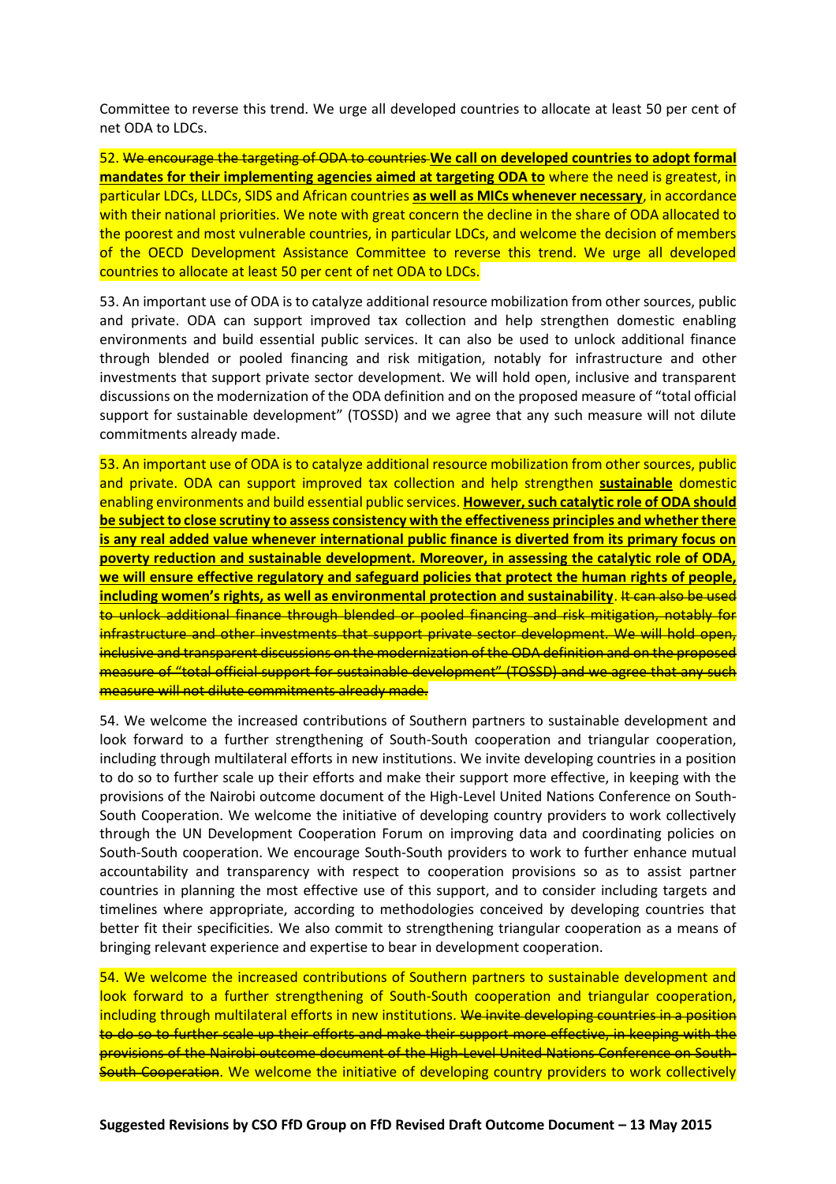Committee to reverse this trend. We urge all developed countries to allocate at least 50 per cent of net ODA to LDCs.

52. ~~We encourage the targeting of ODA to countries~~ **We call on developed countries to adopt formal mandates for their implementing agencies aimed at targeting ODA to** where the need is greatest, in particular LDCs, LLDCs, SIDS and African countries **as well as MICs whenever necessary**, in accordance with their national priorities. We note with great concern the decline in the share of ODA allocated to the poorest and most vulnerable countries, in particular LDCs, and welcome the decision of members of the OECD Development Assistance Committee to reverse this trend. We urge all developed countries to allocate at least 50 per cent of net ODA to LDCs.

53. An important use of ODA is to catalyze additional resource mobilization from other sources, public and private. ODA can support improved tax collection and help strengthen domestic enabling environments and build essential public services. It can also be used to unlock additional finance through blended or pooled financing and risk mitigation, notably for infrastructure and other investments that support private sector development. We will hold open, inclusive and transparent discussions on the modernization of the ODA definition and on the proposed measure of "total official support for sustainable development" (TOSSD) and we agree that any such measure will not dilute commitments already made.

53. An important use of ODA is to catalyze additional resource mobilization from other sources, public and private. ODA can support improved tax collection and help strengthen **sustainable** domestic enabling environments and build essential public services. **However, such catalytic role of ODA should be subject to close scrutiny to assess consistency with the effectiveness principles and whether there is any real added value whenever international public finance is diverted from its primary focus on poverty reduction and sustainable development. Moreover, in assessing the catalytic role of ODA, we will ensure effective regulatory and safeguard policies that protect the human rights of people, including women's rights, as well as environmental protection and sustainability**. ~~It can also be used to unlock additional finance through blended or pooled financing and risk mitigation, notably for infrastructure and other investments that support private sector development. We will hold open, inclusive and transparent discussions on the modernization of the ODA definition and on the proposed measure of "total official support for sustainable development" (TOSSD) and we agree that any such measure will not dilute commitments already made.~~

54. We welcome the increased contributions of Southern partners to sustainable development and look forward to a further strengthening of South-South cooperation and triangular cooperation, including through multilateral efforts in new institutions. We invite developing countries in a position to do so to further scale up their efforts and make their support more effective, in keeping with the provisions of the Nairobi outcome document of the High-Level United Nations Conference on South-South Cooperation. We welcome the initiative of developing country providers to work collectively through the UN Development Cooperation Forum on improving data and coordinating policies on South-South cooperation. We encourage South-South providers to work to further enhance mutual accountability and transparency with respect to cooperation provisions so as to assist partner countries in planning the most effective use of this support, and to consider including targets and timelines where appropriate, according to methodologies conceived by developing countries that better fit their specificities. We also commit to strengthening triangular cooperation as a means of bringing relevant experience and expertise to bear in development cooperation.

54. We welcome the increased contributions of Southern partners to sustainable development and look forward to a further strengthening of South-South cooperation and triangular cooperation, including through multilateral efforts in new institutions. ~~We invite developing countries in a position to do so to further scale up their efforts and make their support more effective, in keeping with the provisions of the Nairobi outcome document of the High-Level United Nations Conference on South-South Cooperation~~. We welcome the initiative of developing country providers to work collectively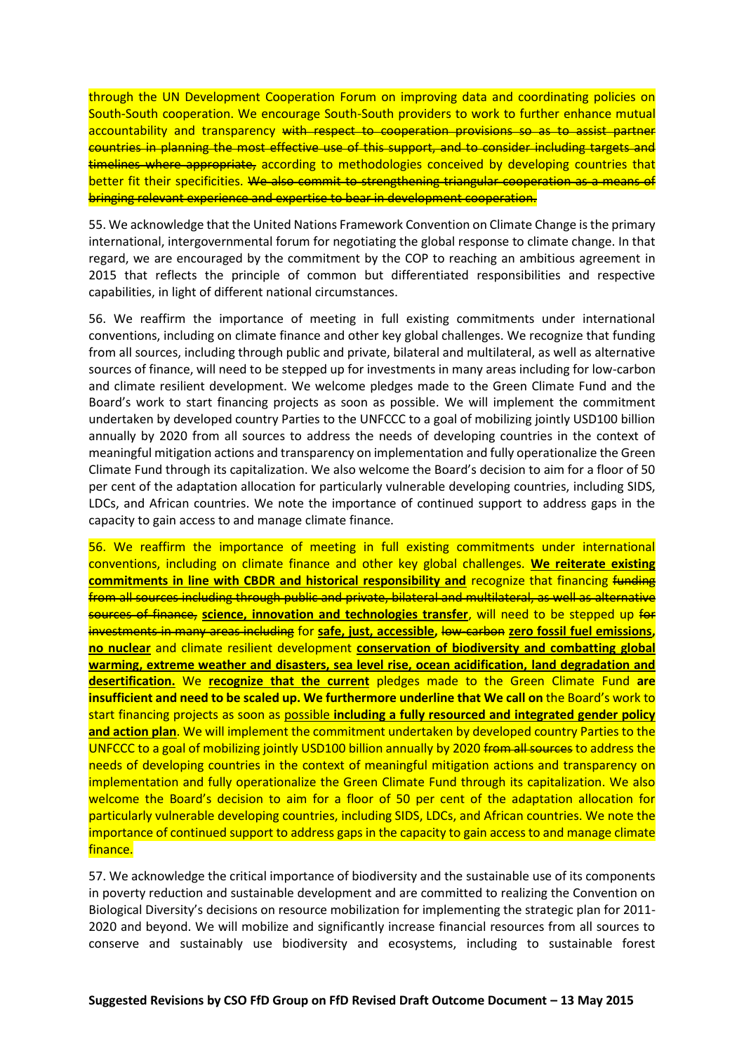through the UN Development Cooperation Forum on improving data and coordinating policies on South-South cooperation. We encourage South-South providers to work to further enhance mutual accountability and transparency ~~with respect to cooperation provisions so as to assist partner countries in planning the most effective use of this support, and to consider including targets and timelines where appropriate,~~ according to methodologies conceived by developing countries that better fit their specificities. ~~We also commit to strengthening triangular cooperation as a means of bringing relevant experience and expertise to bear in development cooperation.~~

55. We acknowledge that the United Nations Framework Convention on Climate Change is the primary international, intergovernmental forum for negotiating the global response to climate change. In that regard, we are encouraged by the commitment by the COP to reaching an ambitious agreement in 2015 that reflects the principle of common but differentiated responsibilities and respective capabilities, in light of different national circumstances.

56. We reaffirm the importance of meeting in full existing commitments under international conventions, including on climate finance and other key global challenges. We recognize that funding from all sources, including through public and private, bilateral and multilateral, as well as alternative sources of finance, will need to be stepped up for investments in many areas including for low-carbon and climate resilient development. We welcome pledges made to the Green Climate Fund and the Board's work to start financing projects as soon as possible. We will implement the commitment undertaken by developed country Parties to the UNFCCC to a goal of mobilizing jointly USD100 billion annually by 2020 from all sources to address the needs of developing countries in the context of meaningful mitigation actions and transparency on implementation and fully operationalize the Green Climate Fund through its capitalization. We also welcome the Board's decision to aim for a floor of 50 per cent of the adaptation allocation for particularly vulnerable developing countries, including SIDS, LDCs, and African countries. We note the importance of continued support to address gaps in the capacity to gain access to and manage climate finance.

56. We reaffirm the importance of meeting in full existing commitments under international conventions, including on climate finance and other key global challenges. **We reiterate existing commitments in line with CBDR and historical responsibility and** recognize that financing ~~funding from all sources including through public and private, bilateral and multilateral, as well as alternative sources of finance,~~ **science, innovation and technologies transfer**, will need to be stepped up ~~for investments in many areas including~~ for **safe, just, accessible,** ~~low-carbon~~ **zero fossil fuel emissions, no nuclear** and climate resilient development **conservation of biodiversity and combatting global warming, extreme weather and disasters, sea level rise, ocean acidification, land degradation and desertification.** We **recognize that the current** pledges made to the Green Climate Fund **are insufficient and need to be scaled up. We furthermore underline that We call on** the Board's work to start financing projects as soon as possible **including a fully resourced and integrated gender policy and action plan**. We will implement the commitment undertaken by developed country Parties to the UNFCCC to a goal of mobilizing jointly USD100 billion annually by 2020 ~~from all sources~~ to address the needs of developing countries in the context of meaningful mitigation actions and transparency on implementation and fully operationalize the Green Climate Fund through its capitalization. We also welcome the Board's decision to aim for a floor of 50 per cent of the adaptation allocation for particularly vulnerable developing countries, including SIDS, LDCs, and African countries. We note the importance of continued support to address gaps in the capacity to gain access to and manage climate finance.

57. We acknowledge the critical importance of biodiversity and the sustainable use of its components in poverty reduction and sustainable development and are committed to realizing the Convention on Biological Diversity's decisions on resource mobilization for implementing the strategic plan for 2011-2020 and beyond. We will mobilize and significantly increase financial resources from all sources to conserve and sustainably use biodiversity and ecosystems, including to sustainable forest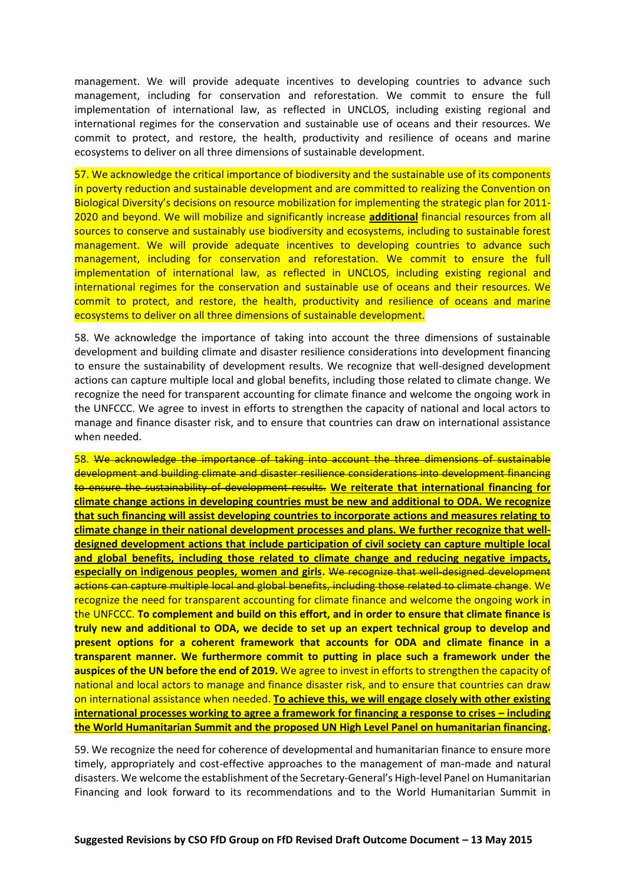management. We will provide adequate incentives to developing countries to advance such management, including for conservation and reforestation. We commit to ensure the full implementation of international law, as reflected in UNCLOS, including existing regional and international regimes for the conservation and sustainable use of oceans and their resources. We commit to protect, and restore, the health, productivity and resilience of oceans and marine ecosystems to deliver on all three dimensions of sustainable development.

57. We acknowledge the critical importance of biodiversity and the sustainable use of its components in poverty reduction and sustainable development and are committed to realizing the Convention on Biological Diversity's decisions on resource mobilization for implementing the strategic plan for 2011-2020 and beyond. We will mobilize and significantly increase <u>**additional**</u> financial resources from all sources to conserve and sustainably use biodiversity and ecosystems, including to sustainable forest management. We will provide adequate incentives to developing countries to advance such management, including for conservation and reforestation. We commit to ensure the full implementation of international law, as reflected in UNCLOS, including existing regional and international regimes for the conservation and sustainable use of oceans and their resources. We commit to protect, and restore, the health, productivity and resilience of oceans and marine ecosystems to deliver on all three dimensions of sustainable development.

58. We acknowledge the importance of taking into account the three dimensions of sustainable development and building climate and disaster resilience considerations into development financing to ensure the sustainability of development results. We recognize that well-designed development actions can capture multiple local and global benefits, including those related to climate change. We recognize the need for transparent accounting for climate finance and welcome the ongoing work in the UNFCCC. We agree to invest in efforts to strengthen the capacity of national and local actors to manage and finance disaster risk, and to ensure that countries can draw on international assistance when needed.

58. ~~We acknowledge the importance of taking into account the three dimensions of sustainable development and building climate and disaster resilience considerations into development financing to ensure the sustainability of development results.~~ <u>**We reiterate that international financing for climate change actions in developing countries must be new and additional to ODA. We recognize that such financing will assist developing countries to incorporate actions and measures relating to climate change in their national development processes and plans. We further recognize that well-designed development actions that include participation of civil society can capture multiple local and global benefits, including those related to climate change and reducing negative impacts, especially on indigenous peoples, women and girls.**</u> ~~We recognize that well-designed development actions can capture multiple local and global benefits, including those related to climate change~~. We recognize the need for transparent accounting for climate finance and welcome the ongoing work in the UNFCCC. **To complement and build on this effort, and in order to ensure that climate finance is truly new and additional to ODA, we decide to set up an expert technical group to develop and present options for a coherent framework that accounts for ODA and climate finance in a transparent manner. We furthermore commit to putting in place such a framework under the auspices of the UN before the end of 2019.** We agree to invest in efforts to strengthen the capacity of national and local actors to manage and finance disaster risk, and to ensure that countries can draw on international assistance when needed. <u>**To achieve this, we will engage closely with other existing international processes working to agree a framework for financing a response to crises – including the World Humanitarian Summit and the proposed UN High Level Panel on humanitarian financing**</u>**.**

59. We recognize the need for coherence of developmental and humanitarian finance to ensure more timely, appropriately and cost-effective approaches to the management of man-made and natural disasters. We welcome the establishment of the Secretary-General's High-level Panel on Humanitarian Financing and look forward to its recommendations and to the World Humanitarian Summit in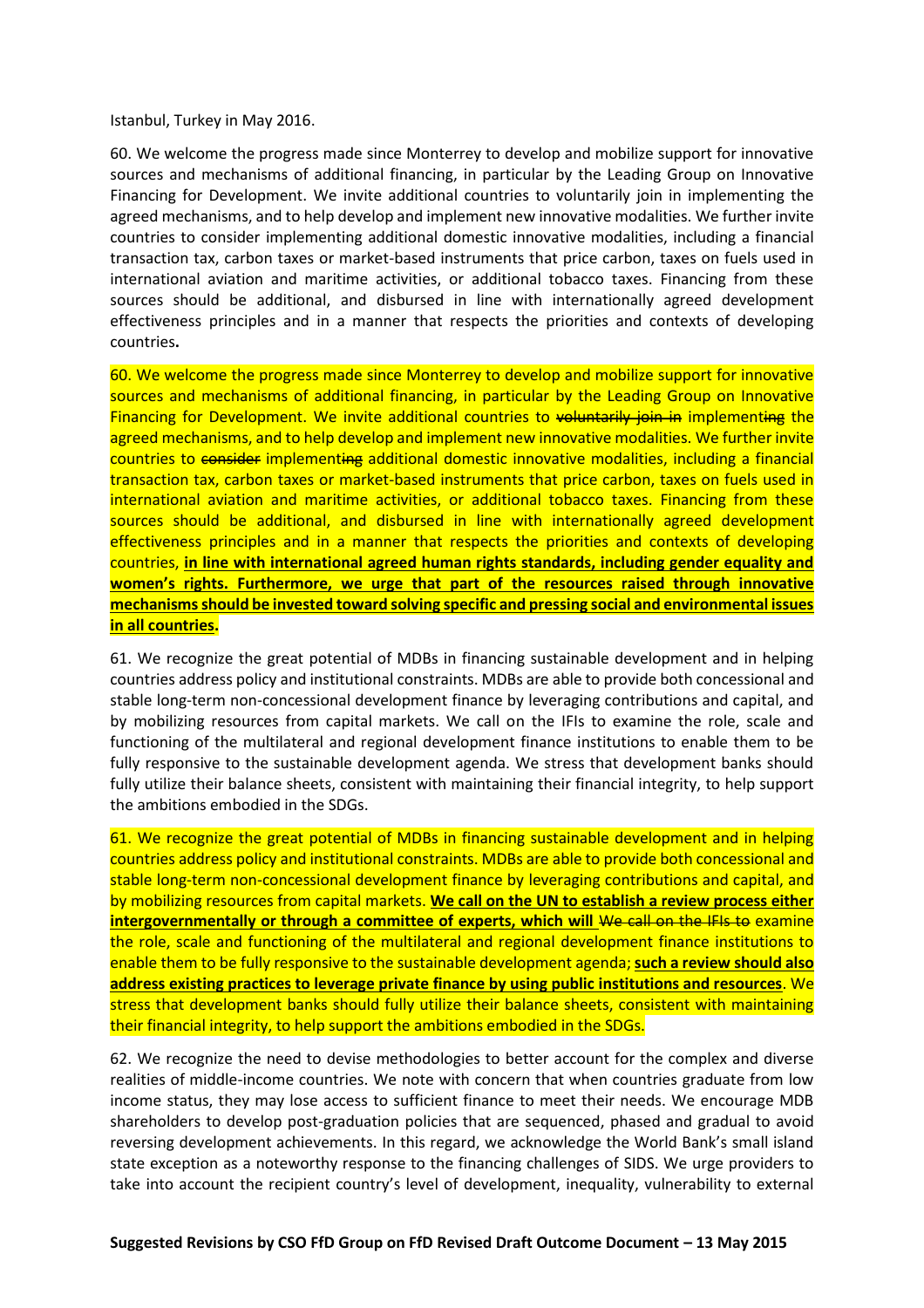Istanbul, Turkey in May 2016.

60. We welcome the progress made since Monterrey to develop and mobilize support for innovative sources and mechanisms of additional financing, in particular by the Leading Group on Innovative Financing for Development. We invite additional countries to voluntarily join in implementing the agreed mechanisms, and to help develop and implement new innovative modalities. We further invite countries to consider implementing additional domestic innovative modalities, including a financial transaction tax, carbon taxes or market-based instruments that price carbon, taxes on fuels used in international aviation and maritime activities, or additional tobacco taxes. Financing from these sources should be additional, and disbursed in line with internationally agreed development effectiveness principles and in a manner that respects the priorities and contexts of developing countries**.**

60. We welcome the progress made since Monterrey to develop and mobilize support for innovative sources and mechanisms of additional financing, in particular by the Leading Group on Innovative Financing for Development. We invite additional countries to ~~voluntarily join in~~ implement~~ing~~ the agreed mechanisms, and to help develop and implement new innovative modalities. We further invite countries to ~~consider~~ implement~~ing~~ additional domestic innovative modalities, including a financial transaction tax, carbon taxes or market-based instruments that price carbon, taxes on fuels used in international aviation and maritime activities, or additional tobacco taxes. Financing from these sources should be additional, and disbursed in line with internationally agreed development effectiveness principles and in a manner that respects the priorities and contexts of developing countries, **in line with international agreed human rights standards, including gender equality and women's rights. Furthermore, we urge that part of the resources raised through innovative mechanisms should be invested toward solving specific and pressing social and environmental issues in all countries.**

61. We recognize the great potential of MDBs in financing sustainable development and in helping countries address policy and institutional constraints. MDBs are able to provide both concessional and stable long-term non-concessional development finance by leveraging contributions and capital, and by mobilizing resources from capital markets. We call on the IFIs to examine the role, scale and functioning of the multilateral and regional development finance institutions to enable them to be fully responsive to the sustainable development agenda. We stress that development banks should fully utilize their balance sheets, consistent with maintaining their financial integrity, to help support the ambitions embodied in the SDGs.

61. We recognize the great potential of MDBs in financing sustainable development and in helping countries address policy and institutional constraints. MDBs are able to provide both concessional and stable long-term non-concessional development finance by leveraging contributions and capital, and by mobilizing resources from capital markets. **We call on the UN to establish a review process either intergovernmentally or through a committee of experts, which will** ~~We call on the IFIs to~~ examine the role, scale and functioning of the multilateral and regional development finance institutions to enable them to be fully responsive to the sustainable development agenda; **such a review should also address existing practices to leverage private finance by using public institutions and resources**. We stress that development banks should fully utilize their balance sheets, consistent with maintaining their financial integrity, to help support the ambitions embodied in the SDGs.

62. We recognize the need to devise methodologies to better account for the complex and diverse realities of middle-income countries. We note with concern that when countries graduate from low income status, they may lose access to sufficient finance to meet their needs. We encourage MDB shareholders to develop post-graduation policies that are sequenced, phased and gradual to avoid reversing development achievements. In this regard, we acknowledge the World Bank's small island state exception as a noteworthy response to the financing challenges of SIDS. We urge providers to take into account the recipient country's level of development, inequality, vulnerability to external

**Suggested Revisions by CSO FfD Group on FfD Revised Draft Outcome Document – 13 May 2015**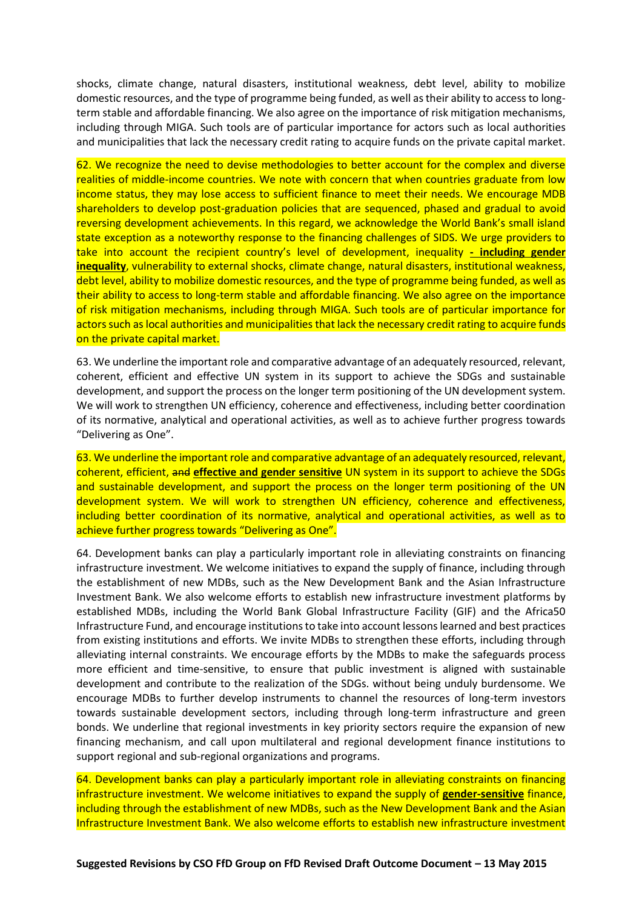shocks, climate change, natural disasters, institutional weakness, debt level, ability to mobilize domestic resources, and the type of programme being funded, as well as their ability to access to long-term stable and affordable financing. We also agree on the importance of risk mitigation mechanisms, including through MIGA. Such tools are of particular importance for actors such as local authorities and municipalities that lack the necessary credit rating to acquire funds on the private capital market.

62. We recognize the need to devise methodologies to better account for the complex and diverse realities of middle-income countries. We note with concern that when countries graduate from low income status, they may lose access to sufficient finance to meet their needs. We encourage MDB shareholders to develop post-graduation policies that are sequenced, phased and gradual to avoid reversing development achievements. In this regard, we acknowledge the World Bank's small island state exception as a noteworthy response to the financing challenges of SIDS. We urge providers to take into account the recipient country's level of development, inequality **- including gender inequality**, vulnerability to external shocks, climate change, natural disasters, institutional weakness, debt level, ability to mobilize domestic resources, and the type of programme being funded, as well as their ability to access to long-term stable and affordable financing. We also agree on the importance of risk mitigation mechanisms, including through MIGA. Such tools are of particular importance for actors such as local authorities and municipalities that lack the necessary credit rating to acquire funds on the private capital market.

63. We underline the important role and comparative advantage of an adequately resourced, relevant, coherent, efficient and effective UN system in its support to achieve the SDGs and sustainable development, and support the process on the longer term positioning of the UN development system. We will work to strengthen UN efficiency, coherence and effectiveness, including better coordination of its normative, analytical and operational activities, as well as to achieve further progress towards "Delivering as One".

63. We underline the important role and comparative advantage of an adequately resourced, relevant, coherent, efficient, ~~and~~ **effective and gender sensitive** UN system in its support to achieve the SDGs and sustainable development, and support the process on the longer term positioning of the UN development system. We will work to strengthen UN efficiency, coherence and effectiveness, including better coordination of its normative, analytical and operational activities, as well as to achieve further progress towards "Delivering as One".

64. Development banks can play a particularly important role in alleviating constraints on financing infrastructure investment. We welcome initiatives to expand the supply of finance, including through the establishment of new MDBs, such as the New Development Bank and the Asian Infrastructure Investment Bank. We also welcome efforts to establish new infrastructure investment platforms by established MDBs, including the World Bank Global Infrastructure Facility (GIF) and the Africa50 Infrastructure Fund, and encourage institutions to take into account lessons learned and best practices from existing institutions and efforts. We invite MDBs to strengthen these efforts, including through alleviating internal constraints. We encourage efforts by the MDBs to make the safeguards process more efficient and time-sensitive, to ensure that public investment is aligned with sustainable development and contribute to the realization of the SDGs. without being unduly burdensome. We encourage MDBs to further develop instruments to channel the resources of long-term investors towards sustainable development sectors, including through long-term infrastructure and green bonds. We underline that regional investments in key priority sectors require the expansion of new financing mechanism, and call upon multilateral and regional development finance institutions to support regional and sub-regional organizations and programs.

64. Development banks can play a particularly important role in alleviating constraints on financing infrastructure investment. We welcome initiatives to expand the supply of **gender-sensitive** finance, including through the establishment of new MDBs, such as the New Development Bank and the Asian Infrastructure Investment Bank. We also welcome efforts to establish new infrastructure investment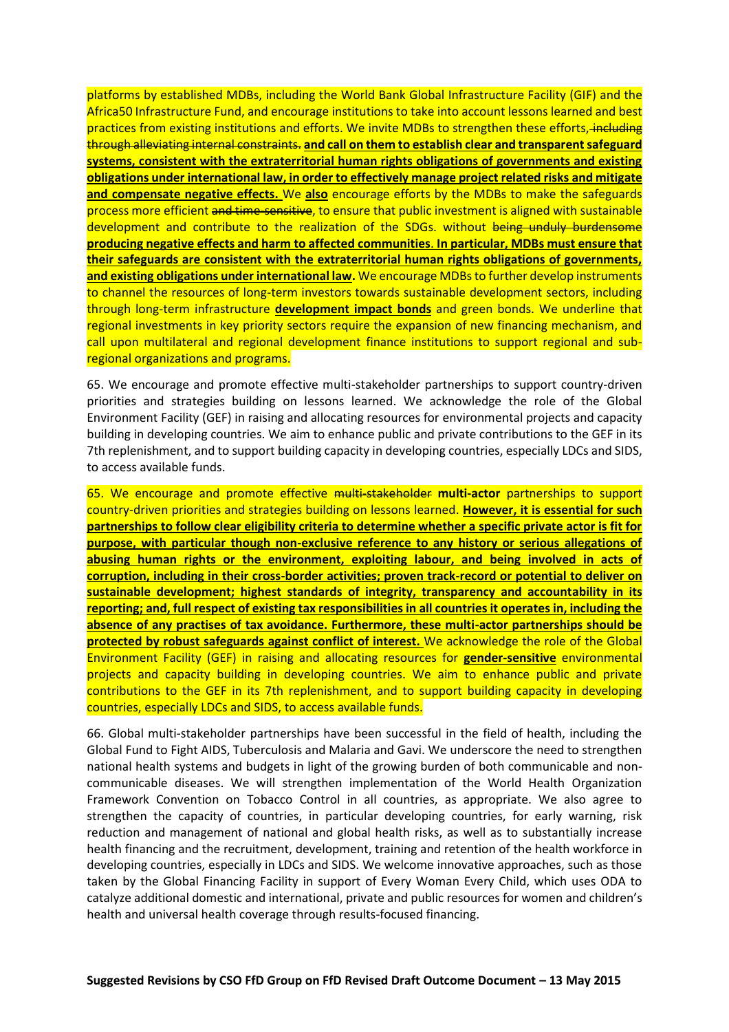platforms by established MDBs, including the World Bank Global Infrastructure Facility (GIF) and the Africa50 Infrastructure Fund, and encourage institutions to take into account lessons learned and best practices from existing institutions and efforts. We invite MDBs to strengthen these efforts~~, including through alleviating internal constraints.~~ **and call on them to establish clear and transparent safeguard systems, consistent with the extraterritorial human rights obligations of governments and existing obligations under international law, in order to effectively manage project related risks and mitigate and compensate negative effects.** We **also** encourage efforts by the MDBs to make the safeguards process more efficient ~~and time-sensitive~~, to ensure that public investment is aligned with sustainable development and contribute to the realization of the SDGs. without ~~being unduly burdensome~~ **producing negative effects and harm to affected communities. In particular, MDBs must ensure that their safeguards are consistent with the extraterritorial human rights obligations of governments, and existing obligations under international law.** We encourage MDBs to further develop instruments to channel the resources of long-term investors towards sustainable development sectors, including through long-term infrastructure **development impact bonds** and green bonds. We underline that regional investments in key priority sectors require the expansion of new financing mechanism, and call upon multilateral and regional development finance institutions to support regional and sub-regional organizations and programs.

65. We encourage and promote effective multi-stakeholder partnerships to support country-driven priorities and strategies building on lessons learned. We acknowledge the role of the Global Environment Facility (GEF) in raising and allocating resources for environmental projects and capacity building in developing countries. We aim to enhance public and private contributions to the GEF in its 7th replenishment, and to support building capacity in developing countries, especially LDCs and SIDS, to access available funds.

65. We encourage and promote effective ~~multi-stakeholder~~ **multi-actor** partnerships to support country-driven priorities and strategies building on lessons learned. **However, it is essential for such partnerships to follow clear eligibility criteria to determine whether a specific private actor is fit for purpose, with particular though non-exclusive reference to any history or serious allegations of abusing human rights or the environment, exploiting labour, and being involved in acts of corruption, including in their cross-border activities; proven track-record or potential to deliver on sustainable development; highest standards of integrity, transparency and accountability in its reporting; and, full respect of existing tax responsibilities in all countries it operates in, including the absence of any practises of tax avoidance. Furthermore, these multi-actor partnerships should be protected by robust safeguards against conflict of interest.** We acknowledge the role of the Global Environment Facility (GEF) in raising and allocating resources for **gender-sensitive** environmental projects and capacity building in developing countries. We aim to enhance public and private contributions to the GEF in its 7th replenishment, and to support building capacity in developing countries, especially LDCs and SIDS, to access available funds.

66. Global multi-stakeholder partnerships have been successful in the field of health, including the Global Fund to Fight AIDS, Tuberculosis and Malaria and Gavi. We underscore the need to strengthen national health systems and budgets in light of the growing burden of both communicable and non-communicable diseases. We will strengthen implementation of the World Health Organization Framework Convention on Tobacco Control in all countries, as appropriate. We also agree to strengthen the capacity of countries, in particular developing countries, for early warning, risk reduction and management of national and global health risks, as well as to substantially increase health financing and the recruitment, development, training and retention of the health workforce in developing countries, especially in LDCs and SIDS. We welcome innovative approaches, such as those taken by the Global Financing Facility in support of Every Woman Every Child, which uses ODA to catalyze additional domestic and international, private and public resources for women and children's health and universal health coverage through results-focused financing.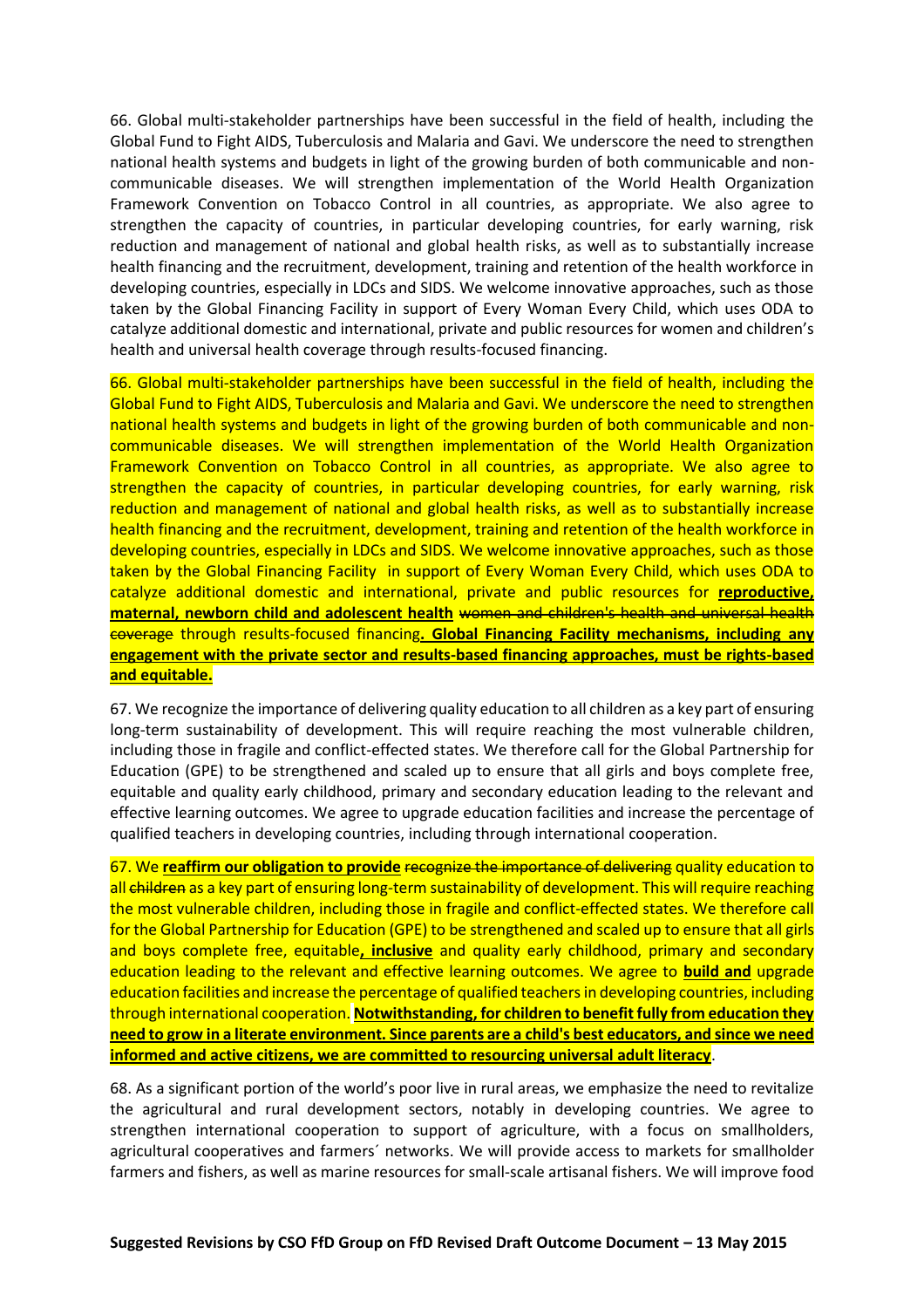66. Global multi-stakeholder partnerships have been successful in the field of health, including the Global Fund to Fight AIDS, Tuberculosis and Malaria and Gavi. We underscore the need to strengthen national health systems and budgets in light of the growing burden of both communicable and non-communicable diseases. We will strengthen implementation of the World Health Organization Framework Convention on Tobacco Control in all countries, as appropriate. We also agree to strengthen the capacity of countries, in particular developing countries, for early warning, risk reduction and management of national and global health risks, as well as to substantially increase health financing and the recruitment, development, training and retention of the health workforce in developing countries, especially in LDCs and SIDS. We welcome innovative approaches, such as those taken by the Global Financing Facility in support of Every Woman Every Child, which uses ODA to catalyze additional domestic and international, private and public resources for women and children's health and universal health coverage through results-focused financing.

66. Global multi-stakeholder partnerships have been successful in the field of health, including the Global Fund to Fight AIDS, Tuberculosis and Malaria and Gavi. We underscore the need to strengthen national health systems and budgets in light of the growing burden of both communicable and non-communicable diseases. We will strengthen implementation of the World Health Organization Framework Convention on Tobacco Control in all countries, as appropriate. We also agree to strengthen the capacity of countries, in particular developing countries, for early warning, risk reduction and management of national and global health risks, as well as to substantially increase health financing and the recruitment, development, training and retention of the health workforce in developing countries, especially in LDCs and SIDS. We welcome innovative approaches, such as those taken by the Global Financing Facility in support of Every Woman Every Child, which uses ODA to catalyze additional domestic and international, private and public resources for **reproductive, maternal, newborn child and adolescent health** ~~women and children's health and universal health coverage~~ through results-focused financing**. Global Financing Facility mechanisms, including any engagement with the private sector and results-based financing approaches, must be rights-based and equitable.**

67. We recognize the importance of delivering quality education to all children as a key part of ensuring long-term sustainability of development. This will require reaching the most vulnerable children, including those in fragile and conflict-effected states. We therefore call for the Global Partnership for Education (GPE) to be strengthened and scaled up to ensure that all girls and boys complete free, equitable and quality early childhood, primary and secondary education leading to the relevant and effective learning outcomes. We agree to upgrade education facilities and increase the percentage of qualified teachers in developing countries, including through international cooperation.

67. We **reaffirm our obligation to provide** ~~recognize the importance of delivering~~ quality education to all ~~children~~ as a key part of ensuring long-term sustainability of development. This will require reaching the most vulnerable children, including those in fragile and conflict-effected states. We therefore call for the Global Partnership for Education (GPE) to be strengthened and scaled up to ensure that all girls and boys complete free, equitable**, inclusive** and quality early childhood, primary and secondary education leading to the relevant and effective learning outcomes. We agree to **build and** upgrade education facilities and increase the percentage of qualified teachers in developing countries, including through international cooperation. **Notwithstanding, for children to benefit fully from education they need to grow in a literate environment. Since parents are a child's best educators, and since we need informed and active citizens, we are committed to resourcing universal adult literacy**.

68. As a significant portion of the world's poor live in rural areas, we emphasize the need to revitalize the agricultural and rural development sectors, notably in developing countries. We agree to strengthen international cooperation to support of agriculture, with a focus on smallholders, agricultural cooperatives and farmers´ networks. We will provide access to markets for smallholder farmers and fishers, as well as marine resources for small-scale artisanal fishers. We will improve food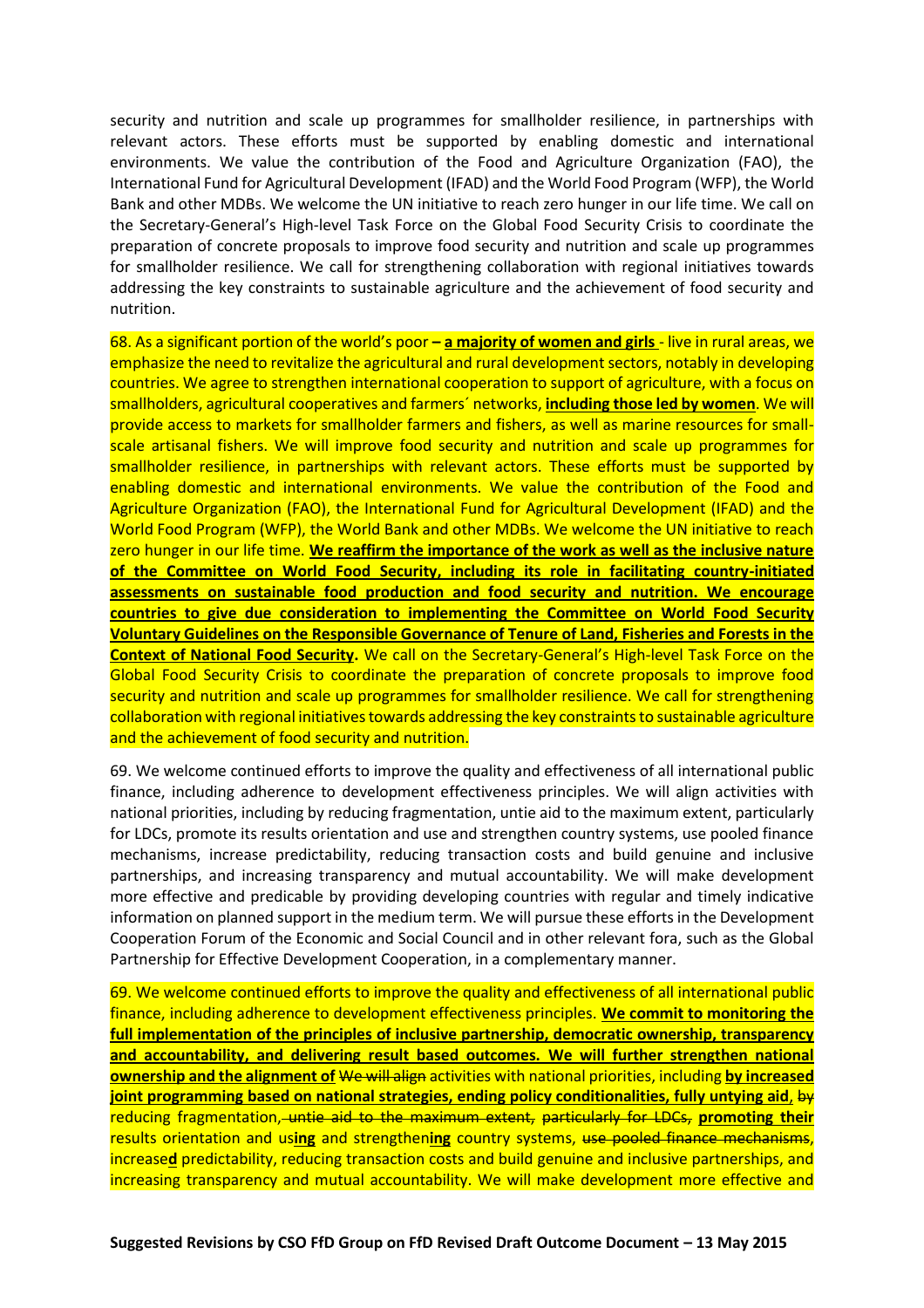security and nutrition and scale up programmes for smallholder resilience, in partnerships with relevant actors. These efforts must be supported by enabling domestic and international environments. We value the contribution of the Food and Agriculture Organization (FAO), the International Fund for Agricultural Development (IFAD) and the World Food Program (WFP), the World Bank and other MDBs. We welcome the UN initiative to reach zero hunger in our life time. We call on the Secretary-General's High-level Task Force on the Global Food Security Crisis to coordinate the preparation of concrete proposals to improve food security and nutrition and scale up programmes for smallholder resilience. We call for strengthening collaboration with regional initiatives towards addressing the key constraints to sustainable agriculture and the achievement of food security and nutrition.

68. As a significant portion of the world's poor **– a majority of women and girls** - live in rural areas, we emphasize the need to revitalize the agricultural and rural development sectors, notably in developing countries. We agree to strengthen international cooperation to support of agriculture, with a focus on smallholders, agricultural cooperatives and farmers´ networks, **including those led by women**. We will provide access to markets for smallholder farmers and fishers, as well as marine resources for small-scale artisanal fishers. We will improve food security and nutrition and scale up programmes for smallholder resilience, in partnerships with relevant actors. These efforts must be supported by enabling domestic and international environments. We value the contribution of the Food and Agriculture Organization (FAO), the International Fund for Agricultural Development (IFAD) and the World Food Program (WFP), the World Bank and other MDBs. We welcome the UN initiative to reach zero hunger in our life time. **We reaffirm the importance of the work as well as the inclusive nature of the Committee on World Food Security, including its role in facilitating country-initiated assessments on sustainable food production and food security and nutrition. We encourage countries to give due consideration to implementing the Committee on World Food Security Voluntary Guidelines on the Responsible Governance of Tenure of Land, Fisheries and Forests in the Context of National Food Security.** We call on the Secretary-General's High-level Task Force on the Global Food Security Crisis to coordinate the preparation of concrete proposals to improve food security and nutrition and scale up programmes for smallholder resilience. We call for strengthening collaboration with regional initiatives towards addressing the key constraints to sustainable agriculture and the achievement of food security and nutrition.

69. We welcome continued efforts to improve the quality and effectiveness of all international public finance, including adherence to development effectiveness principles. We will align activities with national priorities, including by reducing fragmentation, untie aid to the maximum extent, particularly for LDCs, promote its results orientation and use and strengthen country systems, use pooled finance mechanisms, increase predictability, reducing transaction costs and build genuine and inclusive partnerships, and increasing transparency and mutual accountability. We will make development more effective and predicable by providing developing countries with regular and timely indicative information on planned support in the medium term. We will pursue these efforts in the Development Cooperation Forum of the Economic and Social Council and in other relevant fora, such as the Global Partnership for Effective Development Cooperation, in a complementary manner.

69. We welcome continued efforts to improve the quality and effectiveness of all international public finance, including adherence to development effectiveness principles. **We commit to monitoring the full implementation of the principles of inclusive partnership, democratic ownership, transparency and accountability, and delivering result based outcomes. We will further strengthen national ownership and the alignment of** ~~We will align~~ activities with national priorities, including **by increased joint programming based on national strategies, ending policy conditionalities, fully untying aid**, ~~by~~ reducing fragmentation, ~~untie aid to the maximum extent,~~ ~~particularly for LDCs,~~ **promoting their** results orientation and us**ing** and strengthen**ing** country systems, ~~use pooled finance mechanisms~~, increase**d** predictability, reducing transaction costs and build genuine and inclusive partnerships, and increasing transparency and mutual accountability. We will make development more effective and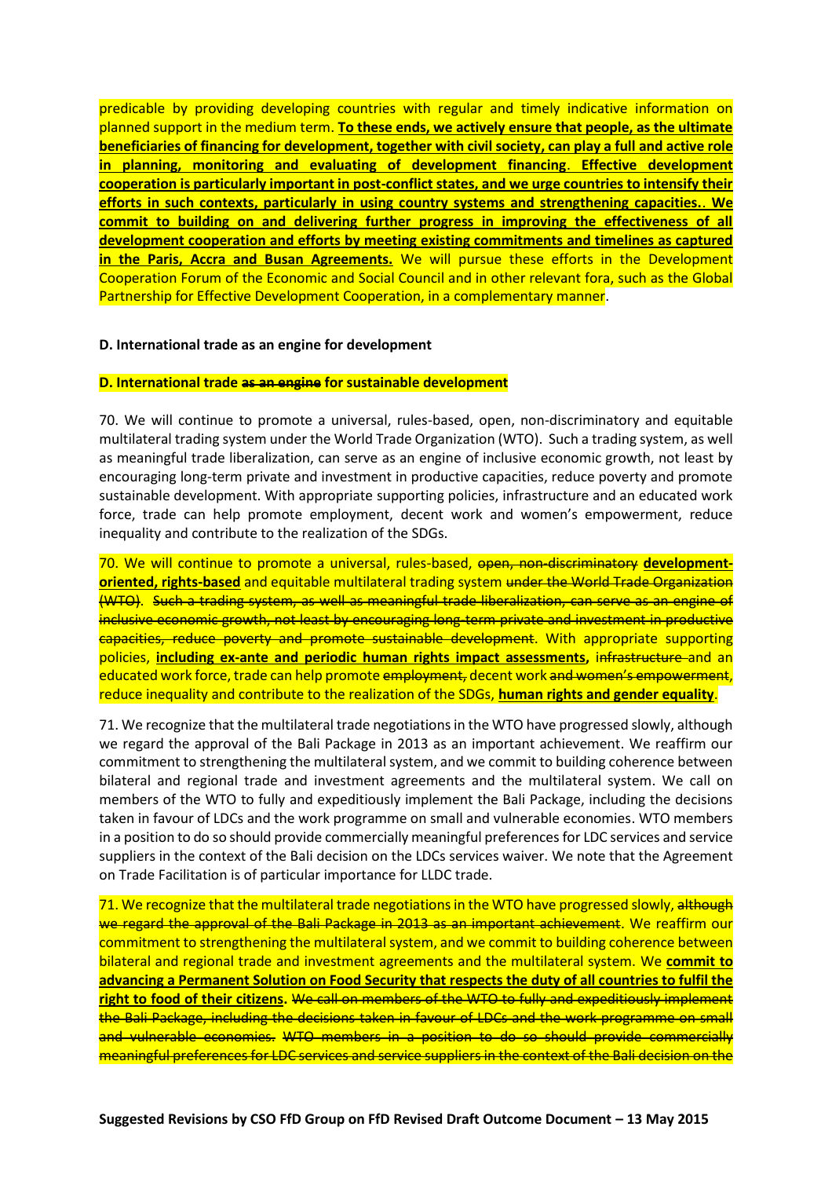predicable by providing developing countries with regular and timely indicative information on planned support in the medium term. **To these ends, we actively ensure that people, as the ultimate beneficiaries of financing for development, together with civil society, can play a full and active role in planning, monitoring and evaluating of development financing**. **Effective development cooperation is particularly important in post-conflict states, and we urge countries to intensify their efforts in such contexts, particularly in using country systems and strengthening capacities.**. **We commit to building on and delivering further progress in improving the effectiveness of all development cooperation and efforts by meeting existing commitments and timelines as captured in the Paris, Accra and Busan Agreements.** We will pursue these efforts in the Development Cooperation Forum of the Economic and Social Council and in other relevant fora, such as the Global Partnership for Effective Development Cooperation, in a complementary manner.

**D. International trade as an engine for development**

**D. International trade ~~as an engine~~ for sustainable development**

70. We will continue to promote a universal, rules-based, open, non-discriminatory and equitable multilateral trading system under the World Trade Organization (WTO). Such a trading system, as well as meaningful trade liberalization, can serve as an engine of inclusive economic growth, not least by encouraging long-term private and investment in productive capacities, reduce poverty and promote sustainable development. With appropriate supporting policies, infrastructure and an educated work force, trade can help promote employment, decent work and women's empowerment, reduce inequality and contribute to the realization of the SDGs.

70. We will continue to promote a universal, rules-based, ~~open, non-discriminatory~~ **development-oriented, rights-based** and equitable multilateral trading system ~~under the World Trade Organization (WTO)~~. ~~Such a trading system, as well as meaningful trade liberalization, can serve as an engine of inclusive economic growth, not least by encouraging long-term private and investment in productive capacities, reduce poverty and promote sustainable development~~. With appropriate supporting policies, **including ex-ante and periodic human rights impact assessments,** ~~infrastructure~~ and an educated work force, trade can help promote ~~employment,~~ decent work ~~and women's empowerment~~, reduce inequality and contribute to the realization of the SDGs, **human rights and gender equality**.

71. We recognize that the multilateral trade negotiations in the WTO have progressed slowly, although we regard the approval of the Bali Package in 2013 as an important achievement. We reaffirm our commitment to strengthening the multilateral system, and we commit to building coherence between bilateral and regional trade and investment agreements and the multilateral system. We call on members of the WTO to fully and expeditiously implement the Bali Package, including the decisions taken in favour of LDCs and the work programme on small and vulnerable economies. WTO members in a position to do so should provide commercially meaningful preferences for LDC services and service suppliers in the context of the Bali decision on the LDCs services waiver. We note that the Agreement on Trade Facilitation is of particular importance for LLDC trade.

71. We recognize that the multilateral trade negotiations in the WTO have progressed slowly, ~~although we regard the approval of the Bali Package in 2013 as an important achievement~~. We reaffirm our commitment to strengthening the multilateral system, and we commit to building coherence between bilateral and regional trade and investment agreements and the multilateral system. We **commit to advancing a Permanent Solution on Food Security that respects the duty of all countries to fulfil the right to food of their citizens.** ~~We call on members of the WTO to fully and expeditiously implement the Bali Package, including the decisions taken in favour of LDCs and the work programme on small and vulnerable economies.~~ ~~WTO members in a position to do so should provide commercially meaningful preferences for LDC services and service suppliers in the context of the Bali decision on the~~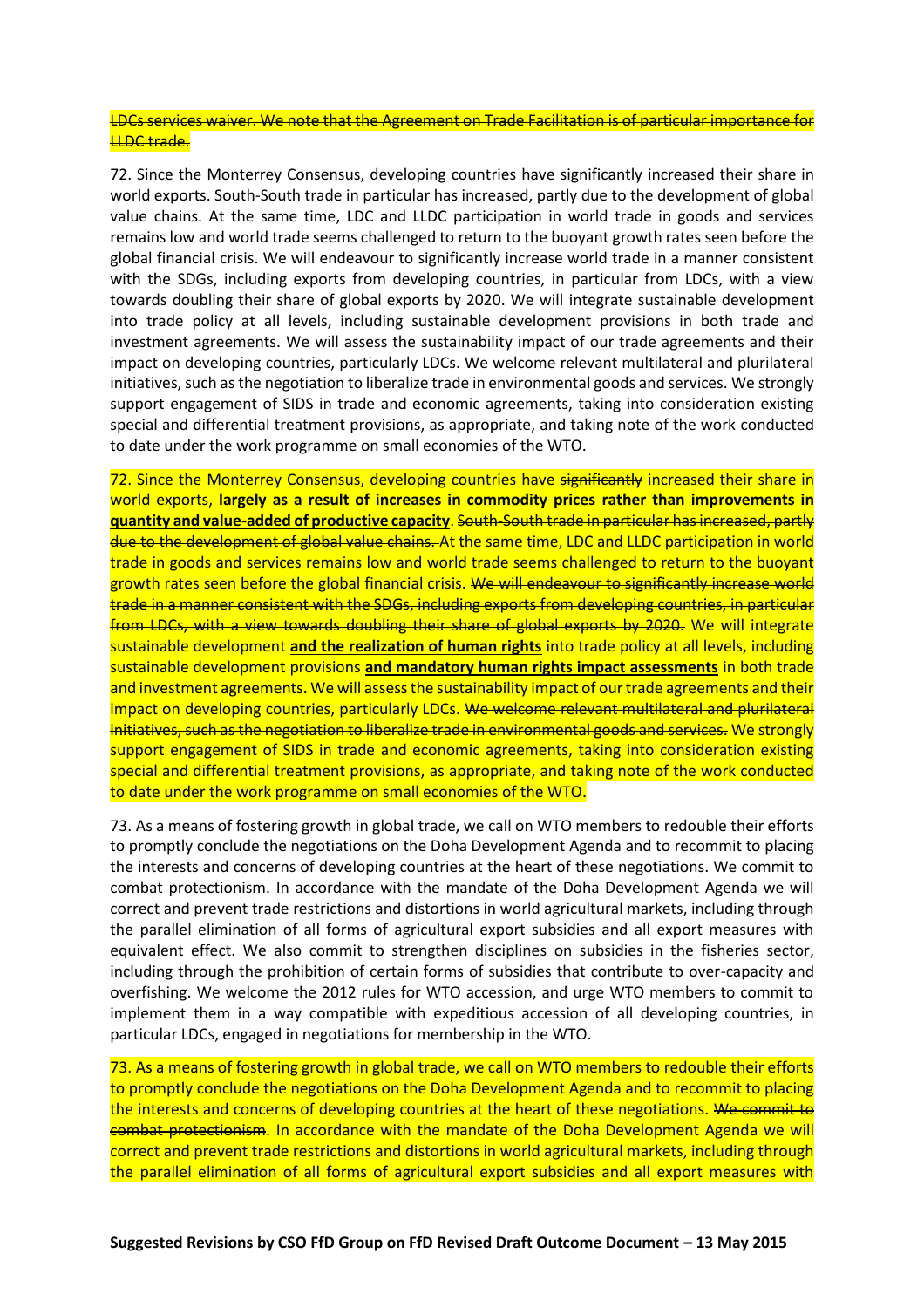~~LDCs services waiver. We note that the Agreement on Trade Facilitation is of particular importance for LLDC trade.~~

72. Since the Monterrey Consensus, developing countries have significantly increased their share in world exports. South-South trade in particular has increased, partly due to the development of global value chains. At the same time, LDC and LLDC participation in world trade in goods and services remains low and world trade seems challenged to return to the buoyant growth rates seen before the global financial crisis. We will endeavour to significantly increase world trade in a manner consistent with the SDGs, including exports from developing countries, in particular from LDCs, with a view towards doubling their share of global exports by 2020. We will integrate sustainable development into trade policy at all levels, including sustainable development provisions in both trade and investment agreements. We will assess the sustainability impact of our trade agreements and their impact on developing countries, particularly LDCs. We welcome relevant multilateral and plurilateral initiatives, such as the negotiation to liberalize trade in environmental goods and services. We strongly support engagement of SIDS in trade and economic agreements, taking into consideration existing special and differential treatment provisions, as appropriate, and taking note of the work conducted to date under the work programme on small economies of the WTO.

72. Since the Monterrey Consensus, developing countries have ~~significantly~~ increased their share in world exports, **<u>largely as a result of increases in commodity prices rather than improvements in quantity and value-added of productive capacity</u>**. ~~South-South trade in particular has increased, partly due to the development of global value chains.~~ At the same time, LDC and LLDC participation in world trade in goods and services remains low and world trade seems challenged to return to the buoyant growth rates seen before the global financial crisis. ~~We will endeavour to significantly increase world trade in a manner consistent with the SDGs, including exports from developing countries, in particular from LDCs, with a view towards doubling their share of global exports by 2020.~~ We will integrate sustainable development **<u>and the realization of human rights</u>** into trade policy at all levels, including sustainable development provisions **<u>and mandatory human rights impact assessments</u>** in both trade and investment agreements. We will assess the sustainability impact of our trade agreements and their impact on developing countries, particularly LDCs. ~~We welcome relevant multilateral and plurilateral initiatives, such as the negotiation to liberalize trade in environmental goods and services.~~ We strongly support engagement of SIDS in trade and economic agreements, taking into consideration existing special and differential treatment provisions, ~~as appropriate, and taking note of the work conducted to date under the work programme on small economies of the WTO~~.

73. As a means of fostering growth in global trade, we call on WTO members to redouble their efforts to promptly conclude the negotiations on the Doha Development Agenda and to recommit to placing the interests and concerns of developing countries at the heart of these negotiations. We commit to combat protectionism. In accordance with the mandate of the Doha Development Agenda we will correct and prevent trade restrictions and distortions in world agricultural markets, including through the parallel elimination of all forms of agricultural export subsidies and all export measures with equivalent effect. We also commit to strengthen disciplines on subsidies in the fisheries sector, including through the prohibition of certain forms of subsidies that contribute to over-capacity and overfishing. We welcome the 2012 rules for WTO accession, and urge WTO members to commit to implement them in a way compatible with expeditious accession of all developing countries, in particular LDCs, engaged in negotiations for membership in the WTO.

73. As a means of fostering growth in global trade, we call on WTO members to redouble their efforts to promptly conclude the negotiations on the Doha Development Agenda and to recommit to placing the interests and concerns of developing countries at the heart of these negotiations. ~~We commit to combat protectionism~~. In accordance with the mandate of the Doha Development Agenda we will correct and prevent trade restrictions and distortions in world agricultural markets, including through the parallel elimination of all forms of agricultural export subsidies and all export measures with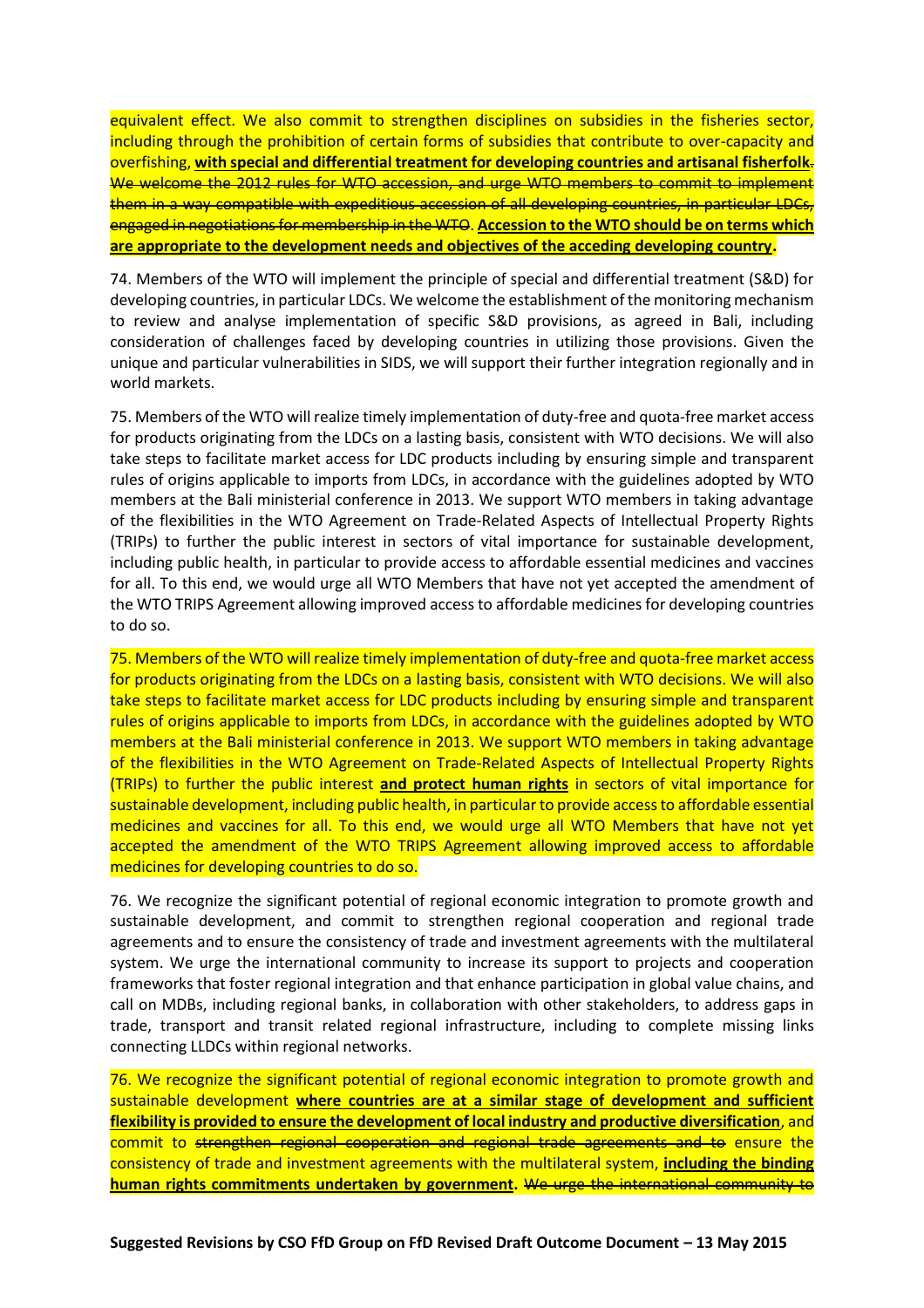equivalent effect. We also commit to strengthen disciplines on subsidies in the fisheries sector, including through the prohibition of certain forms of subsidies that contribute to over-capacity and overfishing, **with special and differential treatment for developing countries and artisanal fisherfolk**~~.~~ ~~We welcome the 2012 rules for WTO accession, and urge WTO members to commit to implement them in a way compatible with expeditious accession of all developing countries, in particular LDCs, engaged in negotiations for membership in the WTO~~. **Accession to the WTO should be on terms which are appropriate to the development needs and objectives of the acceding developing country.**

74. Members of the WTO will implement the principle of special and differential treatment (S&D) for developing countries, in particular LDCs. We welcome the establishment of the monitoring mechanism to review and analyse implementation of specific S&D provisions, as agreed in Bali, including consideration of challenges faced by developing countries in utilizing those provisions. Given the unique and particular vulnerabilities in SIDS, we will support their further integration regionally and in world markets.

75. Members of the WTO will realize timely implementation of duty-free and quota-free market access for products originating from the LDCs on a lasting basis, consistent with WTO decisions. We will also take steps to facilitate market access for LDC products including by ensuring simple and transparent rules of origins applicable to imports from LDCs, in accordance with the guidelines adopted by WTO members at the Bali ministerial conference in 2013. We support WTO members in taking advantage of the flexibilities in the WTO Agreement on Trade-Related Aspects of Intellectual Property Rights (TRIPs) to further the public interest in sectors of vital importance for sustainable development, including public health, in particular to provide access to affordable essential medicines and vaccines for all. To this end, we would urge all WTO Members that have not yet accepted the amendment of the WTO TRIPS Agreement allowing improved access to affordable medicines for developing countries to do so.

75. Members of the WTO will realize timely implementation of duty-free and quota-free market access for products originating from the LDCs on a lasting basis, consistent with WTO decisions. We will also take steps to facilitate market access for LDC products including by ensuring simple and transparent rules of origins applicable to imports from LDCs, in accordance with the guidelines adopted by WTO members at the Bali ministerial conference in 2013. We support WTO members in taking advantage of the flexibilities in the WTO Agreement on Trade-Related Aspects of Intellectual Property Rights (TRIPs) to further the public interest **and protect human rights** in sectors of vital importance for sustainable development, including public health, in particular to provide access to affordable essential medicines and vaccines for all. To this end, we would urge all WTO Members that have not yet accepted the amendment of the WTO TRIPS Agreement allowing improved access to affordable medicines for developing countries to do so.

76. We recognize the significant potential of regional economic integration to promote growth and sustainable development, and commit to strengthen regional cooperation and regional trade agreements and to ensure the consistency of trade and investment agreements with the multilateral system. We urge the international community to increase its support to projects and cooperation frameworks that foster regional integration and that enhance participation in global value chains, and call on MDBs, including regional banks, in collaboration with other stakeholders, to address gaps in trade, transport and transit related regional infrastructure, including to complete missing links connecting LLDCs within regional networks.

76. We recognize the significant potential of regional economic integration to promote growth and sustainable development **where countries are at a similar stage of development and sufficient flexibility is provided to ensure the development of local industry and productive diversification**, and commit to ~~strengthen regional cooperation and regional trade agreements and to~~ ensure the consistency of trade and investment agreements with the multilateral system, **including the binding human rights commitments undertaken by government.** ~~We urge the international community to~~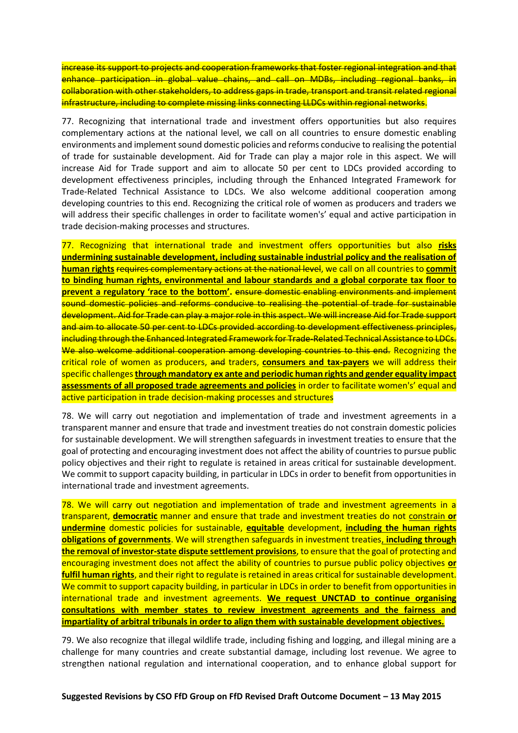~~increase its support to projects and cooperation frameworks that foster regional integration and that enhance participation in global value chains, and call on MDBs, including regional banks, in collaboration with other stakeholders, to address gaps in trade, transport and transit related regional infrastructure, including to complete missing links connecting LLDCs within regional networks.~~

77. Recognizing that international trade and investment offers opportunities but also requires complementary actions at the national level, we call on all countries to ensure domestic enabling environments and implement sound domestic policies and reforms conducive to realising the potential of trade for sustainable development. Aid for Trade can play a major role in this aspect. We will increase Aid for Trade support and aim to allocate 50 per cent to LDCs provided according to development effectiveness principles, including through the Enhanced Integrated Framework for Trade-Related Technical Assistance to LDCs. We also welcome additional cooperation among developing countries to this end. Recognizing the critical role of women as producers and traders we will address their specific challenges in order to facilitate women's' equal and active participation in trade decision-making processes and structures.

77. Recognizing that international trade and investment offers opportunities but also **risks undermining sustainable development, including sustainable industrial policy and the realisation of human rights** ~~requires complementary actions at the national level~~, we call on all countries to **commit to binding human rights, environmental and labour standards and a global corporate tax floor to prevent a regulatory 'race to the bottom'.** ~~ensure domestic enabling environments and implement sound domestic policies and reforms conducive to realising the potential of trade for sustainable development. Aid for Trade can play a major role in this aspect. We will increase Aid for Trade support and aim to allocate 50 per cent to LDCs provided according to development effectiveness principles, including through the Enhanced Integrated Framework for Trade-Related Technical Assistance to LDCs. We also welcome additional cooperation among developing countries to this end.~~ Recognizing the critical role of women as producers, ~~and~~ traders, **consumers and tax-payers** we will address their specific challenges **through mandatory ex ante and periodic human rights and gender equality impact assessments of all proposed trade agreements and policies** in order to facilitate women's' equal and active participation in trade decision-making processes and structures

78. We will carry out negotiation and implementation of trade and investment agreements in a transparent manner and ensure that trade and investment treaties do not constrain domestic policies for sustainable development. We will strengthen safeguards in investment treaties to ensure that the goal of protecting and encouraging investment does not affect the ability of countries to pursue public policy objectives and their right to regulate is retained in areas critical for sustainable development. We commit to support capacity building, in particular in LDCs in order to benefit from opportunities in international trade and investment agreements.

78. We will carry out negotiation and implementation of trade and investment agreements in a transparent, **democratic** manner and ensure that trade and investment treaties do not constrain **or undermine** domestic policies for sustainable, **equitable** development, **including the human rights obligations of governments**. We will strengthen safeguards in investment treaties**, including through the removal of investor-state dispute settlement provisions**, to ensure that the goal of protecting and encouraging investment does not affect the ability of countries to pursue public policy objectives **or fulfil human rights**, and their right to regulate is retained in areas critical for sustainable development. We commit to support capacity building, in particular in LDCs in order to benefit from opportunities in international trade and investment agreements. **We request UNCTAD to continue organising consultations with member states to review investment agreements and the fairness and impartiality of arbitral tribunals in order to align them with sustainable development objectives.**

79. We also recognize that illegal wildlife trade, including fishing and logging, and illegal mining are a challenge for many countries and create substantial damage, including lost revenue. We agree to strengthen national regulation and international cooperation, and to enhance global support for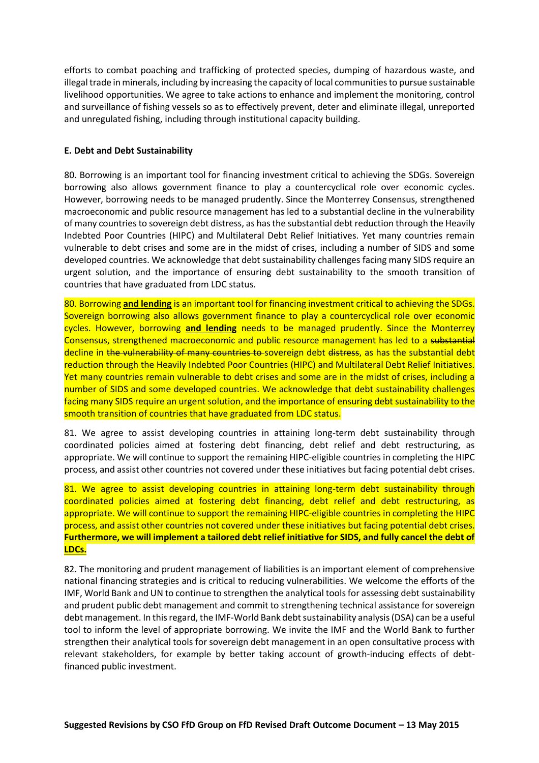efforts to combat poaching and trafficking of protected species, dumping of hazardous waste, and illegal trade in minerals, including by increasing the capacity of local communities to pursue sustainable livelihood opportunities. We agree to take actions to enhance and implement the monitoring, control and surveillance of fishing vessels so as to effectively prevent, deter and eliminate illegal, unreported and unregulated fishing, including through institutional capacity building.

**E. Debt and Debt Sustainability**

80. Borrowing is an important tool for financing investment critical to achieving the SDGs. Sovereign borrowing also allows government finance to play a countercyclical role over economic cycles. However, borrowing needs to be managed prudently. Since the Monterrey Consensus, strengthened macroeconomic and public resource management has led to a substantial decline in the vulnerability of many countries to sovereign debt distress, as has the substantial debt reduction through the Heavily Indebted Poor Countries (HIPC) and Multilateral Debt Relief Initiatives. Yet many countries remain vulnerable to debt crises and some are in the midst of crises, including a number of SIDS and some developed countries. We acknowledge that debt sustainability challenges facing many SIDS require an urgent solution, and the importance of ensuring debt sustainability to the smooth transition of countries that have graduated from LDC status.

80. Borrowing **and lending** is an important tool for financing investment critical to achieving the SDGs. Sovereign borrowing also allows government finance to play a countercyclical role over economic cycles. However, borrowing **and lending** needs to be managed prudently. Since the Monterrey Consensus, strengthened macroeconomic and public resource management has led to a ~~substantial~~ decline in ~~the vulnerability of many countries to~~ sovereign debt ~~distress~~, as has the substantial debt reduction through the Heavily Indebted Poor Countries (HIPC) and Multilateral Debt Relief Initiatives. Yet many countries remain vulnerable to debt crises and some are in the midst of crises, including a number of SIDS and some developed countries. We acknowledge that debt sustainability challenges facing many SIDS require an urgent solution, and the importance of ensuring debt sustainability to the smooth transition of countries that have graduated from LDC status.

81. We agree to assist developing countries in attaining long-term debt sustainability through coordinated policies aimed at fostering debt financing, debt relief and debt restructuring, as appropriate. We will continue to support the remaining HIPC-eligible countries in completing the HIPC process, and assist other countries not covered under these initiatives but facing potential debt crises.

81. We agree to assist developing countries in attaining long-term debt sustainability through coordinated policies aimed at fostering debt financing, debt relief and debt restructuring, as appropriate. We will continue to support the remaining HIPC-eligible countries in completing the HIPC process, and assist other countries not covered under these initiatives but facing potential debt crises. **Furthermore, we will implement a tailored debt relief initiative for SIDS, and fully cancel the debt of LDCs.**

82. The monitoring and prudent management of liabilities is an important element of comprehensive national financing strategies and is critical to reducing vulnerabilities. We welcome the efforts of the IMF, World Bank and UN to continue to strengthen the analytical tools for assessing debt sustainability and prudent public debt management and commit to strengthening technical assistance for sovereign debt management. In this regard, the IMF-World Bank debt sustainability analysis (DSA) can be a useful tool to inform the level of appropriate borrowing. We invite the IMF and the World Bank to further strengthen their analytical tools for sovereign debt management in an open consultative process with relevant stakeholders, for example by better taking account of growth-inducing effects of debt-financed public investment.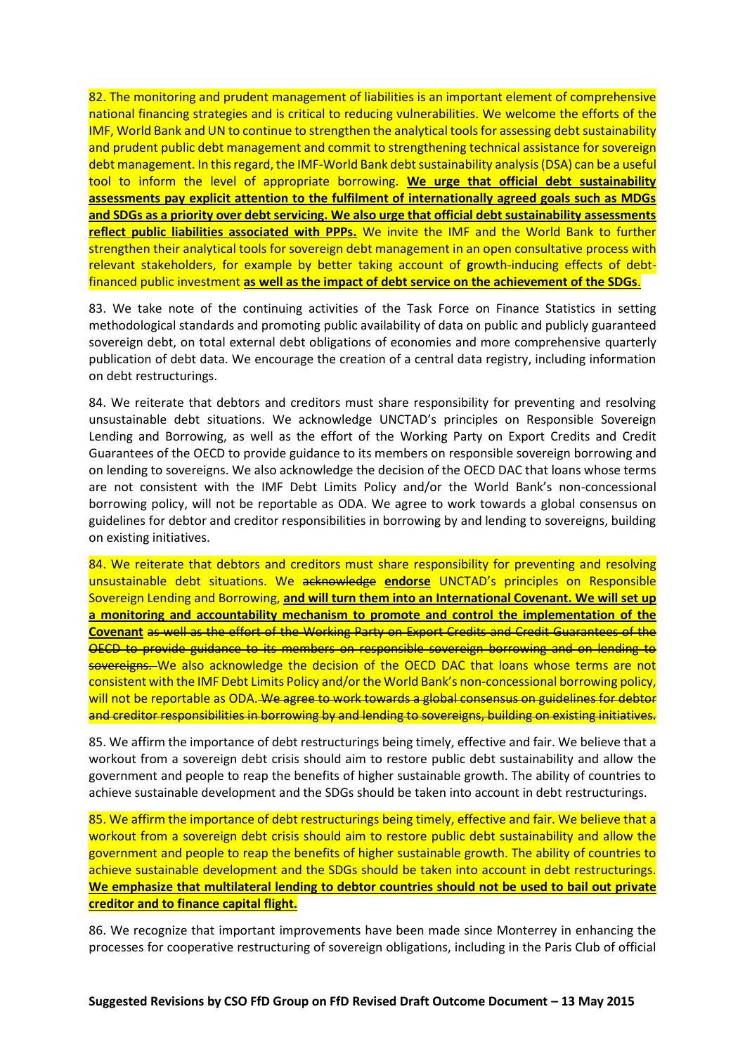82. The monitoring and prudent management of liabilities is an important element of comprehensive national financing strategies and is critical to reducing vulnerabilities. We welcome the efforts of the IMF, World Bank and UN to continue to strengthen the analytical tools for assessing debt sustainability and prudent public debt management and commit to strengthening technical assistance for sovereign debt management. In this regard, the IMF-World Bank debt sustainability analysis (DSA) can be a useful tool to inform the level of appropriate borrowing. **We urge that official debt sustainability assessments pay explicit attention to the fulfilment of internationally agreed goals such as MDGs and SDGs as a priority over debt servicing. We also urge that official debt sustainability assessments reflect public liabilities associated with PPPs.** We invite the IMF and the World Bank to further strengthen their analytical tools for sovereign debt management in an open consultative process with relevant stakeholders, for example by better taking account of **g**rowth-inducing effects of debt-financed public investment **as well as the impact of debt service on the achievement of the SDGs**.

83. We take note of the continuing activities of the Task Force on Finance Statistics in setting methodological standards and promoting public availability of data on public and publicly guaranteed sovereign debt, on total external debt obligations of economies and more comprehensive quarterly publication of debt data. We encourage the creation of a central data registry, including information on debt restructurings.

84. We reiterate that debtors and creditors must share responsibility for preventing and resolving unsustainable debt situations. We acknowledge UNCTAD's principles on Responsible Sovereign Lending and Borrowing, as well as the effort of the Working Party on Export Credits and Credit Guarantees of the OECD to provide guidance to its members on responsible sovereign borrowing and on lending to sovereigns. We also acknowledge the decision of the OECD DAC that loans whose terms are not consistent with the IMF Debt Limits Policy and/or the World Bank's non-concessional borrowing policy, will not be reportable as ODA. We agree to work towards a global consensus on guidelines for debtor and creditor responsibilities in borrowing by and lending to sovereigns, building on existing initiatives.

84. We reiterate that debtors and creditors must share responsibility for preventing and resolving unsustainable debt situations. We ~~acknowledge~~ **endorse** UNCTAD's principles on Responsible Sovereign Lending and Borrowing, **and will turn them into an International Covenant. We will set up a monitoring and accountability mechanism to promote and control the implementation of the Covenant** ~~as well as the effort of the Working Party on Export Credits and Credit Guarantees of the OECD to provide guidance to its members on responsible sovereign borrowing and on lending to sovereigns.~~ We also acknowledge the decision of the OECD DAC that loans whose terms are not consistent with the IMF Debt Limits Policy and/or the World Bank's non-concessional borrowing policy, will not be reportable as ODA. ~~We agree to work towards a global consensus on guidelines for debtor and creditor responsibilities in borrowing by and lending to sovereigns, building on existing initiatives.~~

85. We affirm the importance of debt restructurings being timely, effective and fair. We believe that a workout from a sovereign debt crisis should aim to restore public debt sustainability and allow the government and people to reap the benefits of higher sustainable growth. The ability of countries to achieve sustainable development and the SDGs should be taken into account in debt restructurings.

85. We affirm the importance of debt restructurings being timely, effective and fair. We believe that a workout from a sovereign debt crisis should aim to restore public debt sustainability and allow the government and people to reap the benefits of higher sustainable growth. The ability of countries to achieve sustainable development and the SDGs should be taken into account in debt restructurings. **We emphasize that multilateral lending to debtor countries should not be used to bail out private creditor and to finance capital flight.**

86. We recognize that important improvements have been made since Monterrey in enhancing the processes for cooperative restructuring of sovereign obligations, including in the Paris Club of official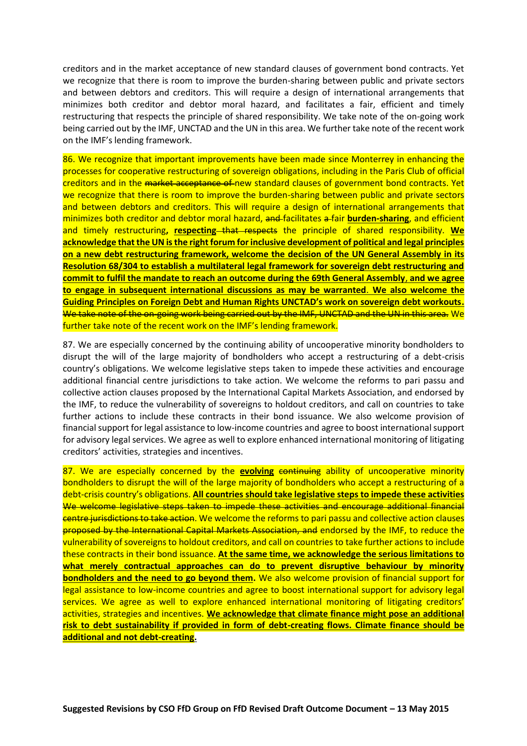creditors and in the market acceptance of new standard clauses of government bond contracts. Yet we recognize that there is room to improve the burden-sharing between public and private sectors and between debtors and creditors. This will require a design of international arrangements that minimizes both creditor and debtor moral hazard, and facilitates a fair, efficient and timely restructuring that respects the principle of shared responsibility. We take note of the on-going work being carried out by the IMF, UNCTAD and the UN in this area. We further take note of the recent work on the IMF's lending framework.

86. We recognize that important improvements have been made since Monterrey in enhancing the processes for cooperative restructuring of sovereign obligations, including in the Paris Club of official creditors and in the ~~market acceptance of~~ new standard clauses of government bond contracts. Yet we recognize that there is room to improve the burden-sharing between public and private sectors and between debtors and creditors. This will require a design of international arrangements that minimizes both creditor and debtor moral hazard, ~~and~~ facilitates ~~a~~ fair **burden-sharing**, and efficient and timely restructuring**, respecting** ~~that respects~~ the principle of shared responsibility. **We acknowledge that the UN is the right forum for inclusive development of political and legal principles on a new debt restructuring framework, welcome the decision of the UN General Assembly in its Resolution 68/304 to establish a multilateral legal framework for sovereign debt restructuring and commit to fulfil the mandate to reach an outcome during the 69th General Assembly, and we agree to engage in subsequent international discussions as may be warranted. We also welcome the Guiding Principles on Foreign Debt and Human Rights UNCTAD's work on sovereign debt workouts.** ~~We take note of the on-going work being carried out by the IMF, UNCTAD and the UN in this area.~~ We further take note of the recent work on the IMF's lending framework.

87. We are especially concerned by the continuing ability of uncooperative minority bondholders to disrupt the will of the large majority of bondholders who accept a restructuring of a debt-crisis country's obligations. We welcome legislative steps taken to impede these activities and encourage additional financial centre jurisdictions to take action. We welcome the reforms to pari passu and collective action clauses proposed by the International Capital Markets Association, and endorsed by the IMF, to reduce the vulnerability of sovereigns to holdout creditors, and call on countries to take further actions to include these contracts in their bond issuance. We also welcome provision of financial support for legal assistance to low-income countries and agree to boost international support for advisory legal services. We agree as well to explore enhanced international monitoring of litigating creditors' activities, strategies and incentives.

87. We are especially concerned by the **evolving** ~~continuing~~ ability of uncooperative minority bondholders to disrupt the will of the large majority of bondholders who accept a restructuring of a debt-crisis country's obligations. **All countries should take legislative steps to impede these activities** ~~We welcome legislative steps taken to impede these activities and encourage additional financial centre jurisdictions to take action~~. We welcome the reforms to pari passu and collective action clauses ~~proposed by the International Capital Markets Association, and~~ endorsed by the IMF, to reduce the vulnerability of sovereigns to holdout creditors, and call on countries to take further actions to include these contracts in their bond issuance. **At the same time, we acknowledge the serious limitations to what merely contractual approaches can do to prevent disruptive behaviour by minority bondholders and the need to go beyond them.** We also welcome provision of financial support for legal assistance to low-income countries and agree to boost international support for advisory legal services. We agree as well to explore enhanced international monitoring of litigating creditors' activities, strategies and incentives. **We acknowledge that climate finance might pose an additional risk to debt sustainability if provided in form of debt-creating flows. Climate finance should be additional and not debt-creating.**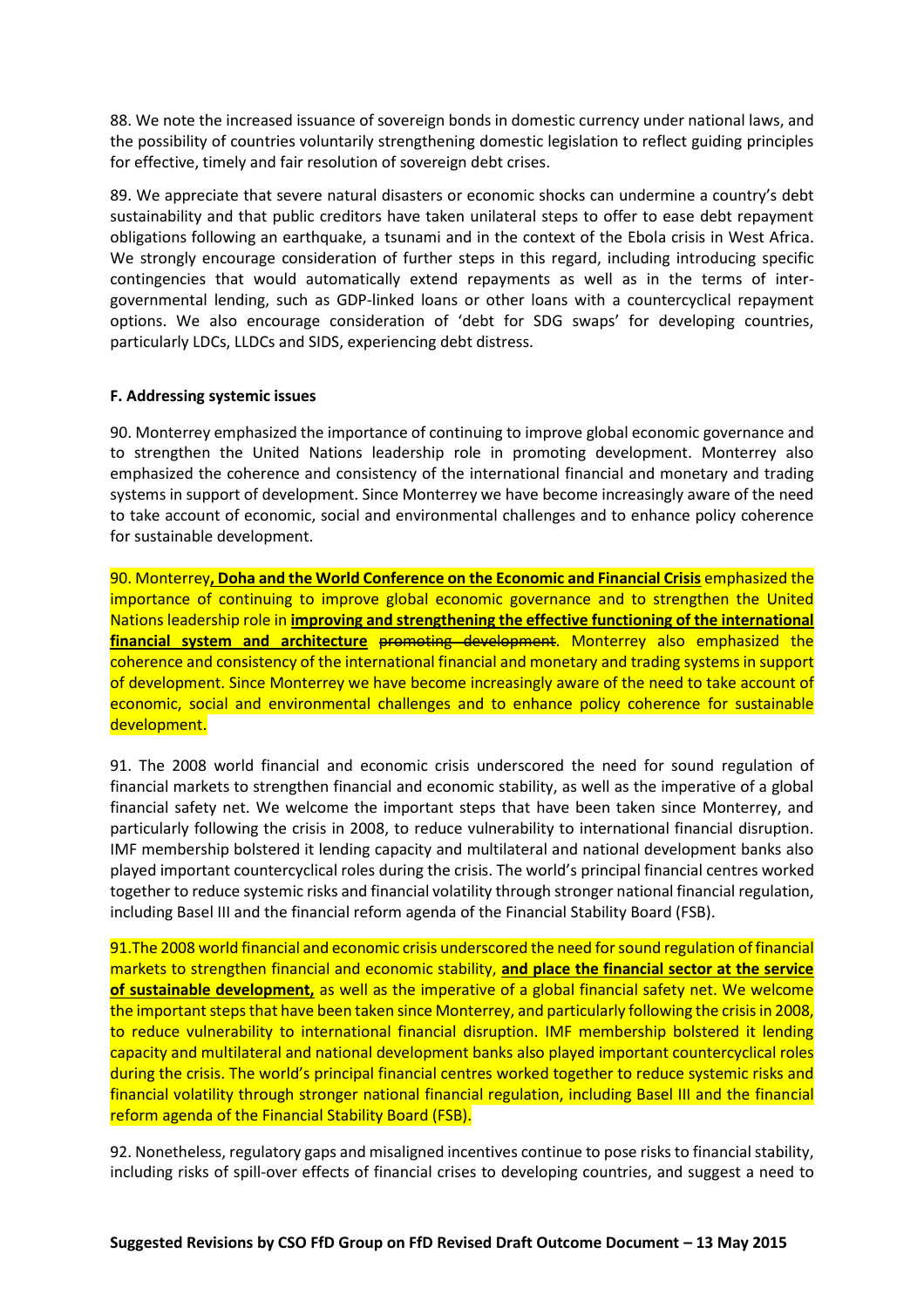88. We note the increased issuance of sovereign bonds in domestic currency under national laws, and the possibility of countries voluntarily strengthening domestic legislation to reflect guiding principles for effective, timely and fair resolution of sovereign debt crises.

89. We appreciate that severe natural disasters or economic shocks can undermine a country's debt sustainability and that public creditors have taken unilateral steps to offer to ease debt repayment obligations following an earthquake, a tsunami and in the context of the Ebola crisis in West Africa. We strongly encourage consideration of further steps in this regard, including introducing specific contingencies that would automatically extend repayments as well as in the terms of inter-governmental lending, such as GDP-linked loans or other loans with a countercyclical repayment options. We also encourage consideration of 'debt for SDG swaps' for developing countries, particularly LDCs, LLDCs and SIDS, experiencing debt distress.

**F. Addressing systemic issues**

90. Monterrey emphasized the importance of continuing to improve global economic governance and to strengthen the United Nations leadership role in promoting development. Monterrey also emphasized the coherence and consistency of the international financial and monetary and trading systems in support of development. Since Monterrey we have become increasingly aware of the need to take account of economic, social and environmental challenges and to enhance policy coherence for sustainable development.

90. Monterrey**, Doha and the World Conference on the Economic and Financial Crisis** emphasized the importance of continuing to improve global economic governance and to strengthen the United Nations leadership role in **improving and strengthening the effective functioning of the international financial system and architecture** ~~promoting development~~. Monterrey also emphasized the coherence and consistency of the international financial and monetary and trading systems in support of development. Since Monterrey we have become increasingly aware of the need to take account of economic, social and environmental challenges and to enhance policy coherence for sustainable development.

91. The 2008 world financial and economic crisis underscored the need for sound regulation of financial markets to strengthen financial and economic stability, as well as the imperative of a global financial safety net. We welcome the important steps that have been taken since Monterrey, and particularly following the crisis in 2008, to reduce vulnerability to international financial disruption. IMF membership bolstered it lending capacity and multilateral and national development banks also played important countercyclical roles during the crisis. The world's principal financial centres worked together to reduce systemic risks and financial volatility through stronger national financial regulation, including Basel III and the financial reform agenda of the Financial Stability Board (FSB).

91.The 2008 world financial and economic crisis underscored the need for sound regulation of financial markets to strengthen financial and economic stability, **and place the financial sector at the service of sustainable development,** as well as the imperative of a global financial safety net. We welcome the important steps that have been taken since Monterrey, and particularly following the crisis in 2008, to reduce vulnerability to international financial disruption. IMF membership bolstered it lending capacity and multilateral and national development banks also played important countercyclical roles during the crisis. The world's principal financial centres worked together to reduce systemic risks and financial volatility through stronger national financial regulation, including Basel III and the financial reform agenda of the Financial Stability Board (FSB).

92. Nonetheless, regulatory gaps and misaligned incentives continue to pose risks to financial stability, including risks of spill-over effects of financial crises to developing countries, and suggest a need to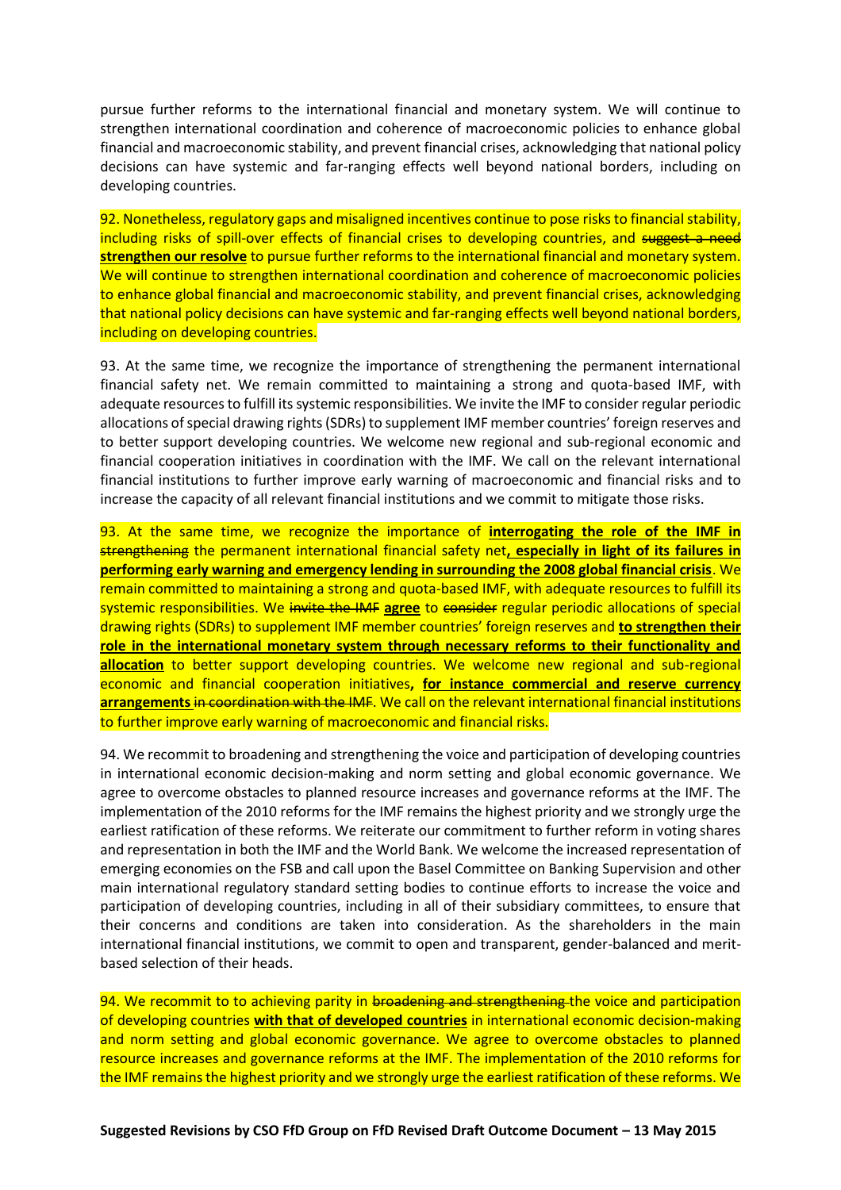pursue further reforms to the international financial and monetary system. We will continue to strengthen international coordination and coherence of macroeconomic policies to enhance global financial and macroeconomic stability, and prevent financial crises, acknowledging that national policy decisions can have systemic and far-ranging effects well beyond national borders, including on developing countries.

92. Nonetheless, regulatory gaps and misaligned incentives continue to pose risks to financial stability, including risks of spill-over effects of financial crises to developing countries, and ~~suggest a need~~ **strengthen our resolve** to pursue further reforms to the international financial and monetary system. We will continue to strengthen international coordination and coherence of macroeconomic policies to enhance global financial and macroeconomic stability, and prevent financial crises, acknowledging that national policy decisions can have systemic and far-ranging effects well beyond national borders, including on developing countries.

93. At the same time, we recognize the importance of strengthening the permanent international financial safety net. We remain committed to maintaining a strong and quota-based IMF, with adequate resources to fulfill its systemic responsibilities. We invite the IMF to consider regular periodic allocations of special drawing rights (SDRs) to supplement IMF member countries' foreign reserves and to better support developing countries. We welcome new regional and sub-regional economic and financial cooperation initiatives in coordination with the IMF. We call on the relevant international financial institutions to further improve early warning of macroeconomic and financial risks and to increase the capacity of all relevant financial institutions and we commit to mitigate those risks.

93. At the same time, we recognize the importance of **interrogating the role of the IMF in** ~~strengthening~~ the permanent international financial safety net**, especially in light of its failures in performing early warning and emergency lending in surrounding the 2008 global financial crisis**. We remain committed to maintaining a strong and quota-based IMF, with adequate resources to fulfill its systemic responsibilities. We ~~invite the IMF~~ **agree** to ~~consider~~ regular periodic allocations of special drawing rights (SDRs) to supplement IMF member countries' foreign reserves and **to strengthen their role in the international monetary system through necessary reforms to their functionality and allocation** to better support developing countries. We welcome new regional and sub-regional economic and financial cooperation initiatives**, for instance commercial and reserve currency arrangements** ~~in coordination with the IMF~~. We call on the relevant international financial institutions to further improve early warning of macroeconomic and financial risks.

94. We recommit to broadening and strengthening the voice and participation of developing countries in international economic decision-making and norm setting and global economic governance. We agree to overcome obstacles to planned resource increases and governance reforms at the IMF. The implementation of the 2010 reforms for the IMF remains the highest priority and we strongly urge the earliest ratification of these reforms. We reiterate our commitment to further reform in voting shares and representation in both the IMF and the World Bank. We welcome the increased representation of emerging economies on the FSB and call upon the Basel Committee on Banking Supervision and other main international regulatory standard setting bodies to continue efforts to increase the voice and participation of developing countries, including in all of their subsidiary committees, to ensure that their concerns and conditions are taken into consideration. As the shareholders in the main international financial institutions, we commit to open and transparent, gender-balanced and merit-based selection of their heads.

94. We recommit to to achieving parity in ~~broadening and strengthening~~ the voice and participation of developing countries **with that of developed countries** in international economic decision-making and norm setting and global economic governance. We agree to overcome obstacles to planned resource increases and governance reforms at the IMF. The implementation of the 2010 reforms for the IMF remains the highest priority and we strongly urge the earliest ratification of these reforms. We

**Suggested Revisions by CSO FfD Group on FfD Revised Draft Outcome Document – 13 May 2015**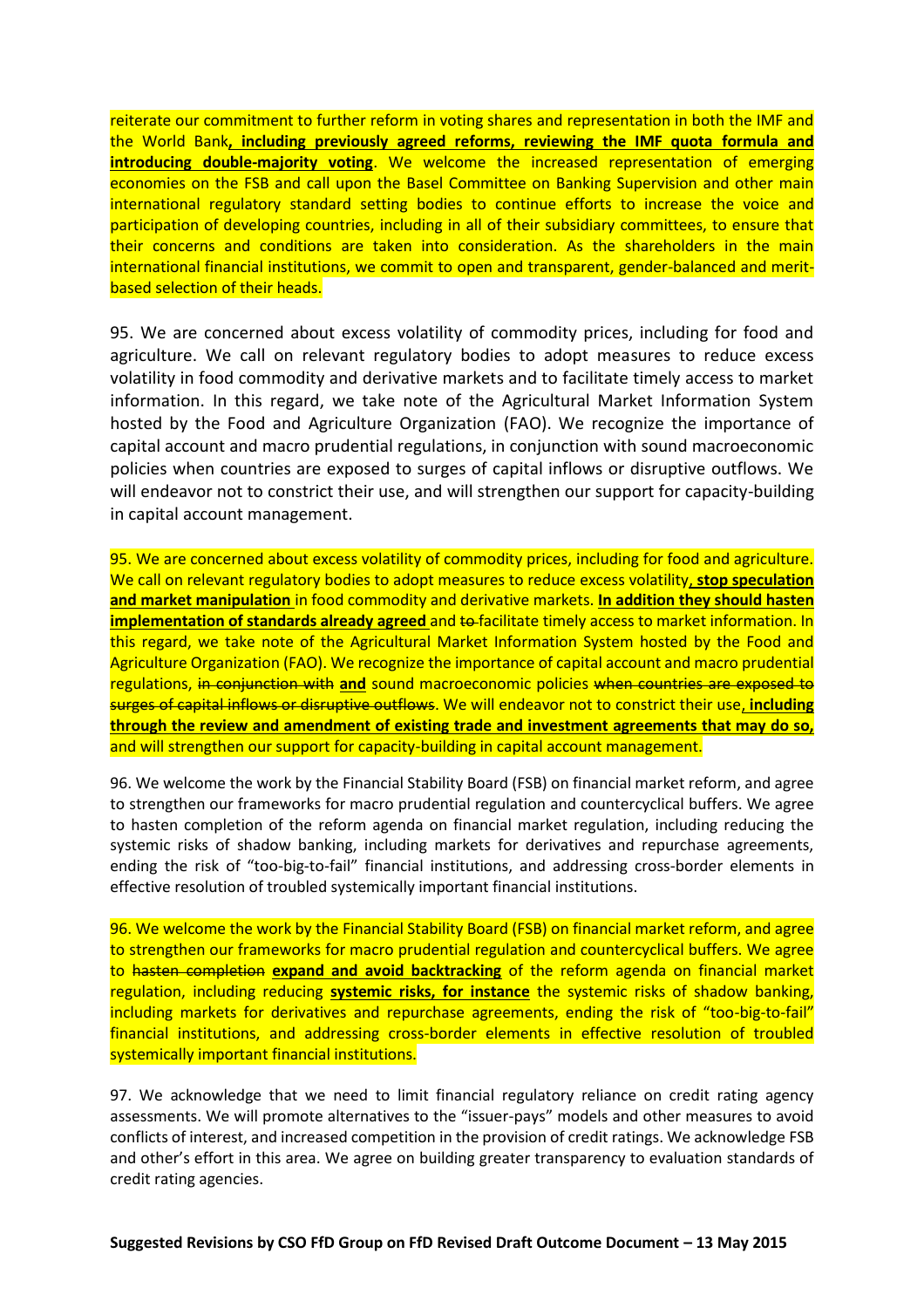reiterate our commitment to further reform in voting shares and representation in both the IMF and the World Bank**, including previously agreed reforms, reviewing the IMF quota formula and introducing double-majority voting**. We welcome the increased representation of emerging economies on the FSB and call upon the Basel Committee on Banking Supervision and other main international regulatory standard setting bodies to continue efforts to increase the voice and participation of developing countries, including in all of their subsidiary committees, to ensure that their concerns and conditions are taken into consideration. As the shareholders in the main international financial institutions, we commit to open and transparent, gender-balanced and merit-based selection of their heads.

95. We are concerned about excess volatility of commodity prices, including for food and agriculture. We call on relevant regulatory bodies to adopt measures to reduce excess volatility in food commodity and derivative markets and to facilitate timely access to market information. In this regard, we take note of the Agricultural Market Information System hosted by the Food and Agriculture Organization (FAO). We recognize the importance of capital account and macro prudential regulations, in conjunction with sound macroeconomic policies when countries are exposed to surges of capital inflows or disruptive outflows. We will endeavor not to constrict their use, and will strengthen our support for capacity-building in capital account management.

95. We are concerned about excess volatility of commodity prices, including for food and agriculture. We call on relevant regulatory bodies to adopt measures to reduce excess volatility**, stop speculation and market manipulation** in food commodity and derivative markets. **In addition they should hasten implementation of standards already agreed** and ~~to~~ facilitate timely access to market information. In this regard, we take note of the Agricultural Market Information System hosted by the Food and Agriculture Organization (FAO). We recognize the importance of capital account and macro prudential regulations, ~~in conjunction with~~ **and** sound macroeconomic policies ~~when countries are exposed to surges of capital inflows or disruptive outflows~~. We will endeavor not to constrict their use**, including through the review and amendment of existing trade and investment agreements that may do so,** and will strengthen our support for capacity-building in capital account management.

96. We welcome the work by the Financial Stability Board (FSB) on financial market reform, and agree to strengthen our frameworks for macro prudential regulation and countercyclical buffers. We agree to hasten completion of the reform agenda on financial market regulation, including reducing the systemic risks of shadow banking, including markets for derivatives and repurchase agreements, ending the risk of "too-big-to-fail" financial institutions, and addressing cross-border elements in effective resolution of troubled systemically important financial institutions.

96. We welcome the work by the Financial Stability Board (FSB) on financial market reform, and agree to strengthen our frameworks for macro prudential regulation and countercyclical buffers. We agree to ~~hasten completion~~ **expand and avoid backtracking** of the reform agenda on financial market regulation, including reducing **systemic risks, for instance** the systemic risks of shadow banking, including markets for derivatives and repurchase agreements, ending the risk of "too-big-to-fail" financial institutions, and addressing cross-border elements in effective resolution of troubled systemically important financial institutions.

97. We acknowledge that we need to limit financial regulatory reliance on credit rating agency assessments. We will promote alternatives to the "issuer-pays" models and other measures to avoid conflicts of interest, and increased competition in the provision of credit ratings. We acknowledge FSB and other's effort in this area. We agree on building greater transparency to evaluation standards of credit rating agencies.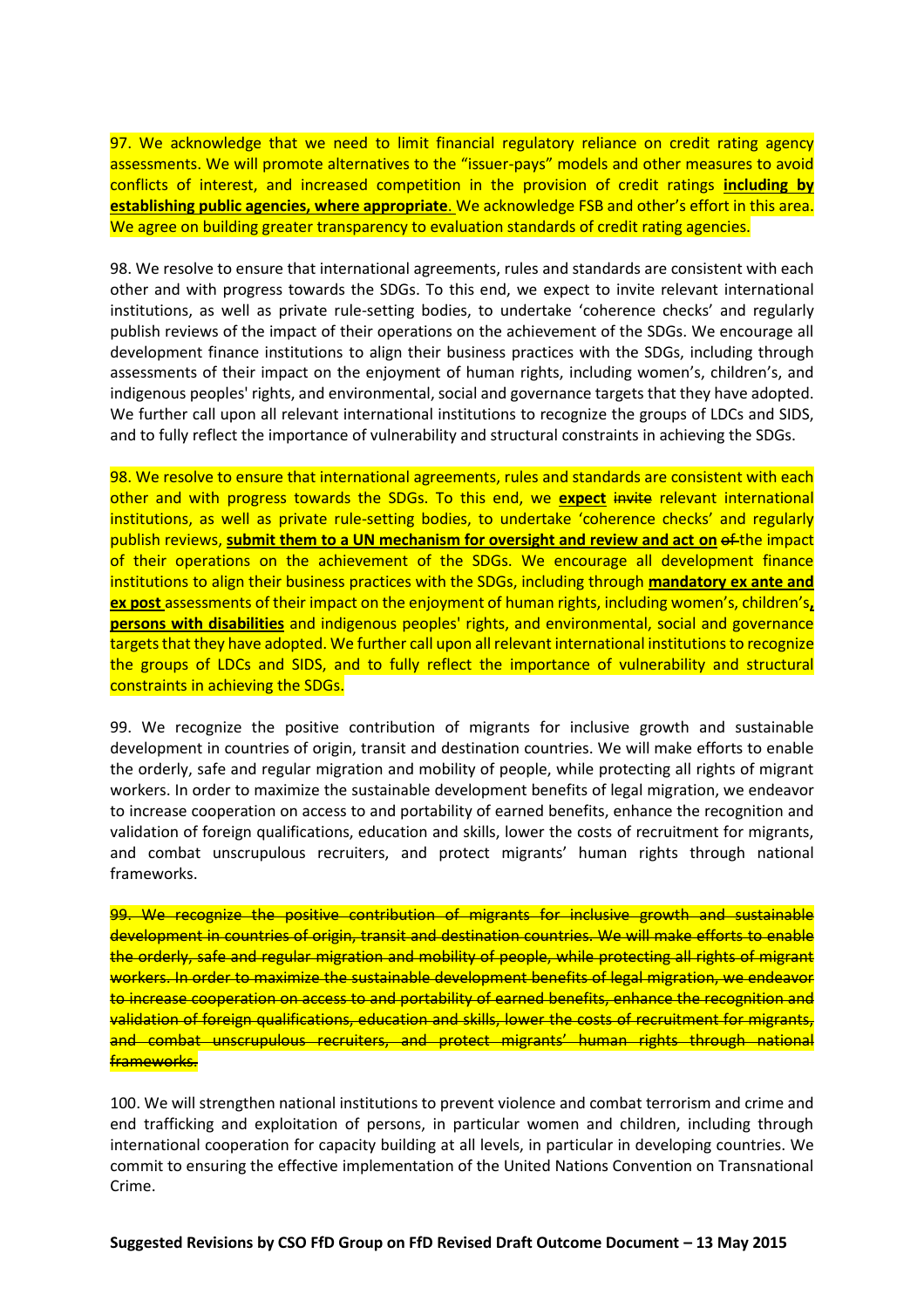97. We acknowledge that we need to limit financial regulatory reliance on credit rating agency assessments. We will promote alternatives to the "issuer-pays" models and other measures to avoid conflicts of interest, and increased competition in the provision of credit ratings **including by establishing public agencies, where appropriate**. We acknowledge FSB and other's effort in this area. We agree on building greater transparency to evaluation standards of credit rating agencies.

98. We resolve to ensure that international agreements, rules and standards are consistent with each other and with progress towards the SDGs. To this end, we expect to invite relevant international institutions, as well as private rule-setting bodies, to undertake 'coherence checks' and regularly publish reviews of the impact of their operations on the achievement of the SDGs. We encourage all development finance institutions to align their business practices with the SDGs, including through assessments of their impact on the enjoyment of human rights, including women's, children's, and indigenous peoples' rights, and environmental, social and governance targets that they have adopted. We further call upon all relevant international institutions to recognize the groups of LDCs and SIDS, and to fully reflect the importance of vulnerability and structural constraints in achieving the SDGs.

98. We resolve to ensure that international agreements, rules and standards are consistent with each other and with progress towards the SDGs. To this end, we **expect** ~~invite~~ relevant international institutions, as well as private rule-setting bodies, to undertake 'coherence checks' and regularly publish reviews, **submit them to a UN mechanism for oversight and review and act on** ~~of~~ the impact of their operations on the achievement of the SDGs. We encourage all development finance institutions to align their business practices with the SDGs, including through **mandatory ex ante and ex post** assessments of their impact on the enjoyment of human rights, including women's, children's**, persons with disabilities** and indigenous peoples' rights, and environmental, social and governance targets that they have adopted. We further call upon all relevant international institutions to recognize the groups of LDCs and SIDS, and to fully reflect the importance of vulnerability and structural constraints in achieving the SDGs.

99. We recognize the positive contribution of migrants for inclusive growth and sustainable development in countries of origin, transit and destination countries. We will make efforts to enable the orderly, safe and regular migration and mobility of people, while protecting all rights of migrant workers. In order to maximize the sustainable development benefits of legal migration, we endeavor to increase cooperation on access to and portability of earned benefits, enhance the recognition and validation of foreign qualifications, education and skills, lower the costs of recruitment for migrants, and combat unscrupulous recruiters, and protect migrants' human rights through national frameworks.

~~99. We recognize the positive contribution of migrants for inclusive growth and sustainable development in countries of origin, transit and destination countries. We will make efforts to enable the orderly, safe and regular migration and mobility of people, while protecting all rights of migrant workers. In order to maximize the sustainable development benefits of legal migration, we endeavor to increase cooperation on access to and portability of earned benefits, enhance the recognition and validation of foreign qualifications, education and skills, lower the costs of recruitment for migrants, and combat unscrupulous recruiters, and protect migrants' human rights through national frameworks.~~

100. We will strengthen national institutions to prevent violence and combat terrorism and crime and end trafficking and exploitation of persons, in particular women and children, including through international cooperation for capacity building at all levels, in particular in developing countries. We commit to ensuring the effective implementation of the United Nations Convention on Transnational Crime.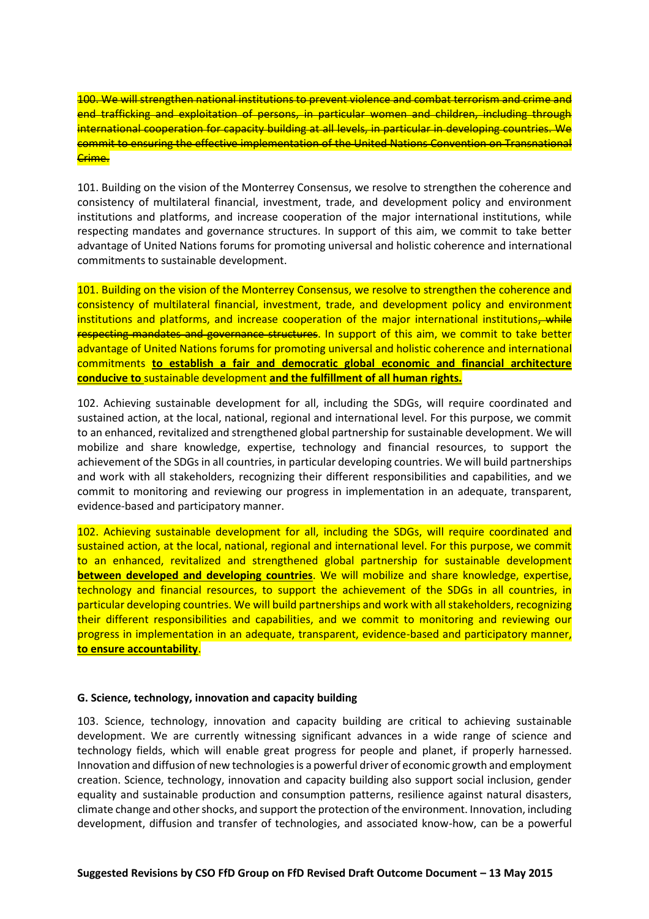~~100. We will strengthen national institutions to prevent violence and combat terrorism and crime and end trafficking and exploitation of persons, in particular women and children, including through international cooperation for capacity building at all levels, in particular in developing countries. We commit to ensuring the effective implementation of the United Nations Convention on Transnational Crime.~~

101. Building on the vision of the Monterrey Consensus, we resolve to strengthen the coherence and consistency of multilateral financial, investment, trade, and development policy and environment institutions and platforms, and increase cooperation of the major international institutions, while respecting mandates and governance structures. In support of this aim, we commit to take better advantage of United Nations forums for promoting universal and holistic coherence and international commitments to sustainable development.

101. Building on the vision of the Monterrey Consensus, we resolve to strengthen the coherence and consistency of multilateral financial, investment, trade, and development policy and environment institutions and platforms, and increase cooperation of the major international institutions~~, while respecting mandates and governance structures~~. In support of this aim, we commit to take better advantage of United Nations forums for promoting universal and holistic coherence and international commitments **to establish a fair and democratic global economic and financial architecture conducive to** sustainable development **and the fulfillment of all human rights.**

102. Achieving sustainable development for all, including the SDGs, will require coordinated and sustained action, at the local, national, regional and international level. For this purpose, we commit to an enhanced, revitalized and strengthened global partnership for sustainable development. We will mobilize and share knowledge, expertise, technology and financial resources, to support the achievement of the SDGs in all countries, in particular developing countries. We will build partnerships and work with all stakeholders, recognizing their different responsibilities and capabilities, and we commit to monitoring and reviewing our progress in implementation in an adequate, transparent, evidence-based and participatory manner.

102. Achieving sustainable development for all, including the SDGs, will require coordinated and sustained action, at the local, national, regional and international level. For this purpose, we commit to an enhanced, revitalized and strengthened global partnership for sustainable development **between developed and developing countries**. We will mobilize and share knowledge, expertise, technology and financial resources, to support the achievement of the SDGs in all countries, in particular developing countries. We will build partnerships and work with all stakeholders, recognizing their different responsibilities and capabilities, and we commit to monitoring and reviewing our progress in implementation in an adequate, transparent, evidence-based and participatory manner, **to ensure accountability**.

### G. Science, technology, innovation and capacity building

103. Science, technology, innovation and capacity building are critical to achieving sustainable development. We are currently witnessing significant advances in a wide range of science and technology fields, which will enable great progress for people and planet, if properly harnessed. Innovation and diffusion of new technologies is a powerful driver of economic growth and employment creation. Science, technology, innovation and capacity building also support social inclusion, gender equality and sustainable production and consumption patterns, resilience against natural disasters, climate change and other shocks, and support the protection of the environment. Innovation, including development, diffusion and transfer of technologies, and associated know-how, can be a powerful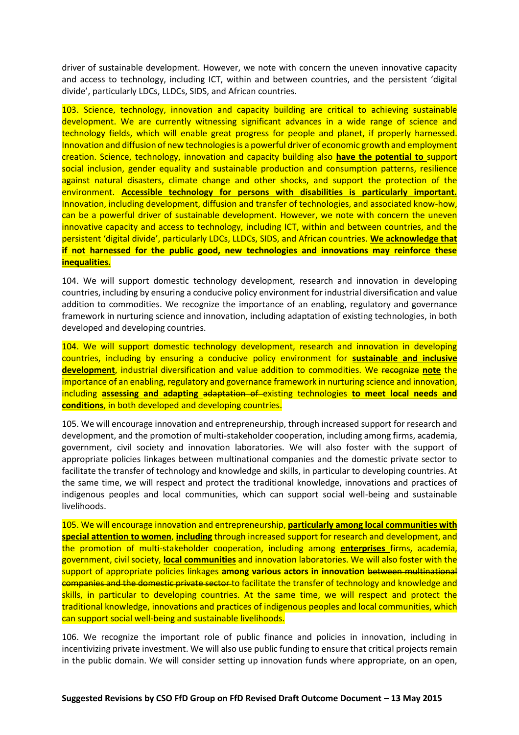driver of sustainable development. However, we note with concern the uneven innovative capacity and access to technology, including ICT, within and between countries, and the persistent 'digital divide', particularly LDCs, LLDCs, SIDS, and African countries.

103. Science, technology, innovation and capacity building are critical to achieving sustainable development. We are currently witnessing significant advances in a wide range of science and technology fields, which will enable great progress for people and planet, if properly harnessed. Innovation and diffusion of new technologies is a powerful driver of economic growth and employment creation. Science, technology, innovation and capacity building also **have the potential to** support social inclusion, gender equality and sustainable production and consumption patterns, resilience against natural disasters, climate change and other shocks, and support the protection of the environment. **Accessible technology for persons with disabilities is particularly important.** Innovation, including development, diffusion and transfer of technologies, and associated know-how, can be a powerful driver of sustainable development. However, we note with concern the uneven innovative capacity and access to technology, including ICT, within and between countries, and the persistent 'digital divide', particularly LDCs, LLDCs, SIDS, and African countries. **We acknowledge that if not harnessed for the public good, new technologies and innovations may reinforce these inequalities.**

104. We will support domestic technology development, research and innovation in developing countries, including by ensuring a conducive policy environment for industrial diversification and value addition to commodities. We recognize the importance of an enabling, regulatory and governance framework in nurturing science and innovation, including adaptation of existing technologies, in both developed and developing countries.

104. We will support domestic technology development, research and innovation in developing countries, including by ensuring a conducive policy environment for **sustainable and inclusive development**, industrial diversification and value addition to commodities. We ~~recognize~~ **note** the importance of an enabling, regulatory and governance framework in nurturing science and innovation, including **assessing and adapting** ~~adaptation of~~ existing technologies **to meet local needs and conditions**, in both developed and developing countries.

105. We will encourage innovation and entrepreneurship, through increased support for research and development, and the promotion of multi-stakeholder cooperation, including among firms, academia, government, civil society and innovation laboratories. We will also foster with the support of appropriate policies linkages between multinational companies and the domestic private sector to facilitate the transfer of technology and knowledge and skills, in particular to developing countries. At the same time, we will respect and protect the traditional knowledge, innovations and practices of indigenous peoples and local communities, which can support social well-being and sustainable livelihoods.

105. We will encourage innovation and entrepreneurship, **particularly among local communities with special attention to women**, **including** through increased support for research and development, and the promotion of multi-stakeholder cooperation, including among **enterprises** ~~firms~~, academia, government, civil society, **local communities** and innovation laboratories. We will also foster with the support of appropriate policies linkages **among various actors in innovation** ~~between multinational companies and the domestic private sector~~ to facilitate the transfer of technology and knowledge and skills, in particular to developing countries. At the same time, we will respect and protect the traditional knowledge, innovations and practices of indigenous peoples and local communities, which can support social well-being and sustainable livelihoods.

106. We recognize the important role of public finance and policies in innovation, including in incentivizing private investment. We will also use public funding to ensure that critical projects remain in the public domain. We will consider setting up innovation funds where appropriate, on an open,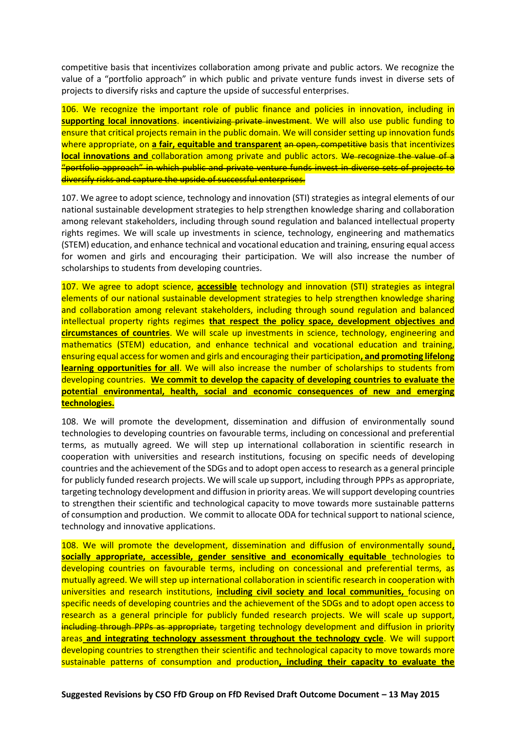competitive basis that incentivizes collaboration among private and public actors. We recognize the value of a "portfolio approach" in which public and private venture funds invest in diverse sets of projects to diversify risks and capture the upside of successful enterprises.

106. We recognize the important role of public finance and policies in innovation, including in **supporting local innovations**. ~~incentivizing private investment~~. We will also use public funding to ensure that critical projects remain in the public domain. We will consider setting up innovation funds where appropriate, on **a fair, equitable and transparent** ~~an open, competitive~~ basis that incentivizes **local innovations and** collaboration among private and public actors. ~~We recognize the value of a "portfolio approach" in which public and private venture funds invest in diverse sets of projects to diversify risks and capture the upside of successful enterprises.~~

107. We agree to adopt science, technology and innovation (STI) strategies as integral elements of our national sustainable development strategies to help strengthen knowledge sharing and collaboration among relevant stakeholders, including through sound regulation and balanced intellectual property rights regimes. We will scale up investments in science, technology, engineering and mathematics (STEM) education, and enhance technical and vocational education and training, ensuring equal access for women and girls and encouraging their participation. We will also increase the number of scholarships to students from developing countries.

107. We agree to adopt science, **accessible** technology and innovation (STI) strategies as integral elements of our national sustainable development strategies to help strengthen knowledge sharing and collaboration among relevant stakeholders, including through sound regulation and balanced intellectual property rights regimes **that respect the policy space, development objectives and circumstances of countries**. We will scale up investments in science, technology, engineering and mathematics (STEM) education, and enhance technical and vocational education and training, ensuring equal access for women and girls and encouraging their participation**, and promoting lifelong learning opportunities for all**. We will also increase the number of scholarships to students from developing countries. **We commit to develop the capacity of developing countries to evaluate the potential environmental, health, social and economic consequences of new and emerging technologies.**

108. We will promote the development, dissemination and diffusion of environmentally sound technologies to developing countries on favourable terms, including on concessional and preferential terms, as mutually agreed. We will step up international collaboration in scientific research in cooperation with universities and research institutions, focusing on specific needs of developing countries and the achievement of the SDGs and to adopt open access to research as a general principle for publicly funded research projects. We will scale up support, including through PPPs as appropriate, targeting technology development and diffusion in priority areas. We will support developing countries to strengthen their scientific and technological capacity to move towards more sustainable patterns of consumption and production. We commit to allocate ODA for technical support to national science, technology and innovative applications.

108. We will promote the development, dissemination and diffusion of environmentally sound**, socially appropriate, accessible, gender sensitive and economically equitable** technologies to developing countries on favourable terms, including on concessional and preferential terms, as mutually agreed. We will step up international collaboration in scientific research in cooperation with universities and research institutions, **including civil society and local communities,** focusing on specific needs of developing countries and the achievement of the SDGs and to adopt open access to research as a general principle for publicly funded research projects. We will scale up support, ~~including through PPPs as appropriate,~~ targeting technology development and diffusion in priority areas **and integrating technology assessment throughout the technology cycle**. We will support developing countries to strengthen their scientific and technological capacity to move towards more sustainable patterns of consumption and production**, including their capacity to evaluate the**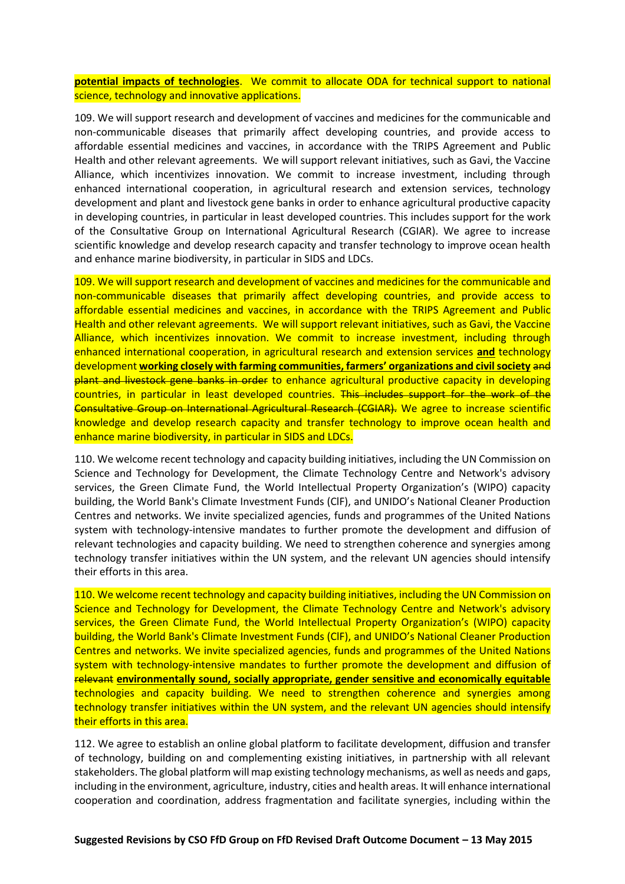**potential impacts of technologies**. We commit to allocate ODA for technical support to national science, technology and innovative applications.

109. We will support research and development of vaccines and medicines for the communicable and non-communicable diseases that primarily affect developing countries, and provide access to affordable essential medicines and vaccines, in accordance with the TRIPS Agreement and Public Health and other relevant agreements. We will support relevant initiatives, such as Gavi, the Vaccine Alliance, which incentivizes innovation. We commit to increase investment, including through enhanced international cooperation, in agricultural research and extension services, technology development and plant and livestock gene banks in order to enhance agricultural productive capacity in developing countries, in particular in least developed countries. This includes support for the work of the Consultative Group on International Agricultural Research (CGIAR). We agree to increase scientific knowledge and develop research capacity and transfer technology to improve ocean health and enhance marine biodiversity, in particular in SIDS and LDCs.

109. We will support research and development of vaccines and medicines for the communicable and non-communicable diseases that primarily affect developing countries, and provide access to affordable essential medicines and vaccines, in accordance with the TRIPS Agreement and Public Health and other relevant agreements. We will support relevant initiatives, such as Gavi, the Vaccine Alliance, which incentivizes innovation. We commit to increase investment, including through enhanced international cooperation, in agricultural research and extension services **and** technology development **working closely with farming communities, farmers' organizations and civil society** ~~and plant and livestock gene banks in order~~ to enhance agricultural productive capacity in developing countries, in particular in least developed countries. ~~This includes support for the work of the Consultative Group on International Agricultural Research (CGIAR).~~ We agree to increase scientific knowledge and develop research capacity and transfer technology to improve ocean health and enhance marine biodiversity, in particular in SIDS and LDCs.

110. We welcome recent technology and capacity building initiatives, including the UN Commission on Science and Technology for Development, the Climate Technology Centre and Network's advisory services, the Green Climate Fund, the World Intellectual Property Organization's (WIPO) capacity building, the World Bank's Climate Investment Funds (ClF), and UNIDO's National Cleaner Production Centres and networks. We invite specialized agencies, funds and programmes of the United Nations system with technology-intensive mandates to further promote the development and diffusion of relevant technologies and capacity building. We need to strengthen coherence and synergies among technology transfer initiatives within the UN system, and the relevant UN agencies should intensify their efforts in this area.

110. We welcome recent technology and capacity building initiatives, including the UN Commission on Science and Technology for Development, the Climate Technology Centre and Network's advisory services, the Green Climate Fund, the World Intellectual Property Organization's (WIPO) capacity building, the World Bank's Climate Investment Funds (ClF), and UNIDO's National Cleaner Production Centres and networks. We invite specialized agencies, funds and programmes of the United Nations system with technology-intensive mandates to further promote the development and diffusion of ~~relevant~~ **environmentally sound, socially appropriate, gender sensitive and economically equitable** technologies and capacity building. We need to strengthen coherence and synergies among technology transfer initiatives within the UN system, and the relevant UN agencies should intensify their efforts in this area.

112. We agree to establish an online global platform to facilitate development, diffusion and transfer of technology, building on and complementing existing initiatives, in partnership with all relevant stakeholders. The global platform will map existing technology mechanisms, as well as needs and gaps, including in the environment, agriculture, industry, cities and health areas. It will enhance international cooperation and coordination, address fragmentation and facilitate synergies, including within the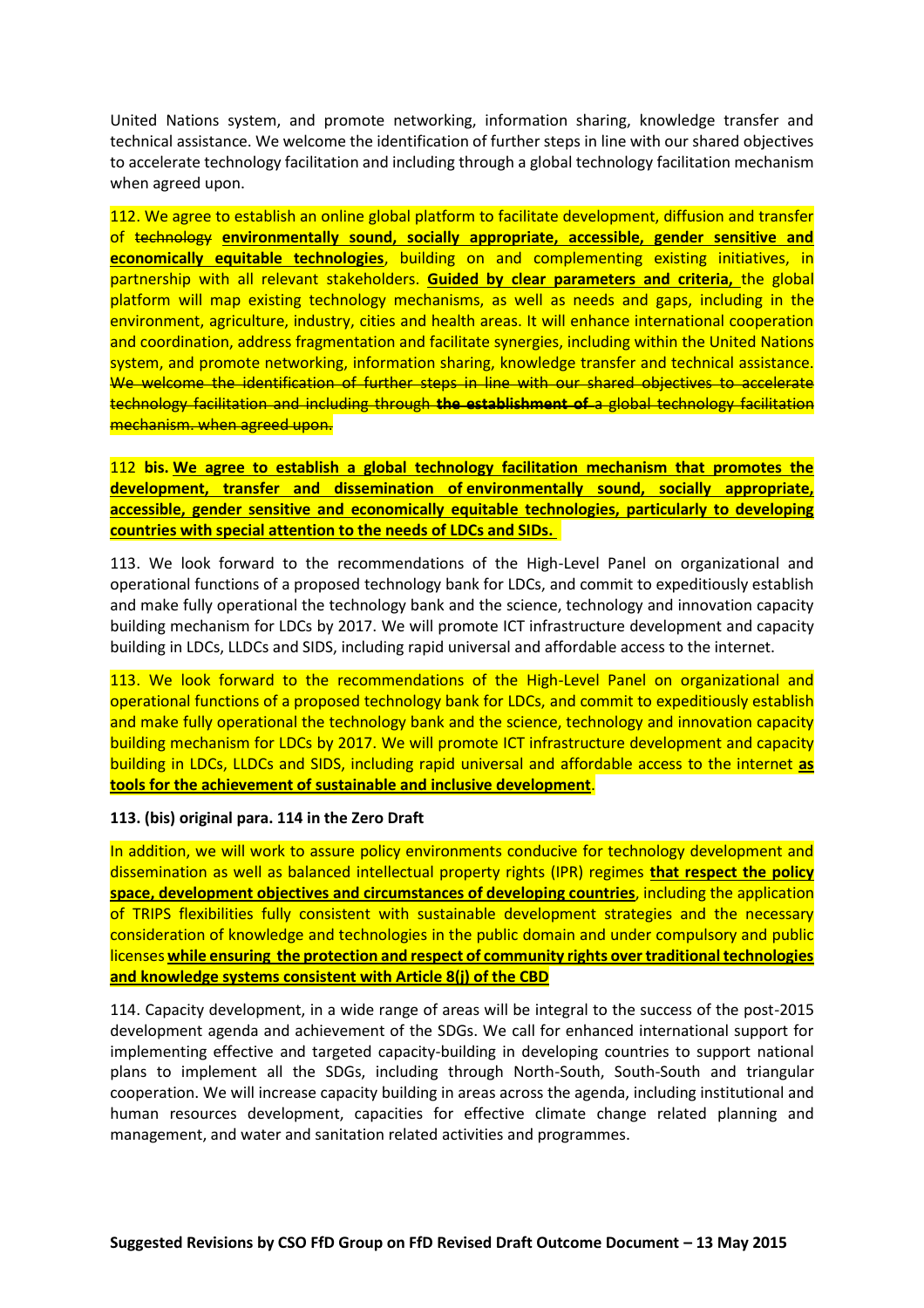United Nations system, and promote networking, information sharing, knowledge transfer and technical assistance. We welcome the identification of further steps in line with our shared objectives to accelerate technology facilitation and including through a global technology facilitation mechanism when agreed upon.

112. We agree to establish an online global platform to facilitate development, diffusion and transfer of ~~technology~~ **environmentally sound, socially appropriate, accessible, gender sensitive and economically equitable technologies**, building on and complementing existing initiatives, in partnership with all relevant stakeholders. **Guided by clear parameters and criteria,** the global platform will map existing technology mechanisms, as well as needs and gaps, including in the environment, agriculture, industry, cities and health areas. It will enhance international cooperation and coordination, address fragmentation and facilitate synergies, including within the United Nations system, and promote networking, information sharing, knowledge transfer and technical assistance. ~~We welcome the identification of further steps in line with our shared objectives to accelerate technology facilitation and including through~~ ~~**the establishment of**~~ ~~a global technology facilitation mechanism. when agreed upon.~~

112 **bis. We agree to establish a global technology facilitation mechanism that promotes the development, transfer and dissemination of environmentally sound, socially appropriate, accessible, gender sensitive and economically equitable technologies, particularly to developing countries with special attention to the needs of LDCs and SIDs.**

113. We look forward to the recommendations of the High-Level Panel on organizational and operational functions of a proposed technology bank for LDCs, and commit to expeditiously establish and make fully operational the technology bank and the science, technology and innovation capacity building mechanism for LDCs by 2017. We will promote ICT infrastructure development and capacity building in LDCs, LLDCs and SIDS, including rapid universal and affordable access to the internet.

113. We look forward to the recommendations of the High-Level Panel on organizational and operational functions of a proposed technology bank for LDCs, and commit to expeditiously establish and make fully operational the technology bank and the science, technology and innovation capacity building mechanism for LDCs by 2017. We will promote ICT infrastructure development and capacity building in LDCs, LLDCs and SIDS, including rapid universal and affordable access to the internet **as tools for the achievement of sustainable and inclusive development**.

**113. (bis) original para. 114 in the Zero Draft**

In addition, we will work to assure policy environments conducive for technology development and dissemination as well as balanced intellectual property rights (IPR) regimes **that respect the policy space, development objectives and circumstances of developing countries**, including the application of TRIPS flexibilities fully consistent with sustainable development strategies and the necessary consideration of knowledge and technologies in the public domain and under compulsory and public licenses **while ensuring the protection and respect of community rights over traditional technologies and knowledge systems consistent with Article 8(j) of the CBD**

114. Capacity development, in a wide range of areas will be integral to the success of the post-2015 development agenda and achievement of the SDGs. We call for enhanced international support for implementing effective and targeted capacity-building in developing countries to support national plans to implement all the SDGs, including through North-South, South-South and triangular cooperation. We will increase capacity building in areas across the agenda, including institutional and human resources development, capacities for effective climate change related planning and management, and water and sanitation related activities and programmes.

**Suggested Revisions by CSO FfD Group on FfD Revised Draft Outcome Document – 13 May 2015**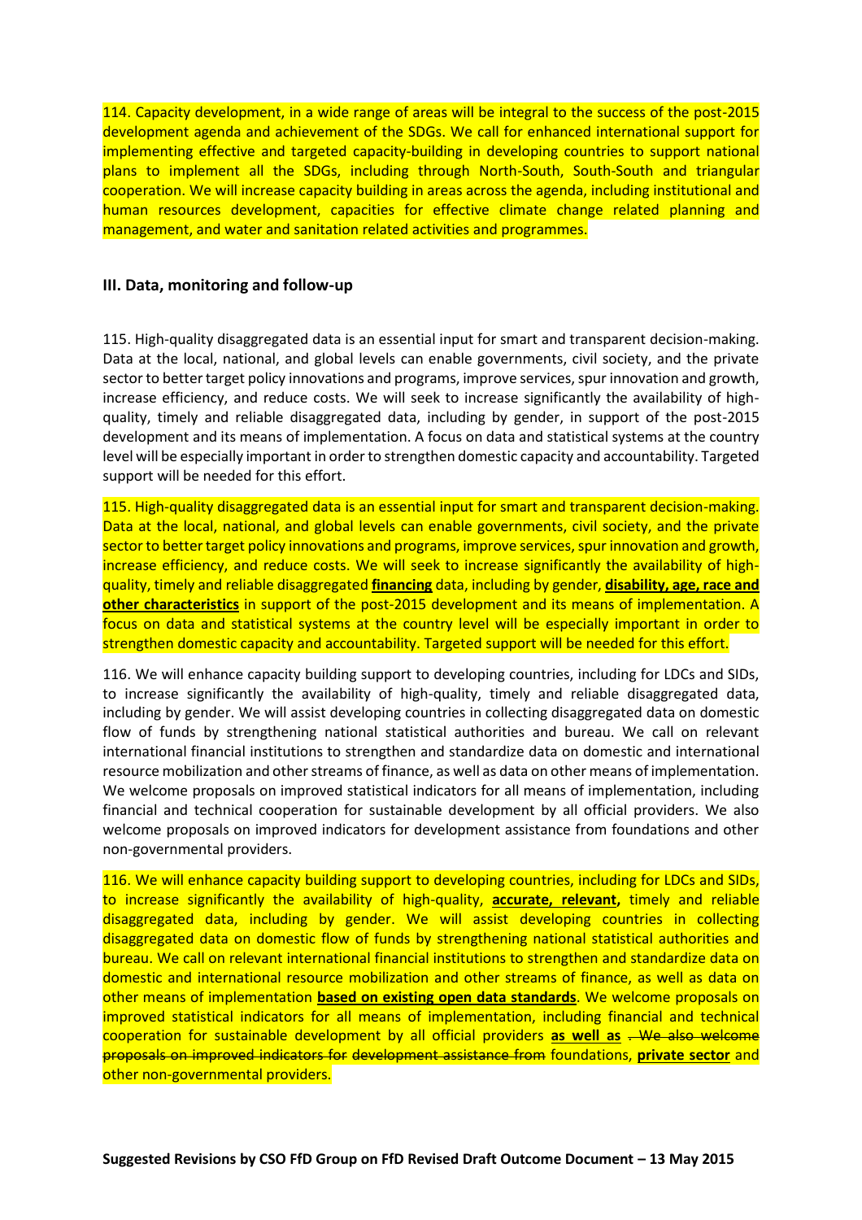114. Capacity development, in a wide range of areas will be integral to the success of the post-2015 development agenda and achievement of the SDGs. We call for enhanced international support for implementing effective and targeted capacity-building in developing countries to support national plans to implement all the SDGs, including through North-South, South-South and triangular cooperation. We will increase capacity building in areas across the agenda, including institutional and human resources development, capacities for effective climate change related planning and management, and water and sanitation related activities and programmes.

### III. Data, monitoring and follow-up

115. High-quality disaggregated data is an essential input for smart and transparent decision-making. Data at the local, national, and global levels can enable governments, civil society, and the private sector to better target policy innovations and programs, improve services, spur innovation and growth, increase efficiency, and reduce costs. We will seek to increase significantly the availability of high-quality, timely and reliable disaggregated data, including by gender, in support of the post-2015 development and its means of implementation. A focus on data and statistical systems at the country level will be especially important in order to strengthen domestic capacity and accountability. Targeted support will be needed for this effort.

115. High-quality disaggregated data is an essential input for smart and transparent decision-making. Data at the local, national, and global levels can enable governments, civil society, and the private sector to better target policy innovations and programs, improve services, spur innovation and growth, increase efficiency, and reduce costs. We will seek to increase significantly the availability of high-quality, timely and reliable disaggregated **financing** data, including by gender, **disability, age, race and other characteristics** in support of the post-2015 development and its means of implementation. A focus on data and statistical systems at the country level will be especially important in order to strengthen domestic capacity and accountability. Targeted support will be needed for this effort.

116. We will enhance capacity building support to developing countries, including for LDCs and SIDs, to increase significantly the availability of high-quality, timely and reliable disaggregated data, including by gender. We will assist developing countries in collecting disaggregated data on domestic flow of funds by strengthening national statistical authorities and bureau. We call on relevant international financial institutions to strengthen and standardize data on domestic and international resource mobilization and other streams of finance, as well as data on other means of implementation. We welcome proposals on improved statistical indicators for all means of implementation, including financial and technical cooperation for sustainable development by all official providers. We also welcome proposals on improved indicators for development assistance from foundations and other non-governmental providers.

116. We will enhance capacity building support to developing countries, including for LDCs and SIDs, to increase significantly the availability of high-quality, **accurate, relevant,** timely and reliable disaggregated data, including by gender. We will assist developing countries in collecting disaggregated data on domestic flow of funds by strengthening national statistical authorities and bureau. We call on relevant international financial institutions to strengthen and standardize data on domestic and international resource mobilization and other streams of finance, as well as data on other means of implementation **based on existing open data standards**. We welcome proposals on improved statistical indicators for all means of implementation, including financial and technical cooperation for sustainable development by all official providers **as well as** ~~. We also welcome proposals on improved indicators for development assistance from~~ foundations, **private sector** and other non-governmental providers.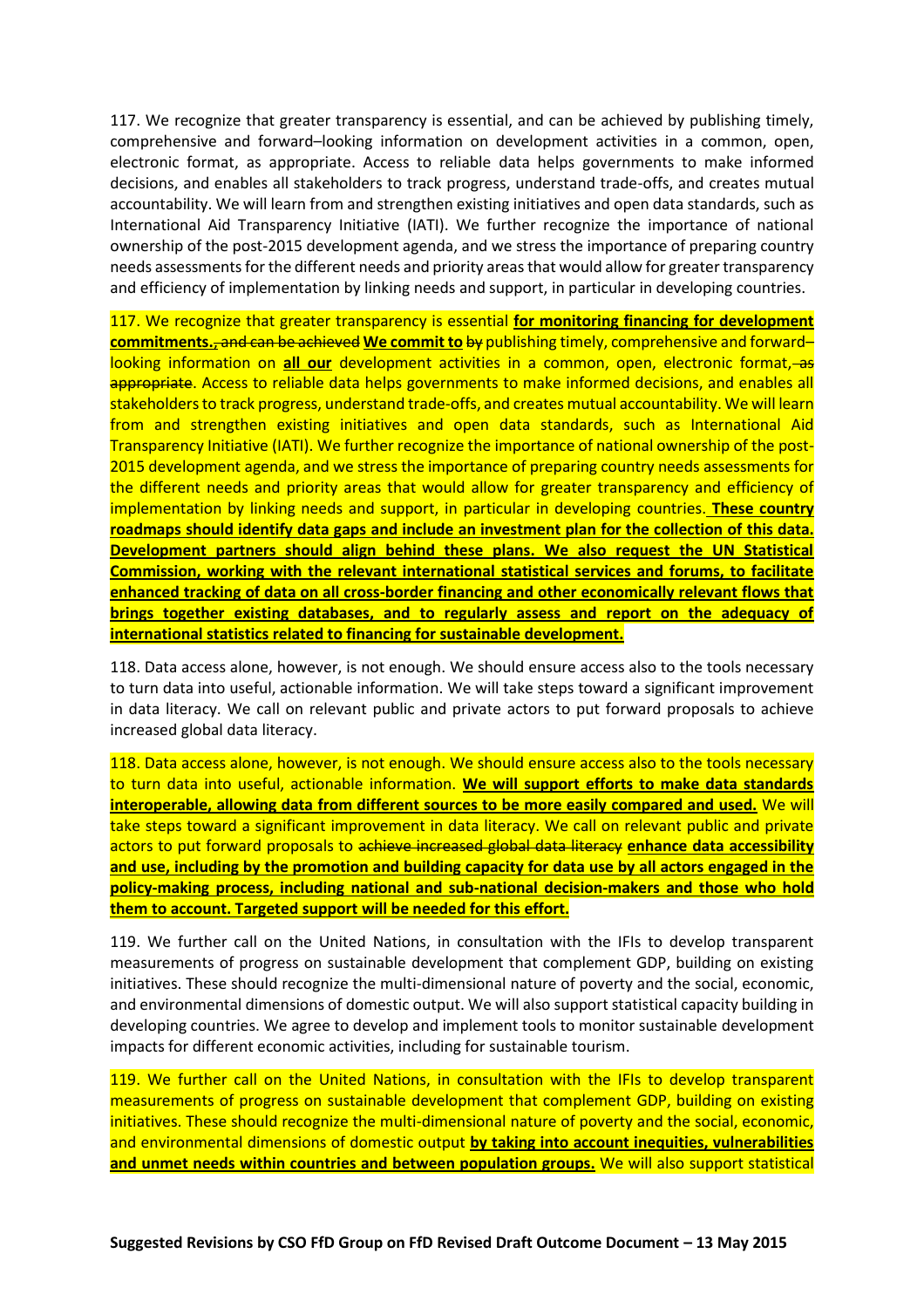117. We recognize that greater transparency is essential, and can be achieved by publishing timely, comprehensive and forward–looking information on development activities in a common, open, electronic format, as appropriate. Access to reliable data helps governments to make informed decisions, and enables all stakeholders to track progress, understand trade-offs, and creates mutual accountability. We will learn from and strengthen existing initiatives and open data standards, such as International Aid Transparency Initiative (IATI). We further recognize the importance of national ownership of the post-2015 development agenda, and we stress the importance of preparing country needs assessments for the different needs and priority areas that would allow for greater transparency and efficiency of implementation by linking needs and support, in particular in developing countries.

117. We recognize that greater transparency is essential **for monitoring financing for development commitments.**~~, and can be achieved~~ **We commit to** ~~by~~ publishing timely, comprehensive and forward–looking information on **all our** development activities in a common, open, electronic format~~, as appropriate~~. Access to reliable data helps governments to make informed decisions, and enables all stakeholders to track progress, understand trade-offs, and creates mutual accountability. We will learn from and strengthen existing initiatives and open data standards, such as International Aid Transparency Initiative (IATI). We further recognize the importance of national ownership of the post-2015 development agenda, and we stress the importance of preparing country needs assessments for the different needs and priority areas that would allow for greater transparency and efficiency of implementation by linking needs and support, in particular in developing countries. **These country roadmaps should identify data gaps and include an investment plan for the collection of this data. Development partners should align behind these plans. We also request the UN Statistical Commission, working with the relevant international statistical services and forums, to facilitate enhanced tracking of data on all cross-border financing and other economically relevant flows that brings together existing databases, and to regularly assess and report on the adequacy of international statistics related to financing for sustainable development.**

118. Data access alone, however, is not enough. We should ensure access also to the tools necessary to turn data into useful, actionable information. We will take steps toward a significant improvement in data literacy. We call on relevant public and private actors to put forward proposals to achieve increased global data literacy.

118. Data access alone, however, is not enough. We should ensure access also to the tools necessary to turn data into useful, actionable information. **We will support efforts to make data standards interoperable, allowing data from different sources to be more easily compared and used.** We will take steps toward a significant improvement in data literacy. We call on relevant public and private actors to put forward proposals to ~~achieve increased global data literacy~~ **enhance data accessibility and use, including by the promotion and building capacity for data use by all actors engaged in the policy-making process, including national and sub-national decision-makers and those who hold them to account. Targeted support will be needed for this effort.**

119. We further call on the United Nations, in consultation with the IFIs to develop transparent measurements of progress on sustainable development that complement GDP, building on existing initiatives. These should recognize the multi-dimensional nature of poverty and the social, economic, and environmental dimensions of domestic output. We will also support statistical capacity building in developing countries. We agree to develop and implement tools to monitor sustainable development impacts for different economic activities, including for sustainable tourism.

119. We further call on the United Nations, in consultation with the IFIs to develop transparent measurements of progress on sustainable development that complement GDP, building on existing initiatives. These should recognize the multi-dimensional nature of poverty and the social, economic, and environmental dimensions of domestic output **by taking into account inequities, vulnerabilities and unmet needs within countries and between population groups.** We will also support statistical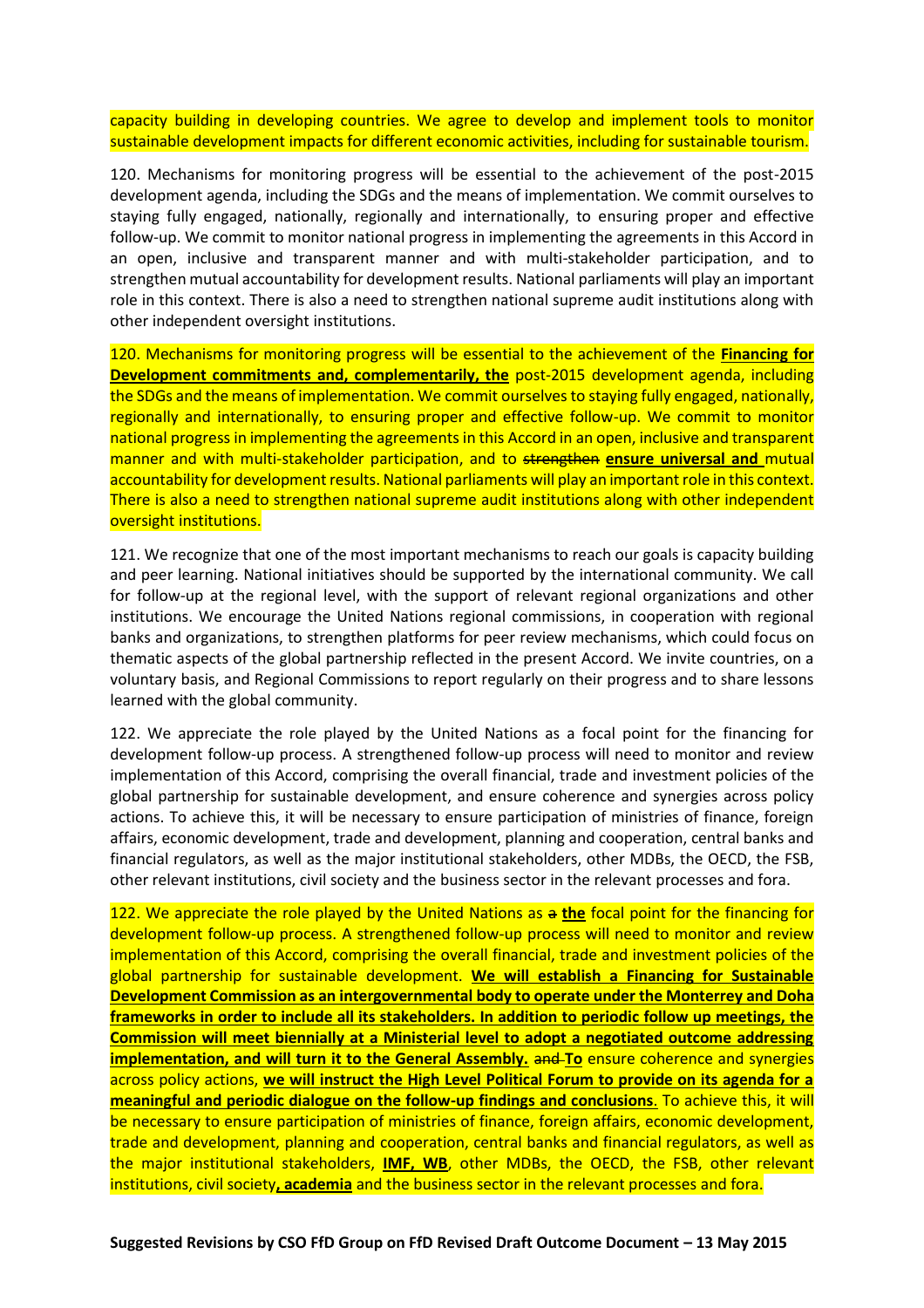capacity building in developing countries. We agree to develop and implement tools to monitor sustainable development impacts for different economic activities, including for sustainable tourism.

120. Mechanisms for monitoring progress will be essential to the achievement of the post-2015 development agenda, including the SDGs and the means of implementation. We commit ourselves to staying fully engaged, nationally, regionally and internationally, to ensuring proper and effective follow-up. We commit to monitor national progress in implementing the agreements in this Accord in an open, inclusive and transparent manner and with multi-stakeholder participation, and to strengthen mutual accountability for development results. National parliaments will play an important role in this context. There is also a need to strengthen national supreme audit institutions along with other independent oversight institutions.

120. Mechanisms for monitoring progress will be essential to the achievement of the **Financing for Development commitments and, complementarily, the** post-2015 development agenda, including the SDGs and the means of implementation. We commit ourselves to staying fully engaged, nationally, regionally and internationally, to ensuring proper and effective follow-up. We commit to monitor national progress in implementing the agreements in this Accord in an open, inclusive and transparent manner and with multi-stakeholder participation, and to ~~strengthen~~ **ensure universal and** mutual accountability for development results. National parliaments will play an important role in this context. There is also a need to strengthen national supreme audit institutions along with other independent oversight institutions.

121. We recognize that one of the most important mechanisms to reach our goals is capacity building and peer learning. National initiatives should be supported by the international community. We call for follow-up at the regional level, with the support of relevant regional organizations and other institutions. We encourage the United Nations regional commissions, in cooperation with regional banks and organizations, to strengthen platforms for peer review mechanisms, which could focus on thematic aspects of the global partnership reflected in the present Accord. We invite countries, on a voluntary basis, and Regional Commissions to report regularly on their progress and to share lessons learned with the global community.

122. We appreciate the role played by the United Nations as a focal point for the financing for development follow-up process. A strengthened follow-up process will need to monitor and review implementation of this Accord, comprising the overall financial, trade and investment policies of the global partnership for sustainable development, and ensure coherence and synergies across policy actions. To achieve this, it will be necessary to ensure participation of ministries of finance, foreign affairs, economic development, trade and development, planning and cooperation, central banks and financial regulators, as well as the major institutional stakeholders, other MDBs, the OECD, the FSB, other relevant institutions, civil society and the business sector in the relevant processes and fora.

122. We appreciate the role played by the United Nations as ~~a~~ **the** focal point for the financing for development follow-up process. A strengthened follow-up process will need to monitor and review implementation of this Accord, comprising the overall financial, trade and investment policies of the global partnership for sustainable development. **We will establish a Financing for Sustainable Development Commission as an intergovernmental body to operate under the Monterrey and Doha frameworks in order to include all its stakeholders. In addition to periodic follow up meetings, the Commission will meet biennially at a Ministerial level to adopt a negotiated outcome addressing implementation, and will turn it to the General Assembly.** ~~and~~ **To** ensure coherence and synergies across policy actions, **we will instruct the High Level Political Forum to provide on its agenda for a meaningful and periodic dialogue on the follow-up findings and conclusions**. To achieve this, it will be necessary to ensure participation of ministries of finance, foreign affairs, economic development, trade and development, planning and cooperation, central banks and financial regulators, as well as the major institutional stakeholders, **IMF, WB**, other MDBs, the OECD, the FSB, other relevant institutions, civil society**, academia** and the business sector in the relevant processes and fora.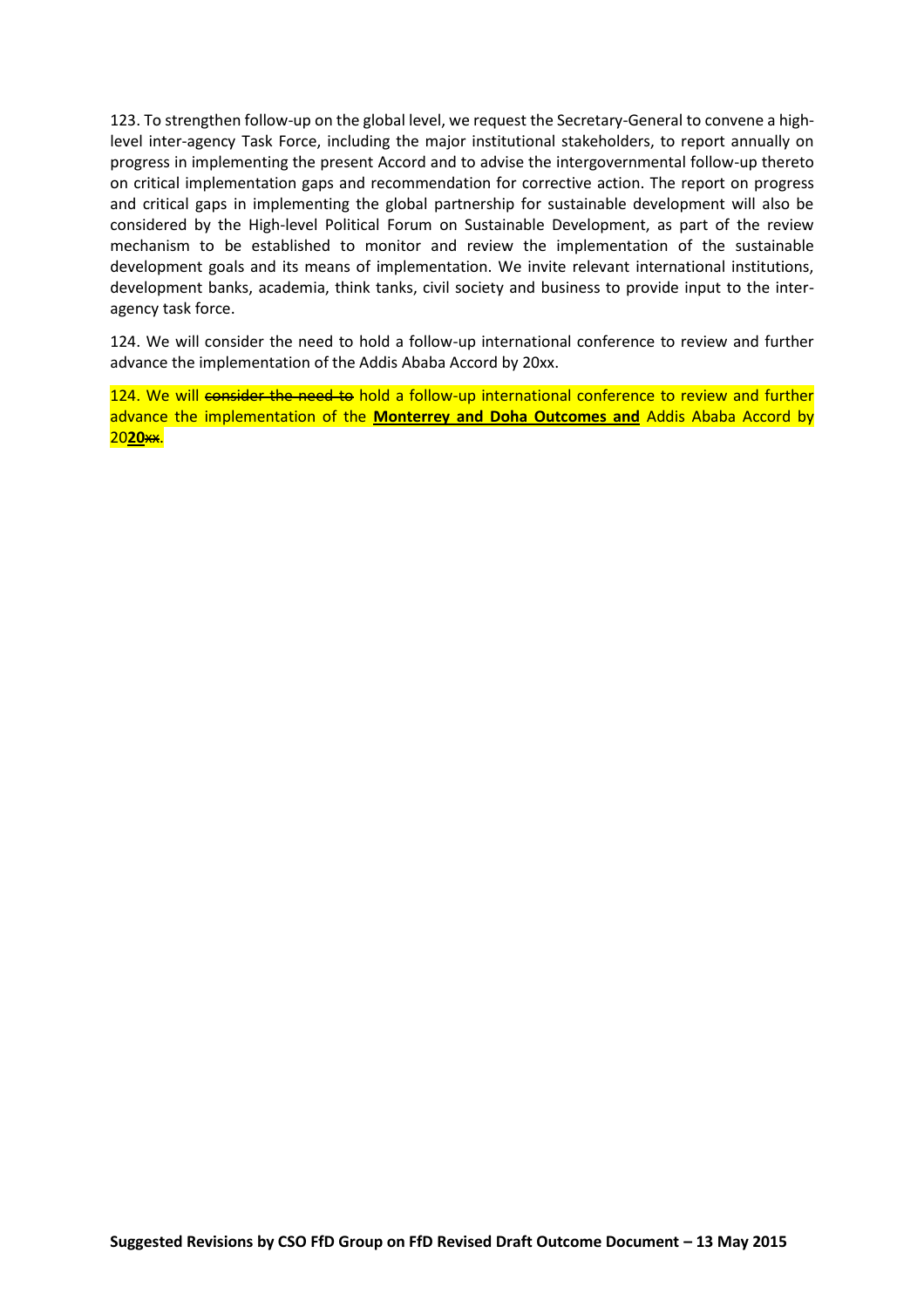123. To strengthen follow-up on the global level, we request the Secretary-General to convene a high-level inter-agency Task Force, including the major institutional stakeholders, to report annually on progress in implementing the present Accord and to advise the intergovernmental follow-up thereto on critical implementation gaps and recommendation for corrective action. The report on progress and critical gaps in implementing the global partnership for sustainable development will also be considered by the High-level Political Forum on Sustainable Development, as part of the review mechanism to be established to monitor and review the implementation of the sustainable development goals and its means of implementation. We invite relevant international institutions, development banks, academia, think tanks, civil society and business to provide input to the inter-agency task force.

124. We will consider the need to hold a follow-up international conference to review and further advance the implementation of the Addis Ababa Accord by 20xx.

124. We will ~~consider the need to~~ hold a follow-up international conference to review and further advance the implementation of the **Monterrey and Doha Outcomes and** Addis Ababa Accord by 20**20**~~xx~~.